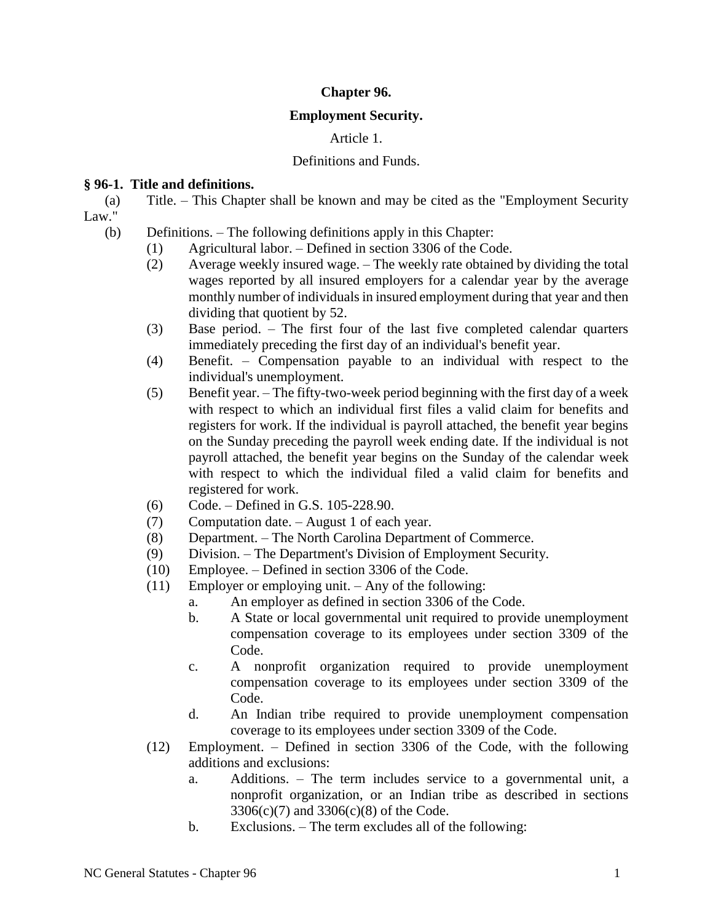# Chapter 96.

## Employment Security.

### Article 1.

### Definitions and Funds.

**§ 96-1. Title and definitions.**

(a) Title. – This Chapter shall be known and may be cited as the "Employment Security Law."

(b) Definitions. – The following definitions apply in this Chapter:

(1) Agricultural labor. – Defined in section 3306 of the Code.

(2) Average weekly insured wage. – The weekly rate obtained by dividing the total wages reported by all insured employers for a calendar year by the average monthly number of individuals in insured employment during that year and then dividing that quotient by 52.

(3) Base period. – The first four of the last five completed calendar quarters immediately preceding the first day of an individual's benefit year.

(4) Benefit. – Compensation payable to an individual with respect to the individual's unemployment.

(5) Benefit year. – The fifty-two-week period beginning with the first day of a week with respect to which an individual first files a valid claim for benefits and registers for work. If the individual is payroll attached, the benefit year begins on the Sunday preceding the payroll week ending date. If the individual is not payroll attached, the benefit year begins on the Sunday of the calendar week with respect to which the individual filed a valid claim for benefits and registered for work.

(6) Code. – Defined in G.S. 105-228.90.

(7) Computation date. – August 1 of each year.

(8) Department. – The North Carolina Department of Commerce.

(9) Division. – The Department's Division of Employment Security.

(10) Employee. – Defined in section 3306 of the Code.

(11) Employer or employing unit. – Any of the following:

a. An employer as defined in section 3306 of the Code.

b. A State or local governmental unit required to provide unemployment compensation coverage to its employees under section 3309 of the Code.

c. A nonprofit organization required to provide unemployment compensation coverage to its employees under section 3309 of the Code.

d. An Indian tribe required to provide unemployment compensation coverage to its employees under section 3309 of the Code.

(12) Employment. – Defined in section 3306 of the Code, with the following additions and exclusions:

a. Additions. – The term includes service to a governmental unit, a nonprofit organization, or an Indian tribe as described in sections 3306(c)(7) and 3306(c)(8) of the Code.

b. Exclusions. – The term excludes all of the following: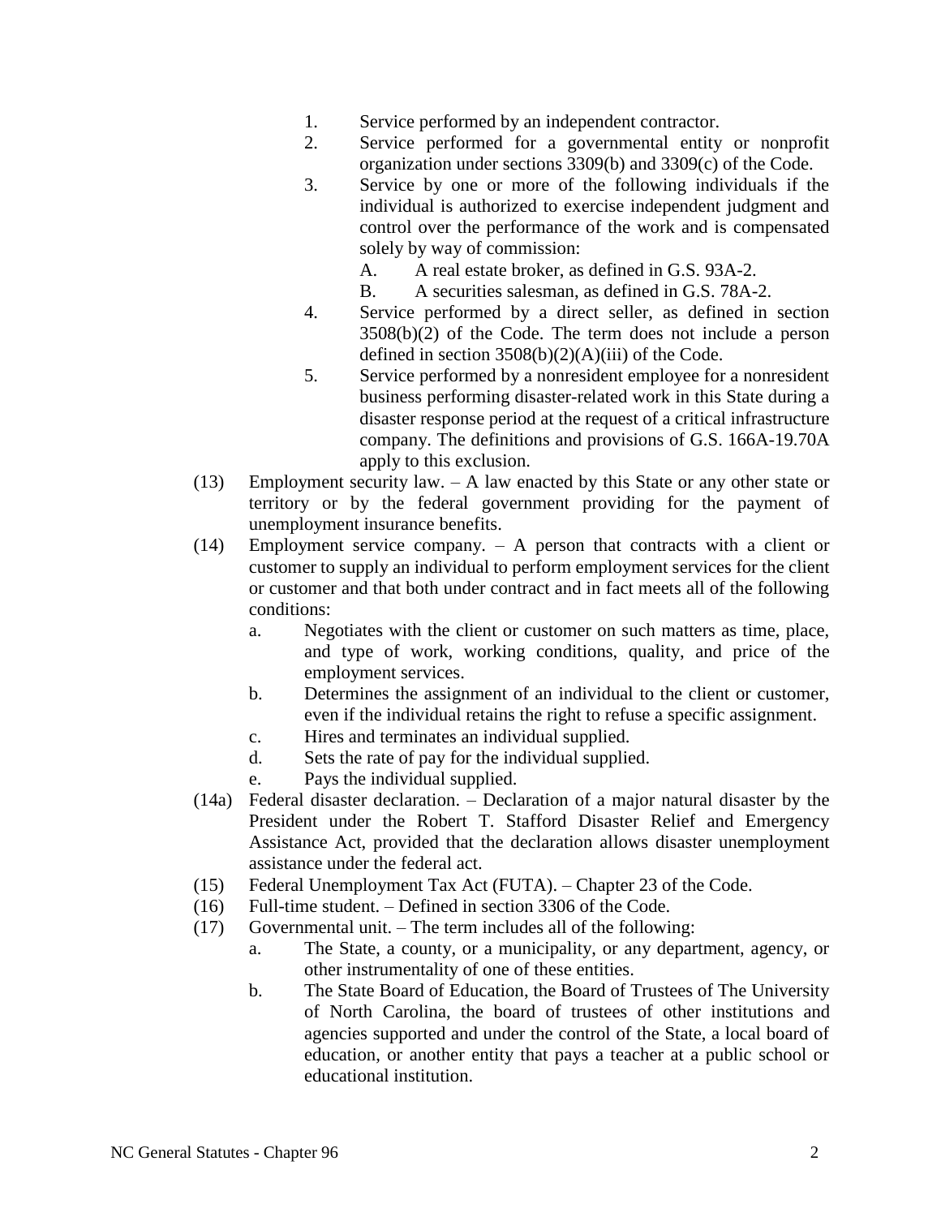1. Service performed by an independent contractor.
2. Service performed for a governmental entity or nonprofit organization under sections 3309(b) and 3309(c) of the Code.
3. Service by one or more of the following individuals if the individual is authorized to exercise independent judgment and control over the performance of the work and is compensated solely by way of commission:
   A. A real estate broker, as defined in G.S. 93A-2.
   B. A securities salesman, as defined in G.S. 78A-2.
4. Service performed by a direct seller, as defined in section 3508(b)(2) of the Code. The term does not include a person defined in section 3508(b)(2)(A)(iii) of the Code.
5. Service performed by a nonresident employee for a nonresident business performing disaster-related work in this State during a disaster response period at the request of a critical infrastructure company. The definitions and provisions of G.S. 166A-19.70A apply to this exclusion.

(13) Employment security law. – A law enacted by this State or any other state or territory or by the federal government providing for the payment of unemployment insurance benefits.

(14) Employment service company. – A person that contracts with a client or customer to supply an individual to perform employment services for the client or customer and that both under contract and in fact meets all of the following conditions:
   a. Negotiates with the client or customer on such matters as time, place, and type of work, working conditions, quality, and price of the employment services.
   b. Determines the assignment of an individual to the client or customer, even if the individual retains the right to refuse a specific assignment.
   c. Hires and terminates an individual supplied.
   d. Sets the rate of pay for the individual supplied.
   e. Pays the individual supplied.

(14a) Federal disaster declaration. – Declaration of a major natural disaster by the President under the Robert T. Stafford Disaster Relief and Emergency Assistance Act, provided that the declaration allows disaster unemployment assistance under the federal act.

(15) Federal Unemployment Tax Act (FUTA). – Chapter 23 of the Code.

(16) Full-time student. – Defined in section 3306 of the Code.

(17) Governmental unit. – The term includes all of the following:
   a. The State, a county, or a municipality, or any department, agency, or other instrumentality of one of these entities.
   b. The State Board of Education, the Board of Trustees of The University of North Carolina, the board of trustees of other institutions and agencies supported and under the control of the State, a local board of education, or another entity that pays a teacher at a public school or educational institution.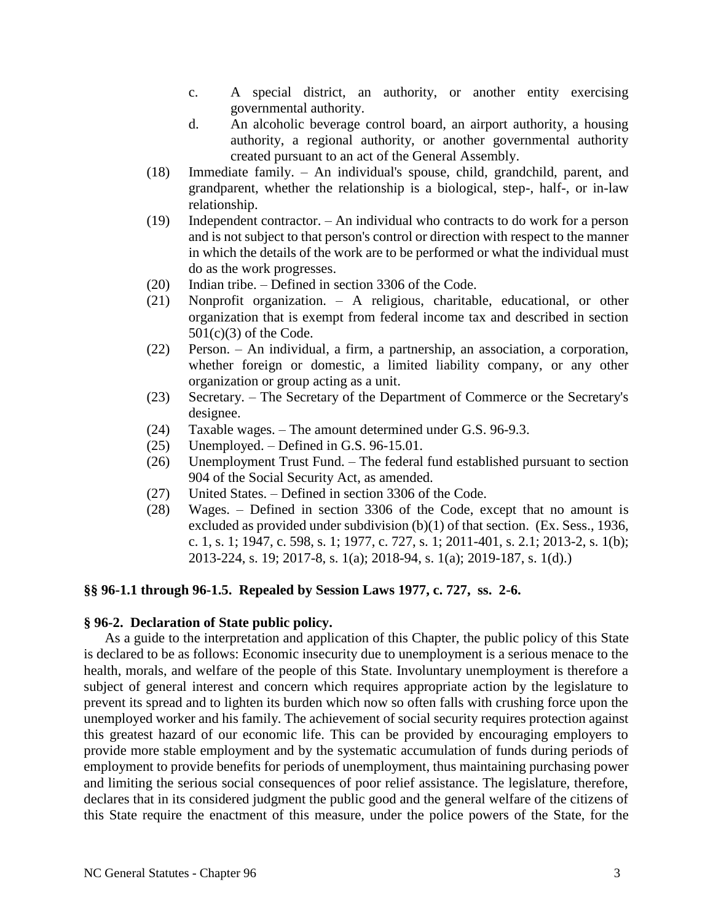c. A special district, an authority, or another entity exercising governmental authority.

d. An alcoholic beverage control board, an airport authority, a housing authority, a regional authority, or another governmental authority created pursuant to an act of the General Assembly.

(18) Immediate family. – An individual's spouse, child, grandchild, parent, and grandparent, whether the relationship is a biological, step-, half-, or in-law relationship.

(19) Independent contractor. – An individual who contracts to do work for a person and is not subject to that person's control or direction with respect to the manner in which the details of the work are to be performed or what the individual must do as the work progresses.

(20) Indian tribe. – Defined in section 3306 of the Code.

(21) Nonprofit organization. – A religious, charitable, educational, or other organization that is exempt from federal income tax and described in section 501(c)(3) of the Code.

(22) Person. – An individual, a firm, a partnership, an association, a corporation, whether foreign or domestic, a limited liability company, or any other organization or group acting as a unit.

(23) Secretary. – The Secretary of the Department of Commerce or the Secretary's designee.

(24) Taxable wages. – The amount determined under G.S. 96-9.3.

(25) Unemployed. – Defined in G.S. 96-15.01.

(26) Unemployment Trust Fund. – The federal fund established pursuant to section 904 of the Social Security Act, as amended.

(27) United States. – Defined in section 3306 of the Code.

(28) Wages. – Defined in section 3306 of the Code, except that no amount is excluded as provided under subdivision (b)(1) of that section. (Ex. Sess., 1936, c. 1, s. 1; 1947, c. 598, s. 1; 1977, c. 727, s. 1; 2011-401, s. 2.1; 2013-2, s. 1(b); 2013-224, s. 19; 2017-8, s. 1(a); 2018-94, s. 1(a); 2019-187, s. 1(d).)

**§§ 96-1.1 through 96-1.5. Repealed by Session Laws 1977, c. 727, ss. 2-6.**

**§ 96-2. Declaration of State public policy.**

As a guide to the interpretation and application of this Chapter, the public policy of this State is declared to be as follows: Economic insecurity due to unemployment is a serious menace to the health, morals, and welfare of the people of this State. Involuntary unemployment is therefore a subject of general interest and concern which requires appropriate action by the legislature to prevent its spread and to lighten its burden which now so often falls with crushing force upon the unemployed worker and his family. The achievement of social security requires protection against this greatest hazard of our economic life. This can be provided by encouraging employers to provide more stable employment and by the systematic accumulation of funds during periods of employment to provide benefits for periods of unemployment, thus maintaining purchasing power and limiting the serious social consequences of poor relief assistance. The legislature, therefore, declares that in its considered judgment the public good and the general welfare of the citizens of this State require the enactment of this measure, under the police powers of the State, for the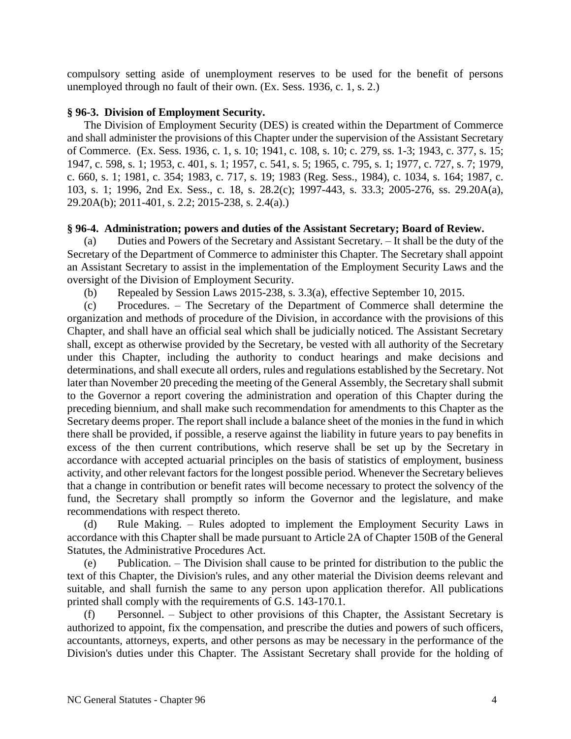compulsory setting aside of unemployment reserves to be used for the benefit of persons unemployed through no fault of their own. (Ex. Sess. 1936, c. 1, s. 2.)

### § 96-3. Division of Employment Security.

The Division of Employment Security (DES) is created within the Department of Commerce and shall administer the provisions of this Chapter under the supervision of the Assistant Secretary of Commerce. (Ex. Sess. 1936, c. 1, s. 10; 1941, c. 108, s. 10; c. 279, ss. 1-3; 1943, c. 377, s. 15; 1947, c. 598, s. 1; 1953, c. 401, s. 1; 1957, c. 541, s. 5; 1965, c. 795, s. 1; 1977, c. 727, s. 7; 1979, c. 660, s. 1; 1981, c. 354; 1983, c. 717, s. 19; 1983 (Reg. Sess., 1984), c. 1034, s. 164; 1987, c. 103, s. 1; 1996, 2nd Ex. Sess., c. 18, s. 28.2(c); 1997-443, s. 33.3; 2005-276, ss. 29.20A(a), 29.20A(b); 2011-401, s. 2.2; 2015-238, s. 2.4(a).)

### § 96-4. Administration; powers and duties of the Assistant Secretary; Board of Review.

(a) Duties and Powers of the Secretary and Assistant Secretary. – It shall be the duty of the Secretary of the Department of Commerce to administer this Chapter. The Secretary shall appoint an Assistant Secretary to assist in the implementation of the Employment Security Laws and the oversight of the Division of Employment Security.

(b) Repealed by Session Laws 2015-238, s. 3.3(a), effective September 10, 2015.

(c) Procedures. – The Secretary of the Department of Commerce shall determine the organization and methods of procedure of the Division, in accordance with the provisions of this Chapter, and shall have an official seal which shall be judicially noticed. The Assistant Secretary shall, except as otherwise provided by the Secretary, be vested with all authority of the Secretary under this Chapter, including the authority to conduct hearings and make decisions and determinations, and shall execute all orders, rules and regulations established by the Secretary. Not later than November 20 preceding the meeting of the General Assembly, the Secretary shall submit to the Governor a report covering the administration and operation of this Chapter during the preceding biennium, and shall make such recommendation for amendments to this Chapter as the Secretary deems proper. The report shall include a balance sheet of the monies in the fund in which there shall be provided, if possible, a reserve against the liability in future years to pay benefits in excess of the then current contributions, which reserve shall be set up by the Secretary in accordance with accepted actuarial principles on the basis of statistics of employment, business activity, and other relevant factors for the longest possible period. Whenever the Secretary believes that a change in contribution or benefit rates will become necessary to protect the solvency of the fund, the Secretary shall promptly so inform the Governor and the legislature, and make recommendations with respect thereto.

(d) Rule Making. – Rules adopted to implement the Employment Security Laws in accordance with this Chapter shall be made pursuant to Article 2A of Chapter 150B of the General Statutes, the Administrative Procedures Act.

(e) Publication. – The Division shall cause to be printed for distribution to the public the text of this Chapter, the Division's rules, and any other material the Division deems relevant and suitable, and shall furnish the same to any person upon application therefor. All publications printed shall comply with the requirements of G.S. 143-170.1.

(f) Personnel. – Subject to other provisions of this Chapter, the Assistant Secretary is authorized to appoint, fix the compensation, and prescribe the duties and powers of such officers, accountants, attorneys, experts, and other persons as may be necessary in the performance of the Division's duties under this Chapter. The Assistant Secretary shall provide for the holding of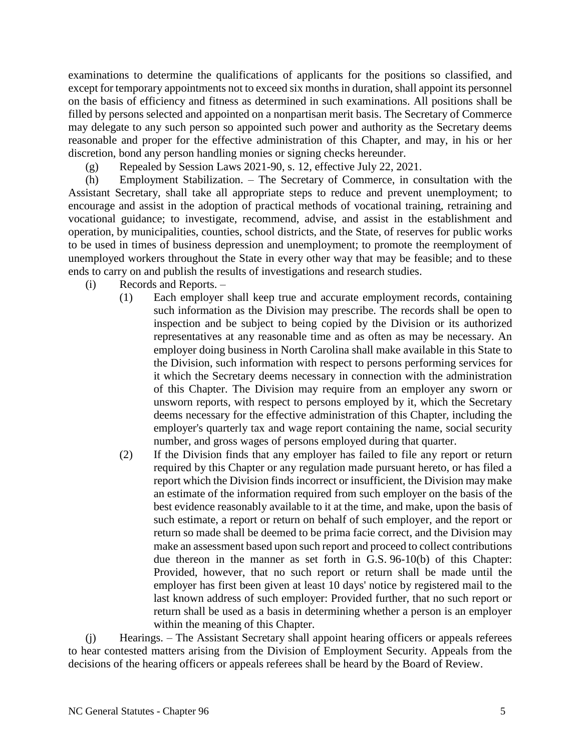examinations to determine the qualifications of applicants for the positions so classified, and except for temporary appointments not to exceed six months in duration, shall appoint its personnel on the basis of efficiency and fitness as determined in such examinations. All positions shall be filled by persons selected and appointed on a nonpartisan merit basis. The Secretary of Commerce may delegate to any such person so appointed such power and authority as the Secretary deems reasonable and proper for the effective administration of this Chapter, and may, in his or her discretion, bond any person handling monies or signing checks hereunder.

(g) Repealed by Session Laws 2021-90, s. 12, effective July 22, 2021.

(h) Employment Stabilization. – The Secretary of Commerce, in consultation with the Assistant Secretary, shall take all appropriate steps to reduce and prevent unemployment; to encourage and assist in the adoption of practical methods of vocational training, retraining and vocational guidance; to investigate, recommend, advise, and assist in the establishment and operation, by municipalities, counties, school districts, and the State, of reserves for public works to be used in times of business depression and unemployment; to promote the reemployment of unemployed workers throughout the State in every other way that may be feasible; and to these ends to carry on and publish the results of investigations and research studies.

(i) Records and Reports. –

(1) Each employer shall keep true and accurate employment records, containing such information as the Division may prescribe. The records shall be open to inspection and be subject to being copied by the Division or its authorized representatives at any reasonable time and as often as may be necessary. An employer doing business in North Carolina shall make available in this State to the Division, such information with respect to persons performing services for it which the Secretary deems necessary in connection with the administration of this Chapter. The Division may require from an employer any sworn or unsworn reports, with respect to persons employed by it, which the Secretary deems necessary for the effective administration of this Chapter, including the employer's quarterly tax and wage report containing the name, social security number, and gross wages of persons employed during that quarter.

(2) If the Division finds that any employer has failed to file any report or return required by this Chapter or any regulation made pursuant hereto, or has filed a report which the Division finds incorrect or insufficient, the Division may make an estimate of the information required from such employer on the basis of the best evidence reasonably available to it at the time, and make, upon the basis of such estimate, a report or return on behalf of such employer, and the report or return so made shall be deemed to be prima facie correct, and the Division may make an assessment based upon such report and proceed to collect contributions due thereon in the manner as set forth in G.S. 96-10(b) of this Chapter: Provided, however, that no such report or return shall be made until the employer has first been given at least 10 days' notice by registered mail to the last known address of such employer: Provided further, that no such report or return shall be used as a basis in determining whether a person is an employer within the meaning of this Chapter.

(j) Hearings. – The Assistant Secretary shall appoint hearing officers or appeals referees to hear contested matters arising from the Division of Employment Security. Appeals from the decisions of the hearing officers or appeals referees shall be heard by the Board of Review.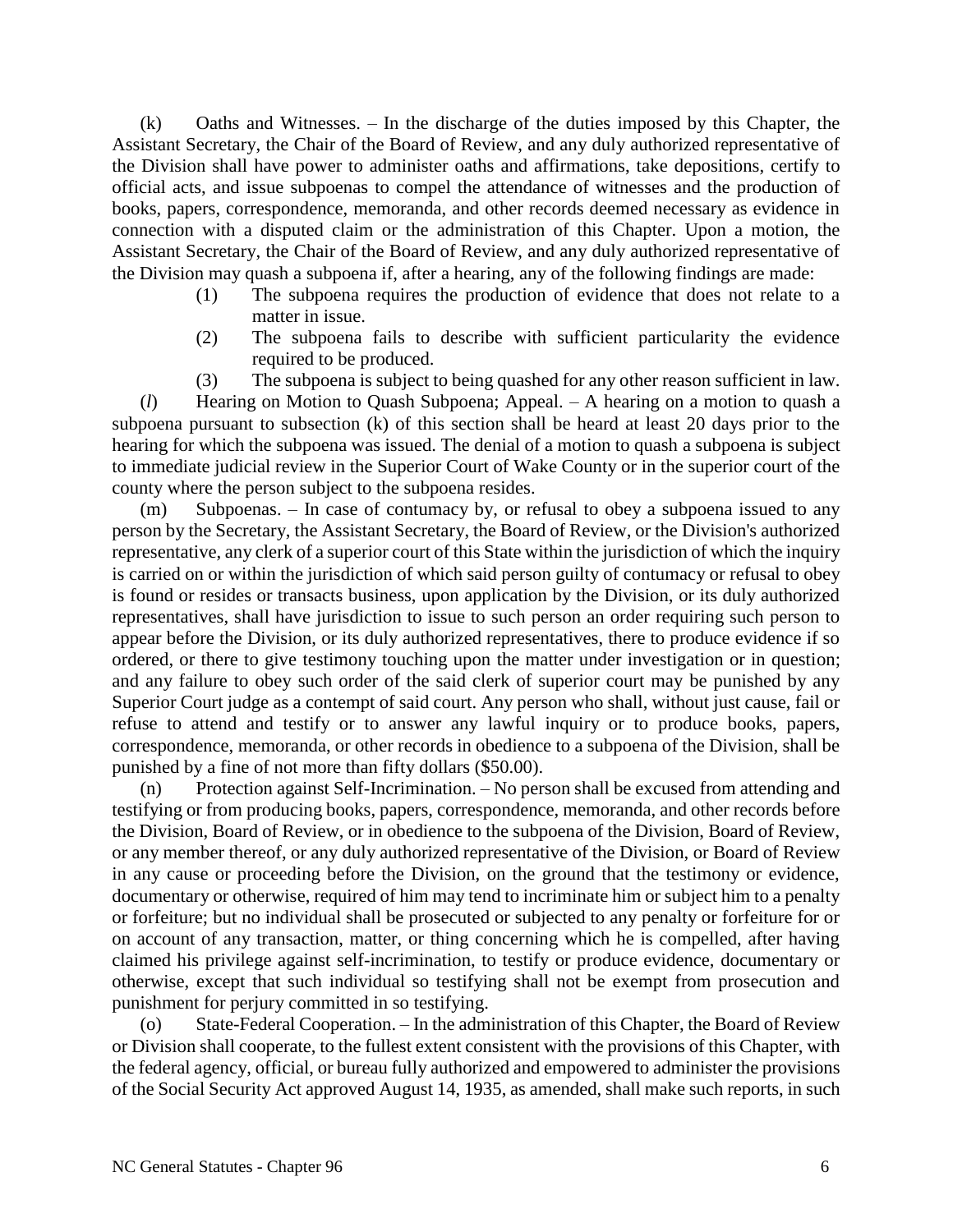(k) Oaths and Witnesses. – In the discharge of the duties imposed by this Chapter, the Assistant Secretary, the Chair of the Board of Review, and any duly authorized representative of the Division shall have power to administer oaths and affirmations, take depositions, certify to official acts, and issue subpoenas to compel the attendance of witnesses and the production of books, papers, correspondence, memoranda, and other records deemed necessary as evidence in connection with a disputed claim or the administration of this Chapter. Upon a motion, the Assistant Secretary, the Chair of the Board of Review, and any duly authorized representative of the Division may quash a subpoena if, after a hearing, any of the following findings are made:

(1) The subpoena requires the production of evidence that does not relate to a matter in issue.

(2) The subpoena fails to describe with sufficient particularity the evidence required to be produced.

(3) The subpoena is subject to being quashed for any other reason sufficient in law.

(*l*) Hearing on Motion to Quash Subpoena; Appeal. – A hearing on a motion to quash a subpoena pursuant to subsection (k) of this section shall be heard at least 20 days prior to the hearing for which the subpoena was issued. The denial of a motion to quash a subpoena is subject to immediate judicial review in the Superior Court of Wake County or in the superior court of the county where the person subject to the subpoena resides.

(m) Subpoenas. – In case of contumacy by, or refusal to obey a subpoena issued to any person by the Secretary, the Assistant Secretary, the Board of Review, or the Division's authorized representative, any clerk of a superior court of this State within the jurisdiction of which the inquiry is carried on or within the jurisdiction of which said person guilty of contumacy or refusal to obey is found or resides or transacts business, upon application by the Division, or its duly authorized representatives, shall have jurisdiction to issue to such person an order requiring such person to appear before the Division, or its duly authorized representatives, there to produce evidence if so ordered, or there to give testimony touching upon the matter under investigation or in question; and any failure to obey such order of the said clerk of superior court may be punished by any Superior Court judge as a contempt of said court. Any person who shall, without just cause, fail or refuse to attend and testify or to answer any lawful inquiry or to produce books, papers, correspondence, memoranda, or other records in obedience to a subpoena of the Division, shall be punished by a fine of not more than fifty dollars ($50.00).

(n) Protection against Self-Incrimination. – No person shall be excused from attending and testifying or from producing books, papers, correspondence, memoranda, and other records before the Division, Board of Review, or in obedience to the subpoena of the Division, Board of Review, or any member thereof, or any duly authorized representative of the Division, or Board of Review in any cause or proceeding before the Division, on the ground that the testimony or evidence, documentary or otherwise, required of him may tend to incriminate him or subject him to a penalty or forfeiture; but no individual shall be prosecuted or subjected to any penalty or forfeiture for or on account of any transaction, matter, or thing concerning which he is compelled, after having claimed his privilege against self-incrimination, to testify or produce evidence, documentary or otherwise, except that such individual so testifying shall not be exempt from prosecution and punishment for perjury committed in so testifying.

(o) State-Federal Cooperation. – In the administration of this Chapter, the Board of Review or Division shall cooperate, to the fullest extent consistent with the provisions of this Chapter, with the federal agency, official, or bureau fully authorized and empowered to administer the provisions of the Social Security Act approved August 14, 1935, as amended, shall make such reports, in such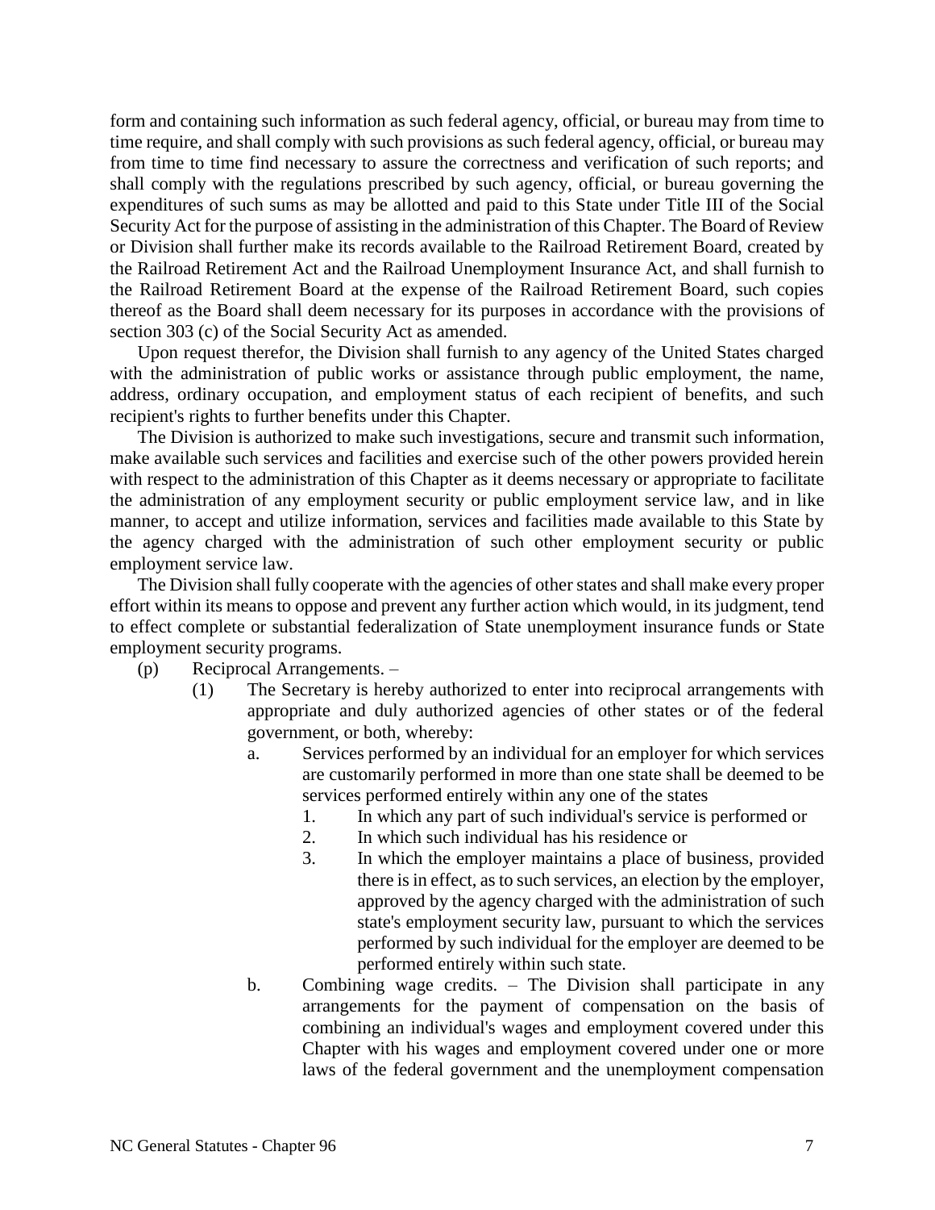form and containing such information as such federal agency, official, or bureau may from time to time require, and shall comply with such provisions as such federal agency, official, or bureau may from time to time find necessary to assure the correctness and verification of such reports; and shall comply with the regulations prescribed by such agency, official, or bureau governing the expenditures of such sums as may be allotted and paid to this State under Title III of the Social Security Act for the purpose of assisting in the administration of this Chapter. The Board of Review or Division shall further make its records available to the Railroad Retirement Board, created by the Railroad Retirement Act and the Railroad Unemployment Insurance Act, and shall furnish to the Railroad Retirement Board at the expense of the Railroad Retirement Board, such copies thereof as the Board shall deem necessary for its purposes in accordance with the provisions of section 303 (c) of the Social Security Act as amended.

Upon request therefor, the Division shall furnish to any agency of the United States charged with the administration of public works or assistance through public employment, the name, address, ordinary occupation, and employment status of each recipient of benefits, and such recipient's rights to further benefits under this Chapter.

The Division is authorized to make such investigations, secure and transmit such information, make available such services and facilities and exercise such of the other powers provided herein with respect to the administration of this Chapter as it deems necessary or appropriate to facilitate the administration of any employment security or public employment service law, and in like manner, to accept and utilize information, services and facilities made available to this State by the agency charged with the administration of such other employment security or public employment service law.

The Division shall fully cooperate with the agencies of other states and shall make every proper effort within its means to oppose and prevent any further action which would, in its judgment, tend to effect complete or substantial federalization of State unemployment insurance funds or State employment security programs.

(p) Reciprocal Arrangements. –

(1) The Secretary is hereby authorized to enter into reciprocal arrangements with appropriate and duly authorized agencies of other states or of the federal government, or both, whereby:

a. Services performed by an individual for an employer for which services are customarily performed in more than one state shall be deemed to be services performed entirely within any one of the states

1. In which any part of such individual's service is performed or
2. In which such individual has his residence or
3. In which the employer maintains a place of business, provided there is in effect, as to such services, an election by the employer, approved by the agency charged with the administration of such state's employment security law, pursuant to which the services performed by such individual for the employer are deemed to be performed entirely within such state.

b. Combining wage credits. – The Division shall participate in any arrangements for the payment of compensation on the basis of combining an individual's wages and employment covered under this Chapter with his wages and employment covered under one or more laws of the federal government and the unemployment compensation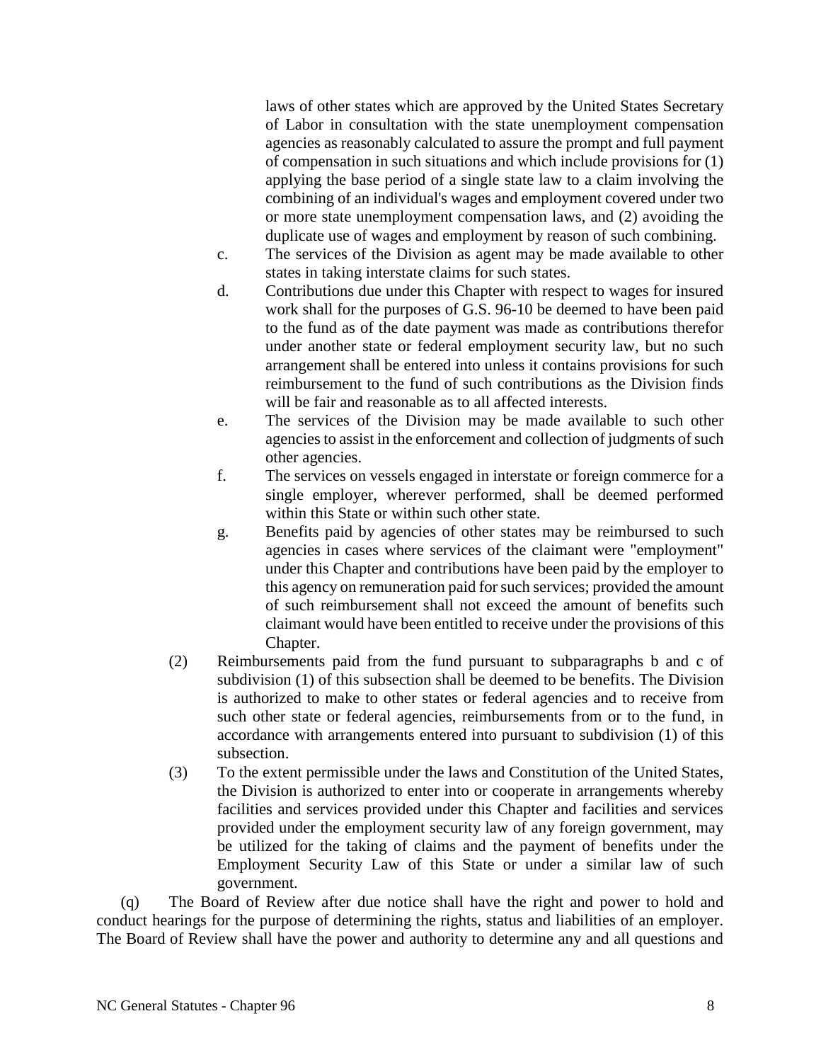laws of other states which are approved by the United States Secretary of Labor in consultation with the state unemployment compensation agencies as reasonably calculated to assure the prompt and full payment of compensation in such situations and which include provisions for (1) applying the base period of a single state law to a claim involving the combining of an individual's wages and employment covered under two or more state unemployment compensation laws, and (2) avoiding the duplicate use of wages and employment by reason of such combining.

c. The services of the Division as agent may be made available to other states in taking interstate claims for such states.

d. Contributions due under this Chapter with respect to wages for insured work shall for the purposes of G.S. 96-10 be deemed to have been paid to the fund as of the date payment was made as contributions therefor under another state or federal employment security law, but no such arrangement shall be entered into unless it contains provisions for such reimbursement to the fund of such contributions as the Division finds will be fair and reasonable as to all affected interests.

e. The services of the Division may be made available to such other agencies to assist in the enforcement and collection of judgments of such other agencies.

f. The services on vessels engaged in interstate or foreign commerce for a single employer, wherever performed, shall be deemed performed within this State or within such other state.

g. Benefits paid by agencies of other states may be reimbursed to such agencies in cases where services of the claimant were "employment" under this Chapter and contributions have been paid by the employer to this agency on remuneration paid for such services; provided the amount of such reimbursement shall not exceed the amount of benefits such claimant would have been entitled to receive under the provisions of this Chapter.

(2) Reimbursements paid from the fund pursuant to subparagraphs b and c of subdivision (1) of this subsection shall be deemed to be benefits. The Division is authorized to make to other states or federal agencies and to receive from such other state or federal agencies, reimbursements from or to the fund, in accordance with arrangements entered into pursuant to subdivision (1) of this subsection.

(3) To the extent permissible under the laws and Constitution of the United States, the Division is authorized to enter into or cooperate in arrangements whereby facilities and services provided under this Chapter and facilities and services provided under the employment security law of any foreign government, may be utilized for the taking of claims and the payment of benefits under the Employment Security Law of this State or under a similar law of such government.

(q) The Board of Review after due notice shall have the right and power to hold and conduct hearings for the purpose of determining the rights, status and liabilities of an employer. The Board of Review shall have the power and authority to determine any and all questions and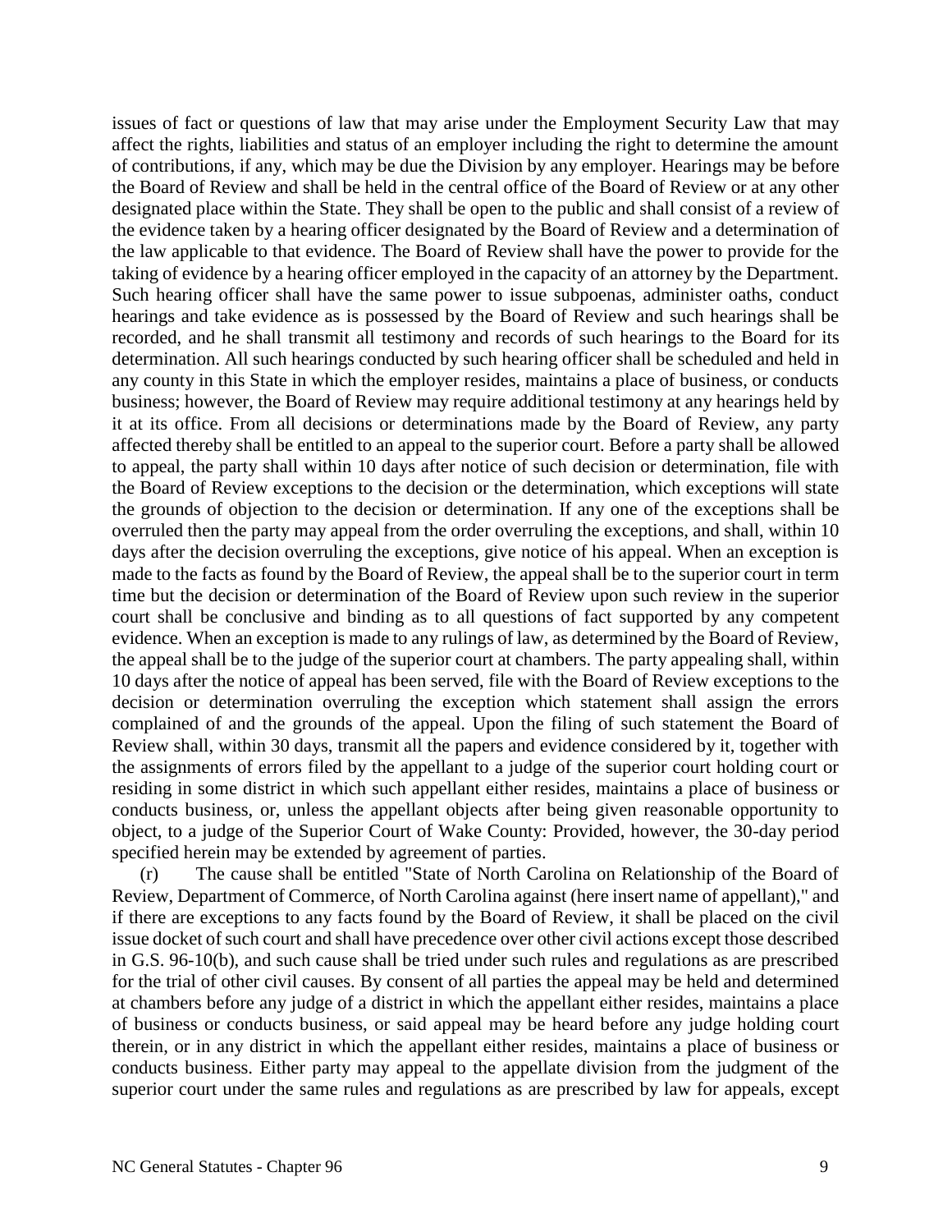issues of fact or questions of law that may arise under the Employment Security Law that may affect the rights, liabilities and status of an employer including the right to determine the amount of contributions, if any, which may be due the Division by any employer. Hearings may be before the Board of Review and shall be held in the central office of the Board of Review or at any other designated place within the State. They shall be open to the public and shall consist of a review of the evidence taken by a hearing officer designated by the Board of Review and a determination of the law applicable to that evidence. The Board of Review shall have the power to provide for the taking of evidence by a hearing officer employed in the capacity of an attorney by the Department. Such hearing officer shall have the same power to issue subpoenas, administer oaths, conduct hearings and take evidence as is possessed by the Board of Review and such hearings shall be recorded, and he shall transmit all testimony and records of such hearings to the Board for its determination. All such hearings conducted by such hearing officer shall be scheduled and held in any county in this State in which the employer resides, maintains a place of business, or conducts business; however, the Board of Review may require additional testimony at any hearings held by it at its office. From all decisions or determinations made by the Board of Review, any party affected thereby shall be entitled to an appeal to the superior court. Before a party shall be allowed to appeal, the party shall within 10 days after notice of such decision or determination, file with the Board of Review exceptions to the decision or the determination, which exceptions will state the grounds of objection to the decision or determination. If any one of the exceptions shall be overruled then the party may appeal from the order overruling the exceptions, and shall, within 10 days after the decision overruling the exceptions, give notice of his appeal. When an exception is made to the facts as found by the Board of Review, the appeal shall be to the superior court in term time but the decision or determination of the Board of Review upon such review in the superior court shall be conclusive and binding as to all questions of fact supported by any competent evidence. When an exception is made to any rulings of law, as determined by the Board of Review, the appeal shall be to the judge of the superior court at chambers. The party appealing shall, within 10 days after the notice of appeal has been served, file with the Board of Review exceptions to the decision or determination overruling the exception which statement shall assign the errors complained of and the grounds of the appeal. Upon the filing of such statement the Board of Review shall, within 30 days, transmit all the papers and evidence considered by it, together with the assignments of errors filed by the appellant to a judge of the superior court holding court or residing in some district in which such appellant either resides, maintains a place of business or conducts business, or, unless the appellant objects after being given reasonable opportunity to object, to a judge of the Superior Court of Wake County: Provided, however, the 30-day period specified herein may be extended by agreement of parties.

(r) The cause shall be entitled "State of North Carolina on Relationship of the Board of Review, Department of Commerce, of North Carolina against (here insert name of appellant)," and if there are exceptions to any facts found by the Board of Review, it shall be placed on the civil issue docket of such court and shall have precedence over other civil actions except those described in G.S. 96-10(b), and such cause shall be tried under such rules and regulations as are prescribed for the trial of other civil causes. By consent of all parties the appeal may be held and determined at chambers before any judge of a district in which the appellant either resides, maintains a place of business or conducts business, or said appeal may be heard before any judge holding court therein, or in any district in which the appellant either resides, maintains a place of business or conducts business. Either party may appeal to the appellate division from the judgment of the superior court under the same rules and regulations as are prescribed by law for appeals, except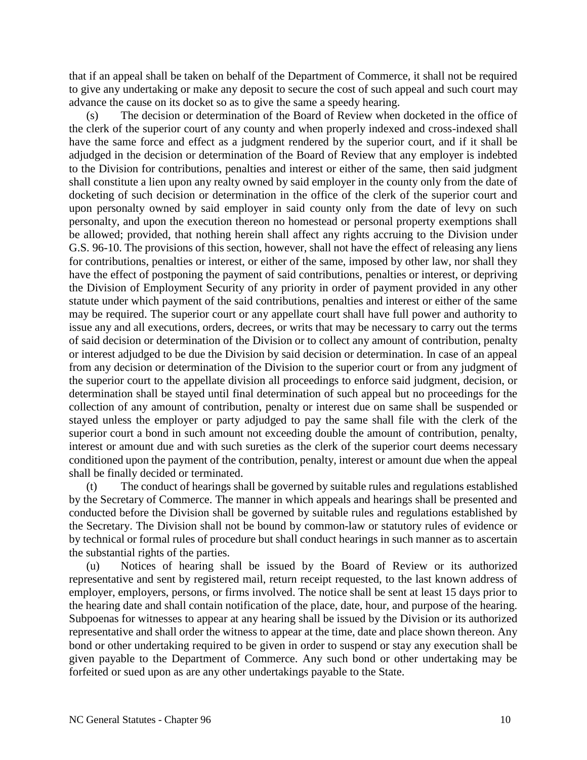that if an appeal shall be taken on behalf of the Department of Commerce, it shall not be required to give any undertaking or make any deposit to secure the cost of such appeal and such court may advance the cause on its docket so as to give the same a speedy hearing.

(s) The decision or determination of the Board of Review when docketed in the office of the clerk of the superior court of any county and when properly indexed and cross-indexed shall have the same force and effect as a judgment rendered by the superior court, and if it shall be adjudged in the decision or determination of the Board of Review that any employer is indebted to the Division for contributions, penalties and interest or either of the same, then said judgment shall constitute a lien upon any realty owned by said employer in the county only from the date of docketing of such decision or determination in the office of the clerk of the superior court and upon personalty owned by said employer in said county only from the date of levy on such personalty, and upon the execution thereon no homestead or personal property exemptions shall be allowed; provided, that nothing herein shall affect any rights accruing to the Division under G.S. 96-10. The provisions of this section, however, shall not have the effect of releasing any liens for contributions, penalties or interest, or either of the same, imposed by other law, nor shall they have the effect of postponing the payment of said contributions, penalties or interest, or depriving the Division of Employment Security of any priority in order of payment provided in any other statute under which payment of the said contributions, penalties and interest or either of the same may be required. The superior court or any appellate court shall have full power and authority to issue any and all executions, orders, decrees, or writs that may be necessary to carry out the terms of said decision or determination of the Division or to collect any amount of contribution, penalty or interest adjudged to be due the Division by said decision or determination. In case of an appeal from any decision or determination of the Division to the superior court or from any judgment of the superior court to the appellate division all proceedings to enforce said judgment, decision, or determination shall be stayed until final determination of such appeal but no proceedings for the collection of any amount of contribution, penalty or interest due on same shall be suspended or stayed unless the employer or party adjudged to pay the same shall file with the clerk of the superior court a bond in such amount not exceeding double the amount of contribution, penalty, interest or amount due and with such sureties as the clerk of the superior court deems necessary conditioned upon the payment of the contribution, penalty, interest or amount due when the appeal shall be finally decided or terminated.

(t) The conduct of hearings shall be governed by suitable rules and regulations established by the Secretary of Commerce. The manner in which appeals and hearings shall be presented and conducted before the Division shall be governed by suitable rules and regulations established by the Secretary. The Division shall not be bound by common-law or statutory rules of evidence or by technical or formal rules of procedure but shall conduct hearings in such manner as to ascertain the substantial rights of the parties.

(u) Notices of hearing shall be issued by the Board of Review or its authorized representative and sent by registered mail, return receipt requested, to the last known address of employer, employers, persons, or firms involved. The notice shall be sent at least 15 days prior to the hearing date and shall contain notification of the place, date, hour, and purpose of the hearing. Subpoenas for witnesses to appear at any hearing shall be issued by the Division or its authorized representative and shall order the witness to appear at the time, date and place shown thereon. Any bond or other undertaking required to be given in order to suspend or stay any execution shall be given payable to the Department of Commerce. Any such bond or other undertaking may be forfeited or sued upon as are any other undertakings payable to the State.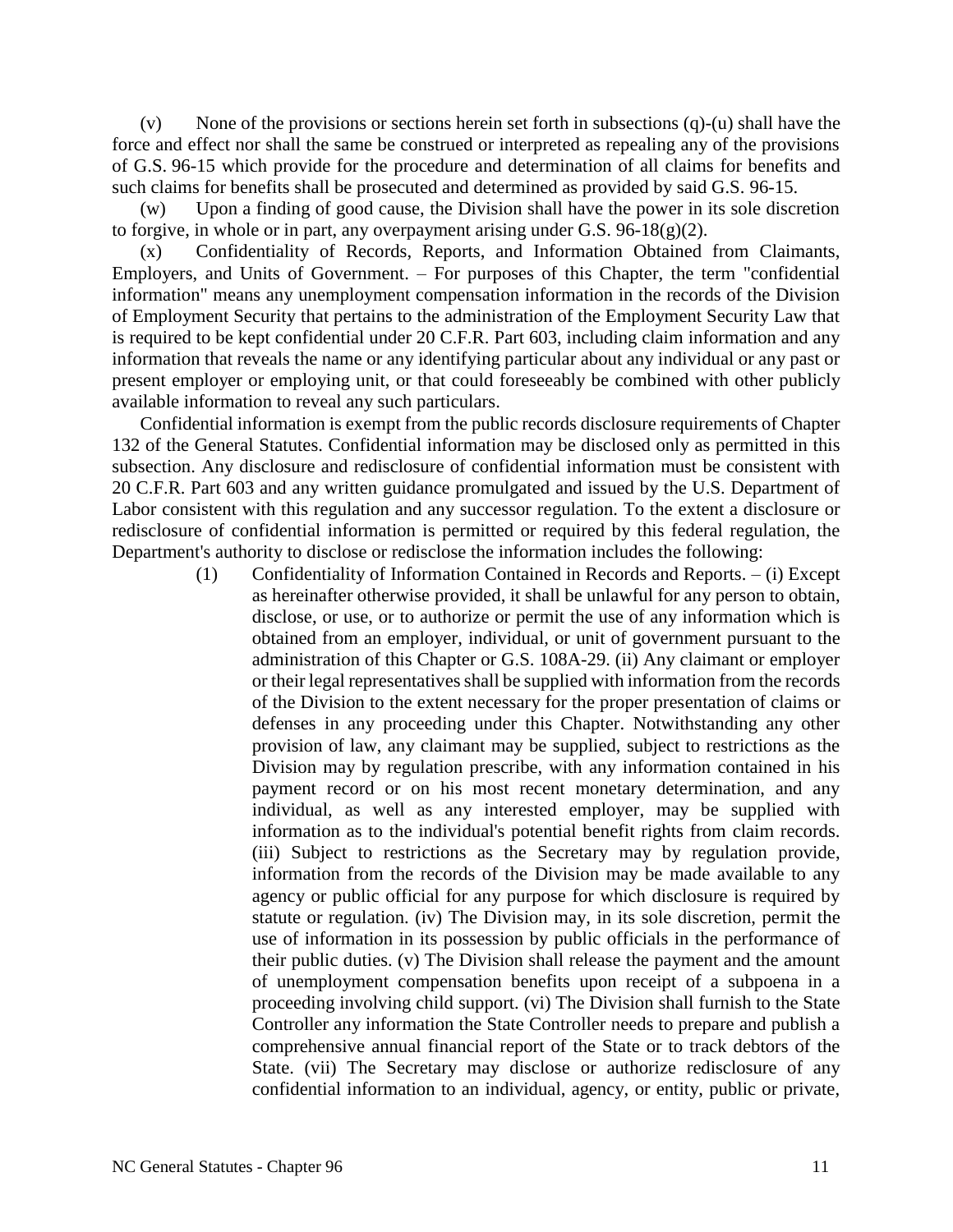(v) None of the provisions or sections herein set forth in subsections (q)-(u) shall have the force and effect nor shall the same be construed or interpreted as repealing any of the provisions of G.S. 96-15 which provide for the procedure and determination of all claims for benefits and such claims for benefits shall be prosecuted and determined as provided by said G.S. 96-15.

(w) Upon a finding of good cause, the Division shall have the power in its sole discretion to forgive, in whole or in part, any overpayment arising under G.S. 96-18(g)(2).

(x) Confidentiality of Records, Reports, and Information Obtained from Claimants, Employers, and Units of Government. – For purposes of this Chapter, the term "confidential information" means any unemployment compensation information in the records of the Division of Employment Security that pertains to the administration of the Employment Security Law that is required to be kept confidential under 20 C.F.R. Part 603, including claim information and any information that reveals the name or any identifying particular about any individual or any past or present employer or employing unit, or that could foreseeably be combined with other publicly available information to reveal any such particulars.

Confidential information is exempt from the public records disclosure requirements of Chapter 132 of the General Statutes. Confidential information may be disclosed only as permitted in this subsection. Any disclosure and redisclosure of confidential information must be consistent with 20 C.F.R. Part 603 and any written guidance promulgated and issued by the U.S. Department of Labor consistent with this regulation and any successor regulation. To the extent a disclosure or redisclosure of confidential information is permitted or required by this federal regulation, the Department's authority to disclose or redisclose the information includes the following:

(1) Confidentiality of Information Contained in Records and Reports. – (i) Except as hereinafter otherwise provided, it shall be unlawful for any person to obtain, disclose, or use, or to authorize or permit the use of any information which is obtained from an employer, individual, or unit of government pursuant to the administration of this Chapter or G.S. 108A-29. (ii) Any claimant or employer or their legal representatives shall be supplied with information from the records of the Division to the extent necessary for the proper presentation of claims or defenses in any proceeding under this Chapter. Notwithstanding any other provision of law, any claimant may be supplied, subject to restrictions as the Division may by regulation prescribe, with any information contained in his payment record or on his most recent monetary determination, and any individual, as well as any interested employer, may be supplied with information as to the individual's potential benefit rights from claim records. (iii) Subject to restrictions as the Secretary may by regulation provide, information from the records of the Division may be made available to any agency or public official for any purpose for which disclosure is required by statute or regulation. (iv) The Division may, in its sole discretion, permit the use of information in its possession by public officials in the performance of their public duties. (v) The Division shall release the payment and the amount of unemployment compensation benefits upon receipt of a subpoena in a proceeding involving child support. (vi) The Division shall furnish to the State Controller any information the State Controller needs to prepare and publish a comprehensive annual financial report of the State or to track debtors of the State. (vii) The Secretary may disclose or authorize redisclosure of any confidential information to an individual, agency, or entity, public or private,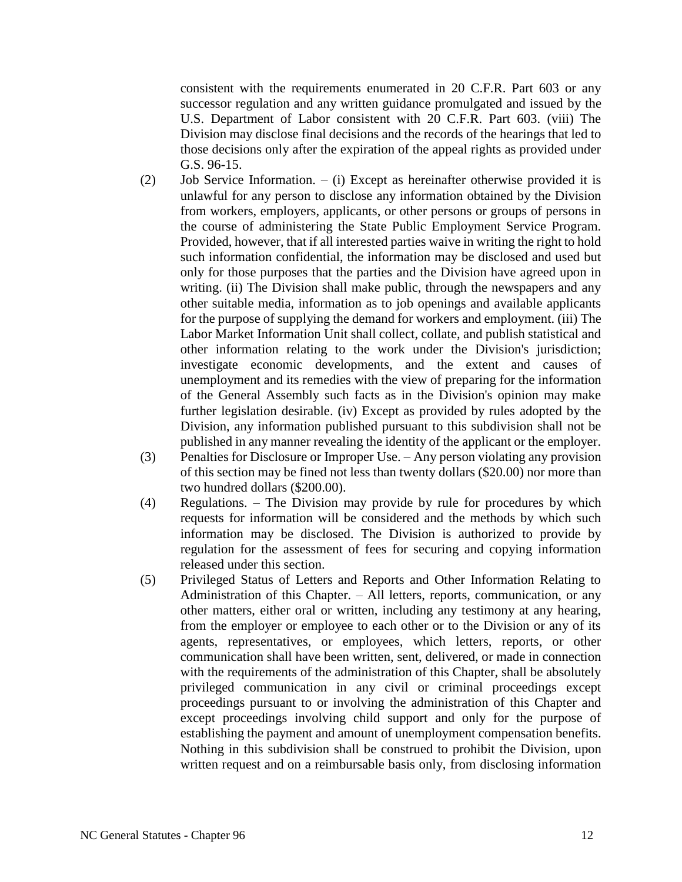consistent with the requirements enumerated in 20 C.F.R. Part 603 or any successor regulation and any written guidance promulgated and issued by the U.S. Department of Labor consistent with 20 C.F.R. Part 603. (viii) The Division may disclose final decisions and the records of the hearings that led to those decisions only after the expiration of the appeal rights as provided under G.S. 96-15.

(2) Job Service Information. – (i) Except as hereinafter otherwise provided it is unlawful for any person to disclose any information obtained by the Division from workers, employers, applicants, or other persons or groups of persons in the course of administering the State Public Employment Service Program. Provided, however, that if all interested parties waive in writing the right to hold such information confidential, the information may be disclosed and used but only for those purposes that the parties and the Division have agreed upon in writing. (ii) The Division shall make public, through the newspapers and any other suitable media, information as to job openings and available applicants for the purpose of supplying the demand for workers and employment. (iii) The Labor Market Information Unit shall collect, collate, and publish statistical and other information relating to the work under the Division's jurisdiction; investigate economic developments, and the extent and causes of unemployment and its remedies with the view of preparing for the information of the General Assembly such facts as in the Division's opinion may make further legislation desirable. (iv) Except as provided by rules adopted by the Division, any information published pursuant to this subdivision shall not be published in any manner revealing the identity of the applicant or the employer.

(3) Penalties for Disclosure or Improper Use. – Any person violating any provision of this section may be fined not less than twenty dollars ($20.00) nor more than two hundred dollars ($200.00).

(4) Regulations. – The Division may provide by rule for procedures by which requests for information will be considered and the methods by which such information may be disclosed. The Division is authorized to provide by regulation for the assessment of fees for securing and copying information released under this section.

(5) Privileged Status of Letters and Reports and Other Information Relating to Administration of this Chapter. – All letters, reports, communication, or any other matters, either oral or written, including any testimony at any hearing, from the employer or employee to each other or to the Division or any of its agents, representatives, or employees, which letters, reports, or other communication shall have been written, sent, delivered, or made in connection with the requirements of the administration of this Chapter, shall be absolutely privileged communication in any civil or criminal proceedings except proceedings pursuant to or involving the administration of this Chapter and except proceedings involving child support and only for the purpose of establishing the payment and amount of unemployment compensation benefits. Nothing in this subdivision shall be construed to prohibit the Division, upon written request and on a reimbursable basis only, from disclosing information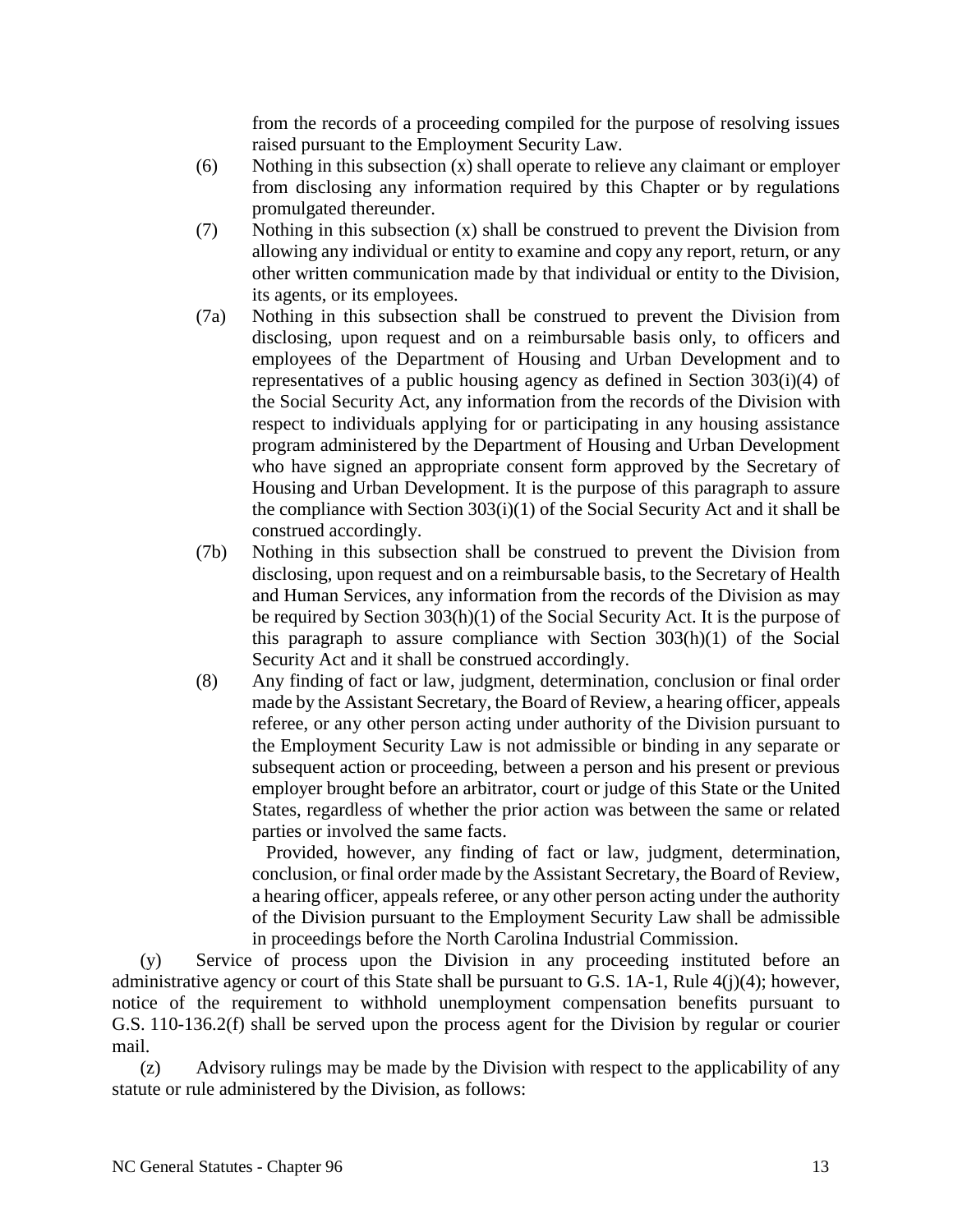from the records of a proceeding compiled for the purpose of resolving issues raised pursuant to the Employment Security Law.

(6) Nothing in this subsection (x) shall operate to relieve any claimant or employer from disclosing any information required by this Chapter or by regulations promulgated thereunder.

(7) Nothing in this subsection (x) shall be construed to prevent the Division from allowing any individual or entity to examine and copy any report, return, or any other written communication made by that individual or entity to the Division, its agents, or its employees.

(7a) Nothing in this subsection shall be construed to prevent the Division from disclosing, upon request and on a reimbursable basis only, to officers and employees of the Department of Housing and Urban Development and to representatives of a public housing agency as defined in Section 303(i)(4) of the Social Security Act, any information from the records of the Division with respect to individuals applying for or participating in any housing assistance program administered by the Department of Housing and Urban Development who have signed an appropriate consent form approved by the Secretary of Housing and Urban Development. It is the purpose of this paragraph to assure the compliance with Section 303(i)(1) of the Social Security Act and it shall be construed accordingly.

(7b) Nothing in this subsection shall be construed to prevent the Division from disclosing, upon request and on a reimbursable basis, to the Secretary of Health and Human Services, any information from the records of the Division as may be required by Section 303(h)(1) of the Social Security Act. It is the purpose of this paragraph to assure compliance with Section 303(h)(1) of the Social Security Act and it shall be construed accordingly.

(8) Any finding of fact or law, judgment, determination, conclusion or final order made by the Assistant Secretary, the Board of Review, a hearing officer, appeals referee, or any other person acting under authority of the Division pursuant to the Employment Security Law is not admissible or binding in any separate or subsequent action or proceeding, between a person and his present or previous employer brought before an arbitrator, court or judge of this State or the United States, regardless of whether the prior action was between the same or related parties or involved the same facts.

Provided, however, any finding of fact or law, judgment, determination, conclusion, or final order made by the Assistant Secretary, the Board of Review, a hearing officer, appeals referee, or any other person acting under the authority of the Division pursuant to the Employment Security Law shall be admissible in proceedings before the North Carolina Industrial Commission.

(y) Service of process upon the Division in any proceeding instituted before an administrative agency or court of this State shall be pursuant to G.S. 1A-1, Rule 4(j)(4); however, notice of the requirement to withhold unemployment compensation benefits pursuant to G.S. 110-136.2(f) shall be served upon the process agent for the Division by regular or courier mail.

(z) Advisory rulings may be made by the Division with respect to the applicability of any statute or rule administered by the Division, as follows: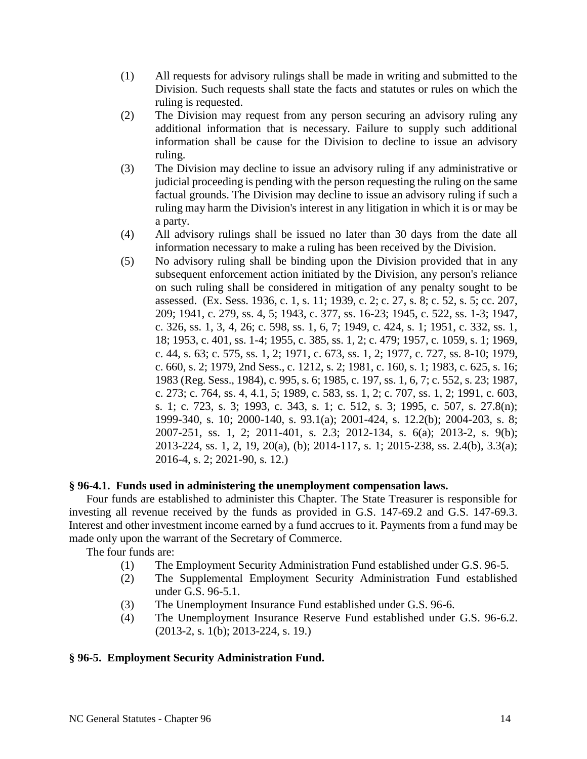(1) All requests for advisory rulings shall be made in writing and submitted to the Division. Such requests shall state the facts and statutes or rules on which the ruling is requested.

(2) The Division may request from any person securing an advisory ruling any additional information that is necessary. Failure to supply such additional information shall be cause for the Division to decline to issue an advisory ruling.

(3) The Division may decline to issue an advisory ruling if any administrative or judicial proceeding is pending with the person requesting the ruling on the same factual grounds. The Division may decline to issue an advisory ruling if such a ruling may harm the Division's interest in any litigation in which it is or may be a party.

(4) All advisory rulings shall be issued no later than 30 days from the date all information necessary to make a ruling has been received by the Division.

(5) No advisory ruling shall be binding upon the Division provided that in any subsequent enforcement action initiated by the Division, any person's reliance on such ruling shall be considered in mitigation of any penalty sought to be assessed. (Ex. Sess. 1936, c. 1, s. 11; 1939, c. 2; c. 27, s. 8; c. 52, s. 5; cc. 207, 209; 1941, c. 279, ss. 4, 5; 1943, c. 377, ss. 16-23; 1945, c. 522, ss. 1-3; 1947, c. 326, ss. 1, 3, 4, 26; c. 598, ss. 1, 6, 7; 1949, c. 424, s. 1; 1951, c. 332, ss. 1, 18; 1953, c. 401, ss. 1-4; 1955, c. 385, ss. 1, 2; c. 479; 1957, c. 1059, s. 1; 1969, c. 44, s. 63; c. 575, ss. 1, 2; 1971, c. 673, ss. 1, 2; 1977, c. 727, ss. 8-10; 1979, c. 660, s. 2; 1979, 2nd Sess., c. 1212, s. 2; 1981, c. 160, s. 1; 1983, c. 625, s. 16; 1983 (Reg. Sess., 1984), c. 995, s. 6; 1985, c. 197, ss. 1, 6, 7; c. 552, s. 23; 1987, c. 273; c. 764, ss. 4, 4.1, 5; 1989, c. 583, ss. 1, 2; c. 707, ss. 1, 2; 1991, c. 603, s. 1; c. 723, s. 3; 1993, c. 343, s. 1; c. 512, s. 3; 1995, c. 507, s. 27.8(n); 1999-340, s. 10; 2000-140, s. 93.1(a); 2001-424, s. 12.2(b); 2004-203, s. 8; 2007-251, ss. 1, 2; 2011-401, s. 2.3; 2012-134, s. 6(a); 2013-2, s. 9(b); 2013-224, ss. 1, 2, 19, 20(a), (b); 2014-117, s. 1; 2015-238, ss. 2.4(b), 3.3(a); 2016-4, s. 2; 2021-90, s. 12.)

**§ 96-4.1. Funds used in administering the unemployment compensation laws.**

Four funds are established to administer this Chapter. The State Treasurer is responsible for investing all revenue received by the funds as provided in G.S. 147-69.2 and G.S. 147-69.3. Interest and other investment income earned by a fund accrues to it. Payments from a fund may be made only upon the warrant of the Secretary of Commerce.

The four funds are:

(1) The Employment Security Administration Fund established under G.S. 96-5.

(2) The Supplemental Employment Security Administration Fund established under G.S. 96-5.1.

(3) The Unemployment Insurance Fund established under G.S. 96-6.

(4) The Unemployment Insurance Reserve Fund established under G.S. 96-6.2. (2013-2, s. 1(b); 2013-224, s. 19.)

**§ 96-5. Employment Security Administration Fund.**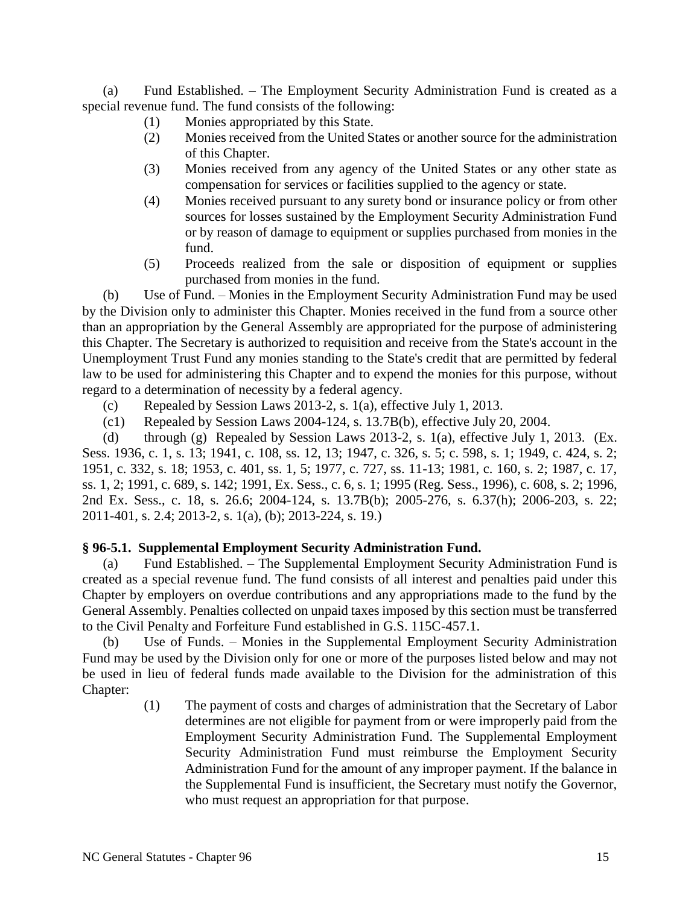(a) Fund Established. – The Employment Security Administration Fund is created as a special revenue fund. The fund consists of the following:

(1) Monies appropriated by this State.

(2) Monies received from the United States or another source for the administration of this Chapter.

(3) Monies received from any agency of the United States or any other state as compensation for services or facilities supplied to the agency or state.

(4) Monies received pursuant to any surety bond or insurance policy or from other sources for losses sustained by the Employment Security Administration Fund or by reason of damage to equipment or supplies purchased from monies in the fund.

(5) Proceeds realized from the sale or disposition of equipment or supplies purchased from monies in the fund.

(b) Use of Fund. – Monies in the Employment Security Administration Fund may be used by the Division only to administer this Chapter. Monies received in the fund from a source other than an appropriation by the General Assembly are appropriated for the purpose of administering this Chapter. The Secretary is authorized to requisition and receive from the State's account in the Unemployment Trust Fund any monies standing to the State's credit that are permitted by federal law to be used for administering this Chapter and to expend the monies for this purpose, without regard to a determination of necessity by a federal agency.

(c) Repealed by Session Laws 2013-2, s. 1(a), effective July 1, 2013.

(c1) Repealed by Session Laws 2004-124, s. 13.7B(b), effective July 20, 2004.

(d) through (g) Repealed by Session Laws 2013-2, s. 1(a), effective July 1, 2013. (Ex. Sess. 1936, c. 1, s. 13; 1941, c. 108, ss. 12, 13; 1947, c. 326, s. 5; c. 598, s. 1; 1949, c. 424, s. 2; 1951, c. 332, s. 18; 1953, c. 401, ss. 1, 5; 1977, c. 727, ss. 11-13; 1981, c. 160, s. 2; 1987, c. 17, ss. 1, 2; 1991, c. 689, s. 142; 1991, Ex. Sess., c. 6, s. 1; 1995 (Reg. Sess., 1996), c. 608, s. 2; 1996, 2nd Ex. Sess., c. 18, s. 26.6; 2004-124, s. 13.7B(b); 2005-276, s. 6.37(h); 2006-203, s. 22; 2011-401, s. 2.4; 2013-2, s. 1(a), (b); 2013-224, s. 19.)

**§ 96-5.1. Supplemental Employment Security Administration Fund.**

(a) Fund Established. – The Supplemental Employment Security Administration Fund is created as a special revenue fund. The fund consists of all interest and penalties paid under this Chapter by employers on overdue contributions and any appropriations made to the fund by the General Assembly. Penalties collected on unpaid taxes imposed by this section must be transferred to the Civil Penalty and Forfeiture Fund established in G.S. 115C-457.1.

(b) Use of Funds. – Monies in the Supplemental Employment Security Administration Fund may be used by the Division only for one or more of the purposes listed below and may not be used in lieu of federal funds made available to the Division for the administration of this Chapter:

(1) The payment of costs and charges of administration that the Secretary of Labor determines are not eligible for payment from or were improperly paid from the Employment Security Administration Fund. The Supplemental Employment Security Administration Fund must reimburse the Employment Security Administration Fund for the amount of any improper payment. If the balance in the Supplemental Fund is insufficient, the Secretary must notify the Governor, who must request an appropriation for that purpose.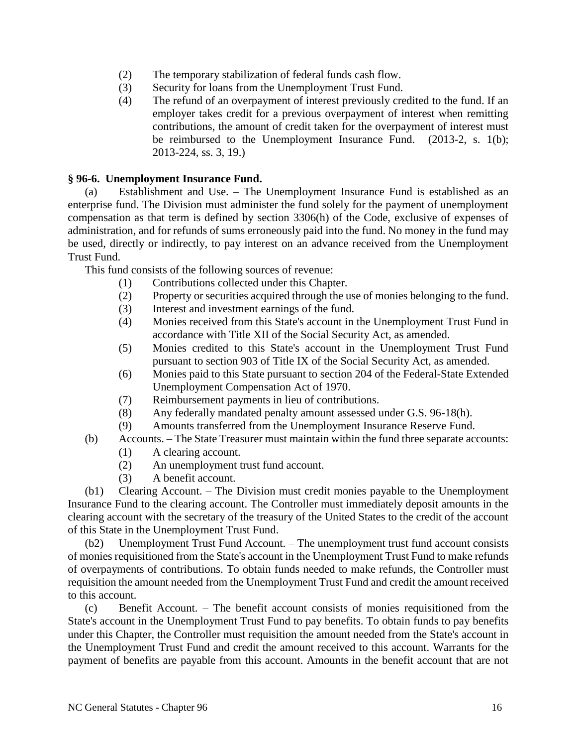(2) The temporary stabilization of federal funds cash flow.

(3) Security for loans from the Unemployment Trust Fund.

(4) The refund of an overpayment of interest previously credited to the fund. If an employer takes credit for a previous overpayment of interest when remitting contributions, the amount of credit taken for the overpayment of interest must be reimbursed to the Unemployment Insurance Fund. (2013-2, s. 1(b); 2013-224, ss. 3, 19.)

**§ 96-6. Unemployment Insurance Fund.**

(a) Establishment and Use. – The Unemployment Insurance Fund is established as an enterprise fund. The Division must administer the fund solely for the payment of unemployment compensation as that term is defined by section 3306(h) of the Code, exclusive of expenses of administration, and for refunds of sums erroneously paid into the fund. No money in the fund may be used, directly or indirectly, to pay interest on an advance received from the Unemployment Trust Fund.

This fund consists of the following sources of revenue:

(1) Contributions collected under this Chapter.

(2) Property or securities acquired through the use of monies belonging to the fund.

(3) Interest and investment earnings of the fund.

(4) Monies received from this State's account in the Unemployment Trust Fund in accordance with Title XII of the Social Security Act, as amended.

(5) Monies credited to this State's account in the Unemployment Trust Fund pursuant to section 903 of Title IX of the Social Security Act, as amended.

(6) Monies paid to this State pursuant to section 204 of the Federal-State Extended Unemployment Compensation Act of 1970.

(7) Reimbursement payments in lieu of contributions.

(8) Any federally mandated penalty amount assessed under G.S. 96-18(h).

(9) Amounts transferred from the Unemployment Insurance Reserve Fund.

(b) Accounts. – The State Treasurer must maintain within the fund three separate accounts:

(1) A clearing account.

(2) An unemployment trust fund account.

(3) A benefit account.

(b1) Clearing Account. – The Division must credit monies payable to the Unemployment Insurance Fund to the clearing account. The Controller must immediately deposit amounts in the clearing account with the secretary of the treasury of the United States to the credit of the account of this State in the Unemployment Trust Fund.

(b2) Unemployment Trust Fund Account. – The unemployment trust fund account consists of monies requisitioned from the State's account in the Unemployment Trust Fund to make refunds of overpayments of contributions. To obtain funds needed to make refunds, the Controller must requisition the amount needed from the Unemployment Trust Fund and credit the amount received to this account.

(c) Benefit Account. – The benefit account consists of monies requisitioned from the State's account in the Unemployment Trust Fund to pay benefits. To obtain funds to pay benefits under this Chapter, the Controller must requisition the amount needed from the State's account in the Unemployment Trust Fund and credit the amount received to this account. Warrants for the payment of benefits are payable from this account. Amounts in the benefit account that are not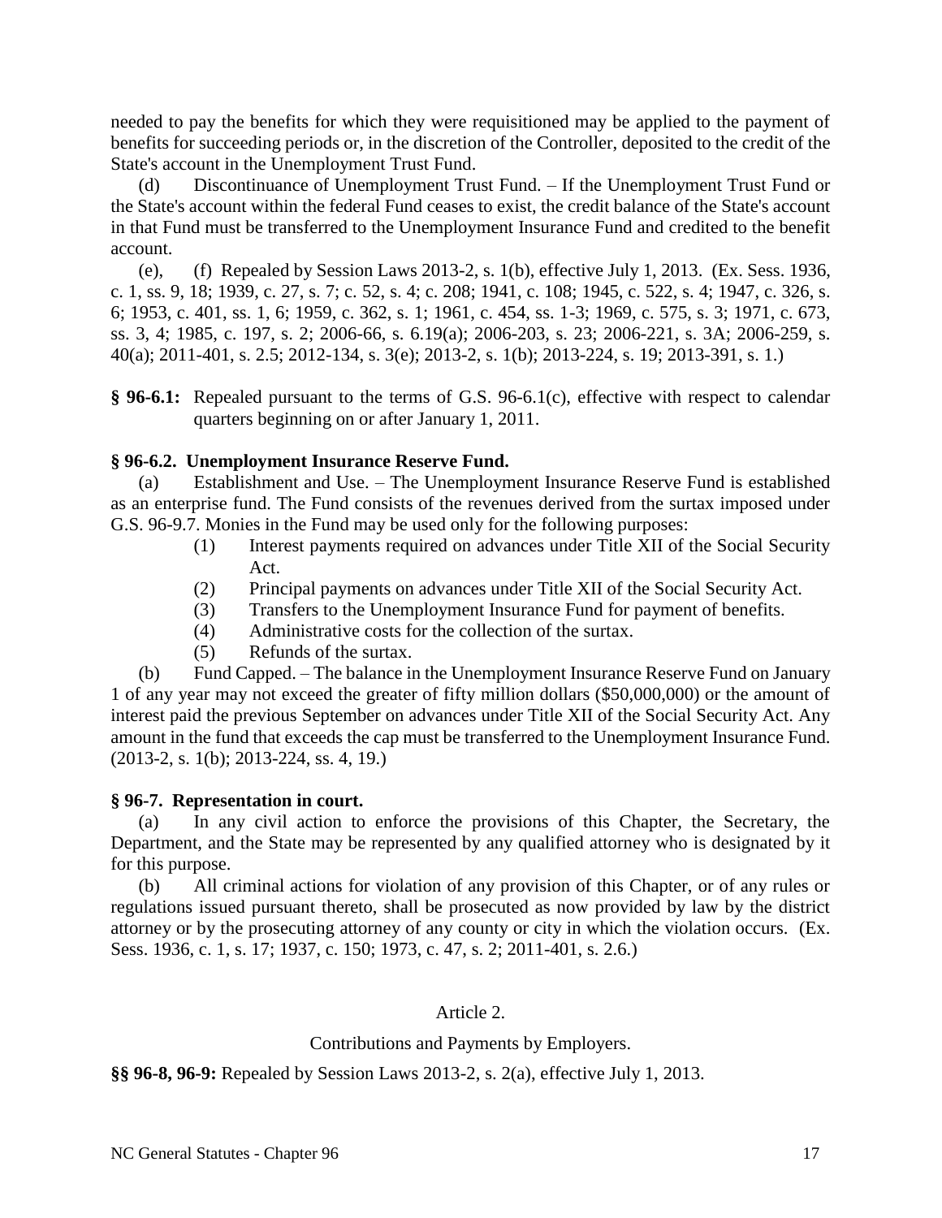needed to pay the benefits for which they were requisitioned may be applied to the payment of benefits for succeeding periods or, in the discretion of the Controller, deposited to the credit of the State's account in the Unemployment Trust Fund.

(d) Discontinuance of Unemployment Trust Fund. – If the Unemployment Trust Fund or the State's account within the federal Fund ceases to exist, the credit balance of the State's account in that Fund must be transferred to the Unemployment Insurance Fund and credited to the benefit account.

(e), (f) Repealed by Session Laws 2013-2, s. 1(b), effective July 1, 2013. (Ex. Sess. 1936, c. 1, ss. 9, 18; 1939, c. 27, s. 7; c. 52, s. 4; c. 208; 1941, c. 108; 1945, c. 522, s. 4; 1947, c. 326, s. 6; 1953, c. 401, ss. 1, 6; 1959, c. 362, s. 1; 1961, c. 454, ss. 1-3; 1969, c. 575, s. 3; 1971, c. 673, ss. 3, 4; 1985, c. 197, s. 2; 2006-66, s. 6.19(a); 2006-203, s. 23; 2006-221, s. 3A; 2006-259, s. 40(a); 2011-401, s. 2.5; 2012-134, s. 3(e); 2013-2, s. 1(b); 2013-224, s. 19; 2013-391, s. 1.)

**§ 96-6.1:** Repealed pursuant to the terms of G.S. 96-6.1(c), effective with respect to calendar quarters beginning on or after January 1, 2011.

**§ 96-6.2. Unemployment Insurance Reserve Fund.**

(a) Establishment and Use. – The Unemployment Insurance Reserve Fund is established as an enterprise fund. The Fund consists of the revenues derived from the surtax imposed under G.S. 96-9.7. Monies in the Fund may be used only for the following purposes:

(1) Interest payments required on advances under Title XII of the Social Security Act.
(2) Principal payments on advances under Title XII of the Social Security Act.
(3) Transfers to the Unemployment Insurance Fund for payment of benefits.
(4) Administrative costs for the collection of the surtax.
(5) Refunds of the surtax.

(b) Fund Capped. – The balance in the Unemployment Insurance Reserve Fund on January 1 of any year may not exceed the greater of fifty million dollars ($50,000,000) or the amount of interest paid the previous September on advances under Title XII of the Social Security Act. Any amount in the fund that exceeds the cap must be transferred to the Unemployment Insurance Fund. (2013-2, s. 1(b); 2013-224, ss. 4, 19.)

**§ 96-7. Representation in court.**

(a) In any civil action to enforce the provisions of this Chapter, the Secretary, the Department, and the State may be represented by any qualified attorney who is designated by it for this purpose.

(b) All criminal actions for violation of any provision of this Chapter, or of any rules or regulations issued pursuant thereto, shall be prosecuted as now provided by law by the district attorney or by the prosecuting attorney of any county or city in which the violation occurs. (Ex. Sess. 1936, c. 1, s. 17; 1937, c. 150; 1973, c. 47, s. 2; 2011-401, s. 2.6.)

## Article 2.

## Contributions and Payments by Employers.

**§§ 96-8, 96-9:** Repealed by Session Laws 2013-2, s. 2(a), effective July 1, 2013.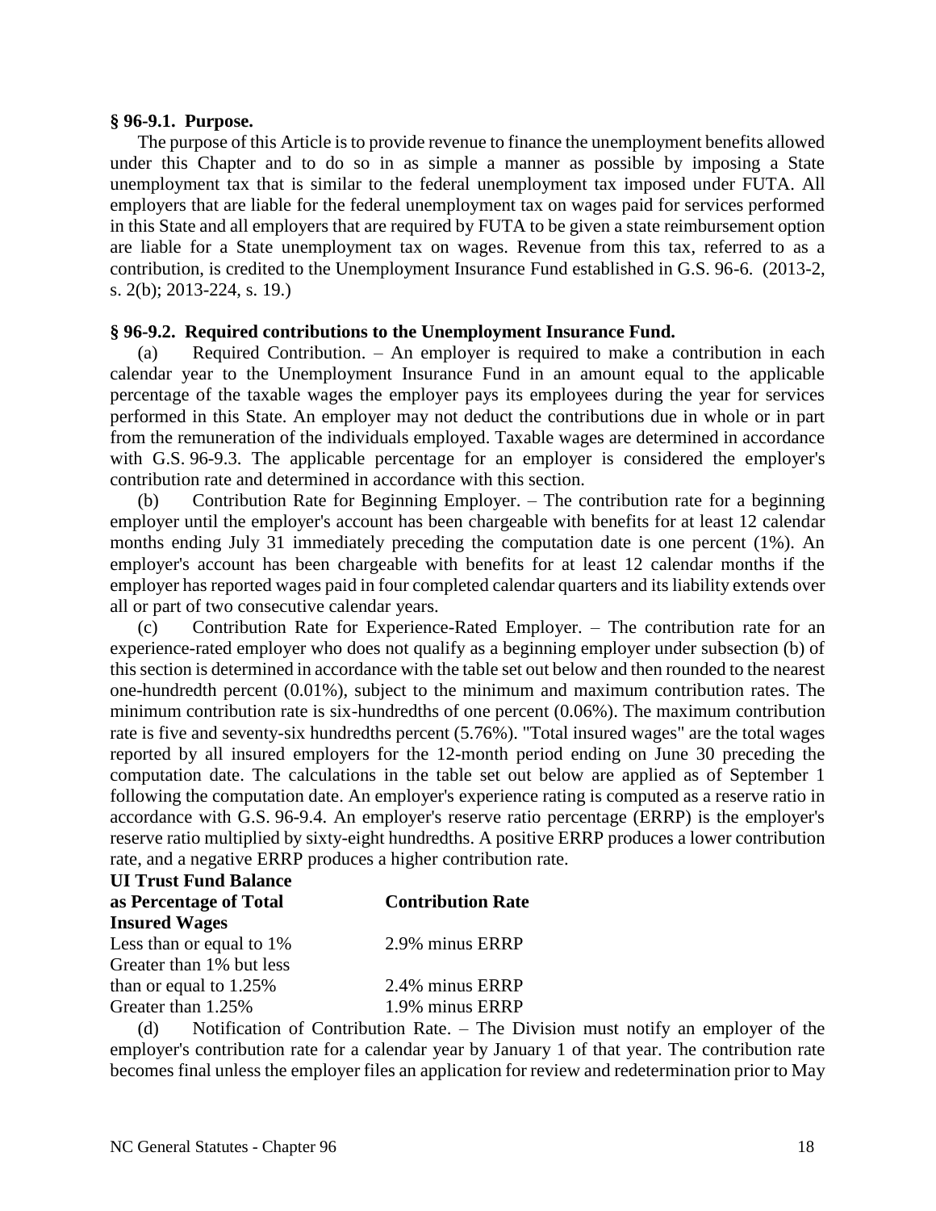**§ 96-9.1. Purpose.**

The purpose of this Article is to provide revenue to finance the unemployment benefits allowed under this Chapter and to do so in as simple a manner as possible by imposing a State unemployment tax that is similar to the federal unemployment tax imposed under FUTA. All employers that are liable for the federal unemployment tax on wages paid for services performed in this State and all employers that are required by FUTA to be given a state reimbursement option are liable for a State unemployment tax on wages. Revenue from this tax, referred to as a contribution, is credited to the Unemployment Insurance Fund established in G.S. 96-6. (2013-2, s. 2(b); 2013-224, s. 19.)

**§ 96-9.2. Required contributions to the Unemployment Insurance Fund.**

(a) Required Contribution. – An employer is required to make a contribution in each calendar year to the Unemployment Insurance Fund in an amount equal to the applicable percentage of the taxable wages the employer pays its employees during the year for services performed in this State. An employer may not deduct the contributions due in whole or in part from the remuneration of the individuals employed. Taxable wages are determined in accordance with G.S. 96-9.3. The applicable percentage for an employer is considered the employer's contribution rate and determined in accordance with this section.

(b) Contribution Rate for Beginning Employer. – The contribution rate for a beginning employer until the employer's account has been chargeable with benefits for at least 12 calendar months ending July 31 immediately preceding the computation date is one percent (1%). An employer's account has been chargeable with benefits for at least 12 calendar months if the employer has reported wages paid in four completed calendar quarters and its liability extends over all or part of two consecutive calendar years.

(c) Contribution Rate for Experience-Rated Employer. – The contribution rate for an experience-rated employer who does not qualify as a beginning employer under subsection (b) of this section is determined in accordance with the table set out below and then rounded to the nearest one-hundredth percent (0.01%), subject to the minimum and maximum contribution rates. The minimum contribution rate is six-hundredths of one percent (0.06%). The maximum contribution rate is five and seventy-six hundredths percent (5.76%). "Total insured wages" are the total wages reported by all insured employers for the 12-month period ending on June 30 preceding the computation date. The calculations in the table set out below are applied as of September 1 following the computation date. An employer's experience rating is computed as a reserve ratio in accordance with G.S. 96-9.4. An employer's reserve ratio percentage (ERRP) is the employer's reserve ratio multiplied by sixty-eight hundredths. A positive ERRP produces a lower contribution rate, and a negative ERRP produces a higher contribution rate.

| UI Trust Fund Balance as Percentage of Total Insured Wages | Contribution Rate |
| --- | --- |
| Less than or equal to 1% | 2.9% minus ERRP |
| Greater than 1% but less than or equal to 1.25% | 2.4% minus ERRP |
| Greater than 1.25% | 1.9% minus ERRP |

(d) Notification of Contribution Rate. – The Division must notify an employer of the employer's contribution rate for a calendar year by January 1 of that year. The contribution rate becomes final unless the employer files an application for review and redetermination prior to May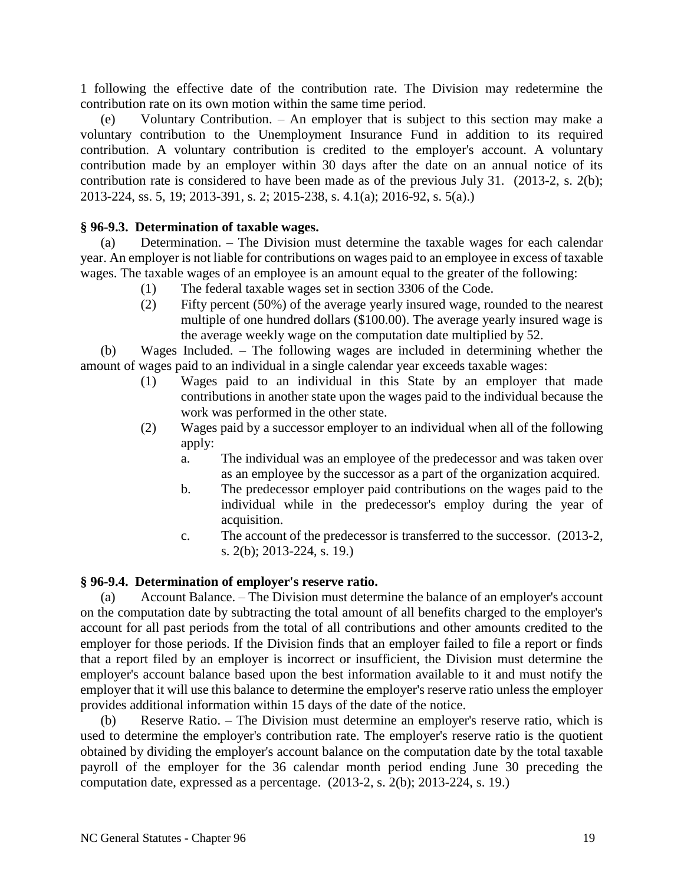1 following the effective date of the contribution rate. The Division may redetermine the contribution rate on its own motion within the same time period.

(e) Voluntary Contribution. – An employer that is subject to this section may make a voluntary contribution to the Unemployment Insurance Fund in addition to its required contribution. A voluntary contribution is credited to the employer's account. A voluntary contribution made by an employer within 30 days after the date on an annual notice of its contribution rate is considered to have been made as of the previous July 31. (2013-2, s. 2(b); 2013-224, ss. 5, 19; 2013-391, s. 2; 2015-238, s. 4.1(a); 2016-92, s. 5(a).)

**§ 96-9.3. Determination of taxable wages.**

(a) Determination. – The Division must determine the taxable wages for each calendar year. An employer is not liable for contributions on wages paid to an employee in excess of taxable wages. The taxable wages of an employee is an amount equal to the greater of the following:

(1) The federal taxable wages set in section 3306 of the Code.

(2) Fifty percent (50%) of the average yearly insured wage, rounded to the nearest multiple of one hundred dollars ($100.00). The average yearly insured wage is the average weekly wage on the computation date multiplied by 52.

(b) Wages Included. – The following wages are included in determining whether the amount of wages paid to an individual in a single calendar year exceeds taxable wages:

(1) Wages paid to an individual in this State by an employer that made contributions in another state upon the wages paid to the individual because the work was performed in the other state.

(2) Wages paid by a successor employer to an individual when all of the following apply:

a. The individual was an employee of the predecessor and was taken over as an employee by the successor as a part of the organization acquired.

b. The predecessor employer paid contributions on the wages paid to the individual while in the predecessor's employ during the year of acquisition.

c. The account of the predecessor is transferred to the successor. (2013-2, s. 2(b); 2013-224, s. 19.)

**§ 96-9.4. Determination of employer's reserve ratio.**

(a) Account Balance. – The Division must determine the balance of an employer's account on the computation date by subtracting the total amount of all benefits charged to the employer's account for all past periods from the total of all contributions and other amounts credited to the employer for those periods. If the Division finds that an employer failed to file a report or finds that a report filed by an employer is incorrect or insufficient, the Division must determine the employer's account balance based upon the best information available to it and must notify the employer that it will use this balance to determine the employer's reserve ratio unless the employer provides additional information within 15 days of the date of the notice.

(b) Reserve Ratio. – The Division must determine an employer's reserve ratio, which is used to determine the employer's contribution rate. The employer's reserve ratio is the quotient obtained by dividing the employer's account balance on the computation date by the total taxable payroll of the employer for the 36 calendar month period ending June 30 preceding the computation date, expressed as a percentage. (2013-2, s. 2(b); 2013-224, s. 19.)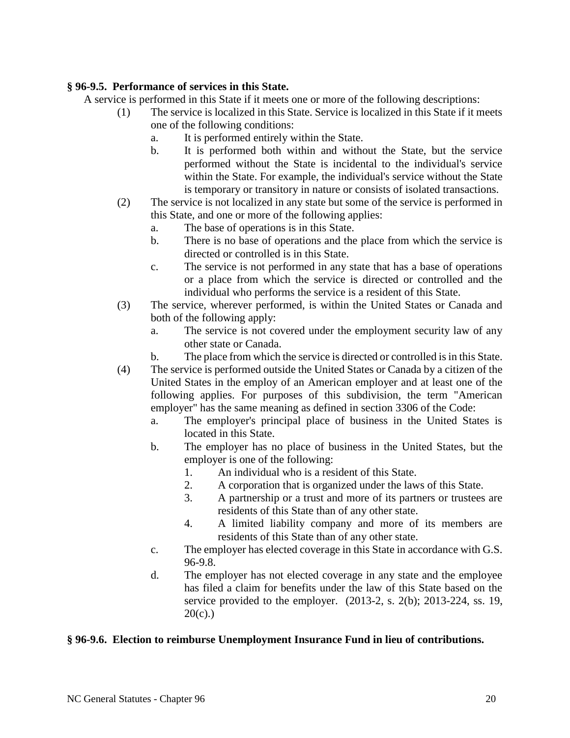**§ 96-9.5. Performance of services in this State.**

A service is performed in this State if it meets one or more of the following descriptions:

(1) The service is localized in this State. Service is localized in this State if it meets one of the following conditions:

   a. It is performed entirely within the State.

   b. It is performed both within and without the State, but the service performed without the State is incidental to the individual's service within the State. For example, the individual's service without the State is temporary or transitory in nature or consists of isolated transactions.

(2) The service is not localized in any state but some of the service is performed in this State, and one or more of the following applies:

   a. The base of operations is in this State.

   b. There is no base of operations and the place from which the service is directed or controlled is in this State.

   c. The service is not performed in any state that has a base of operations or a place from which the service is directed or controlled and the individual who performs the service is a resident of this State.

(3) The service, wherever performed, is within the United States or Canada and both of the following apply:

   a. The service is not covered under the employment security law of any other state or Canada.

   b. The place from which the service is directed or controlled is in this State.

(4) The service is performed outside the United States or Canada by a citizen of the United States in the employ of an American employer and at least one of the following applies. For purposes of this subdivision, the term "American employer" has the same meaning as defined in section 3306 of the Code:

   a. The employer's principal place of business in the United States is located in this State.

   b. The employer has no place of business in the United States, but the employer is one of the following:

      1. An individual who is a resident of this State.

      2. A corporation that is organized under the laws of this State.

      3. A partnership or a trust and more of its partners or trustees are residents of this State than of any other state.

      4. A limited liability company and more of its members are residents of this State than of any other state.

   c. The employer has elected coverage in this State in accordance with G.S. 96-9.8.

   d. The employer has not elected coverage in any state and the employee has filed a claim for benefits under the law of this State based on the service provided to the employer. (2013-2, s. 2(b); 2013-224, ss. 19, 20(c).)

**§ 96-9.6. Election to reimburse Unemployment Insurance Fund in lieu of contributions.**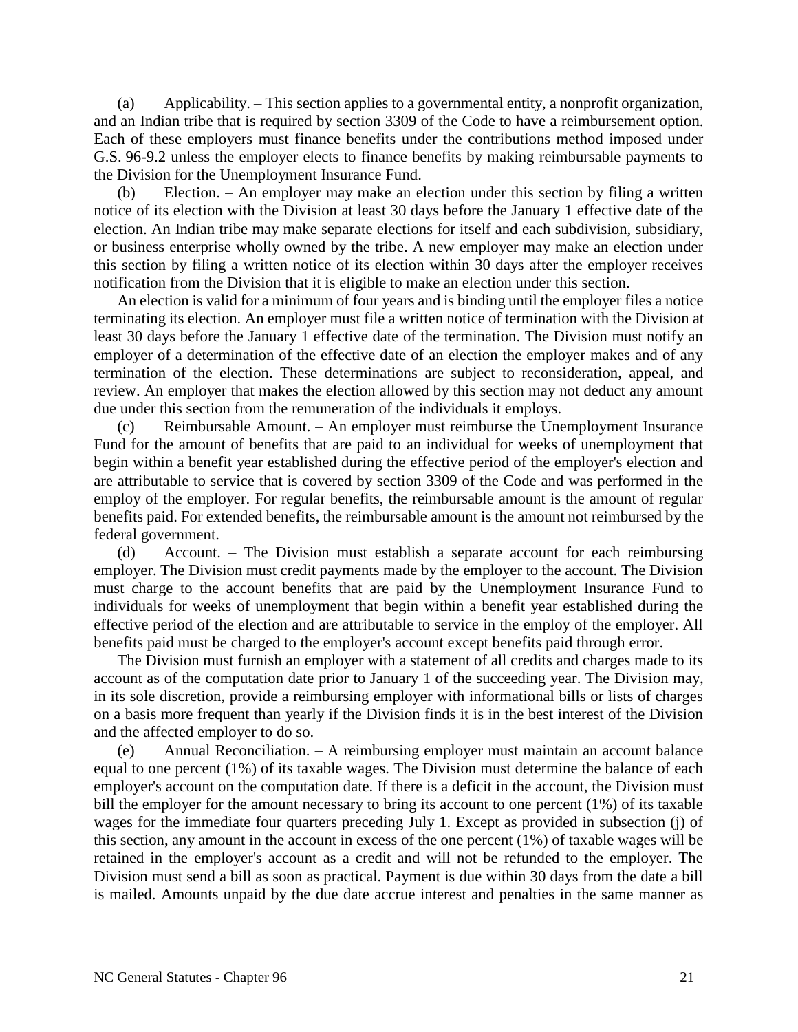(a) Applicability. – This section applies to a governmental entity, a nonprofit organization, and an Indian tribe that is required by section 3309 of the Code to have a reimbursement option. Each of these employers must finance benefits under the contributions method imposed under G.S. 96-9.2 unless the employer elects to finance benefits by making reimbursable payments to the Division for the Unemployment Insurance Fund.

(b) Election. – An employer may make an election under this section by filing a written notice of its election with the Division at least 30 days before the January 1 effective date of the election. An Indian tribe may make separate elections for itself and each subdivision, subsidiary, or business enterprise wholly owned by the tribe. A new employer may make an election under this section by filing a written notice of its election within 30 days after the employer receives notification from the Division that it is eligible to make an election under this section.

An election is valid for a minimum of four years and is binding until the employer files a notice terminating its election. An employer must file a written notice of termination with the Division at least 30 days before the January 1 effective date of the termination. The Division must notify an employer of a determination of the effective date of an election the employer makes and of any termination of the election. These determinations are subject to reconsideration, appeal, and review. An employer that makes the election allowed by this section may not deduct any amount due under this section from the remuneration of the individuals it employs.

(c) Reimbursable Amount. – An employer must reimburse the Unemployment Insurance Fund for the amount of benefits that are paid to an individual for weeks of unemployment that begin within a benefit year established during the effective period of the employer's election and are attributable to service that is covered by section 3309 of the Code and was performed in the employ of the employer. For regular benefits, the reimbursable amount is the amount of regular benefits paid. For extended benefits, the reimbursable amount is the amount not reimbursed by the federal government.

(d) Account. – The Division must establish a separate account for each reimbursing employer. The Division must credit payments made by the employer to the account. The Division must charge to the account benefits that are paid by the Unemployment Insurance Fund to individuals for weeks of unemployment that begin within a benefit year established during the effective period of the election and are attributable to service in the employ of the employer. All benefits paid must be charged to the employer's account except benefits paid through error.

The Division must furnish an employer with a statement of all credits and charges made to its account as of the computation date prior to January 1 of the succeeding year. The Division may, in its sole discretion, provide a reimbursing employer with informational bills or lists of charges on a basis more frequent than yearly if the Division finds it is in the best interest of the Division and the affected employer to do so.

(e) Annual Reconciliation. – A reimbursing employer must maintain an account balance equal to one percent (1%) of its taxable wages. The Division must determine the balance of each employer's account on the computation date. If there is a deficit in the account, the Division must bill the employer for the amount necessary to bring its account to one percent (1%) of its taxable wages for the immediate four quarters preceding July 1. Except as provided in subsection (j) of this section, any amount in the account in excess of the one percent (1%) of taxable wages will be retained in the employer's account as a credit and will not be refunded to the employer. The Division must send a bill as soon as practical. Payment is due within 30 days from the date a bill is mailed. Amounts unpaid by the due date accrue interest and penalties in the same manner as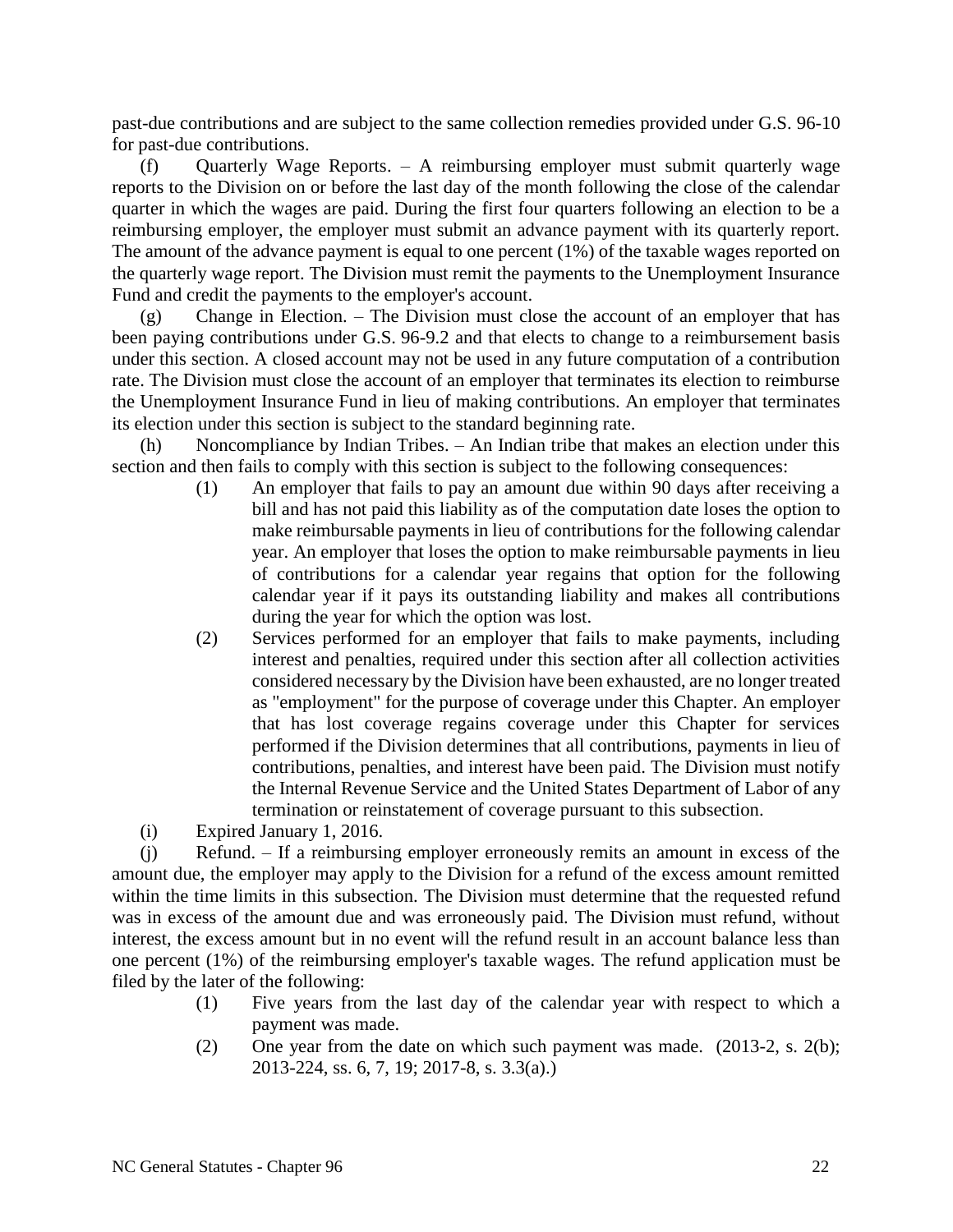past-due contributions and are subject to the same collection remedies provided under G.S. 96-10 for past-due contributions.

(f) Quarterly Wage Reports. – A reimbursing employer must submit quarterly wage reports to the Division on or before the last day of the month following the close of the calendar quarter in which the wages are paid. During the first four quarters following an election to be a reimbursing employer, the employer must submit an advance payment with its quarterly report. The amount of the advance payment is equal to one percent (1%) of the taxable wages reported on the quarterly wage report. The Division must remit the payments to the Unemployment Insurance Fund and credit the payments to the employer's account.

(g) Change in Election. – The Division must close the account of an employer that has been paying contributions under G.S. 96-9.2 and that elects to change to a reimbursement basis under this section. A closed account may not be used in any future computation of a contribution rate. The Division must close the account of an employer that terminates its election to reimburse the Unemployment Insurance Fund in lieu of making contributions. An employer that terminates its election under this section is subject to the standard beginning rate.

(h) Noncompliance by Indian Tribes. – An Indian tribe that makes an election under this section and then fails to comply with this section is subject to the following consequences:

(1) An employer that fails to pay an amount due within 90 days after receiving a bill and has not paid this liability as of the computation date loses the option to make reimbursable payments in lieu of contributions for the following calendar year. An employer that loses the option to make reimbursable payments in lieu of contributions for a calendar year regains that option for the following calendar year if it pays its outstanding liability and makes all contributions during the year for which the option was lost.

(2) Services performed for an employer that fails to make payments, including interest and penalties, required under this section after all collection activities considered necessary by the Division have been exhausted, are no longer treated as "employment" for the purpose of coverage under this Chapter. An employer that has lost coverage regains coverage under this Chapter for services performed if the Division determines that all contributions, payments in lieu of contributions, penalties, and interest have been paid. The Division must notify the Internal Revenue Service and the United States Department of Labor of any termination or reinstatement of coverage pursuant to this subsection.

(i) Expired January 1, 2016.

(j) Refund. – If a reimbursing employer erroneously remits an amount in excess of the amount due, the employer may apply to the Division for a refund of the excess amount remitted within the time limits in this subsection. The Division must determine that the requested refund was in excess of the amount due and was erroneously paid. The Division must refund, without interest, the excess amount but in no event will the refund result in an account balance less than one percent (1%) of the reimbursing employer's taxable wages. The refund application must be filed by the later of the following:

(1) Five years from the last day of the calendar year with respect to which a payment was made.

(2) One year from the date on which such payment was made. (2013-2, s. 2(b); 2013-224, ss. 6, 7, 19; 2017-8, s. 3.3(a).)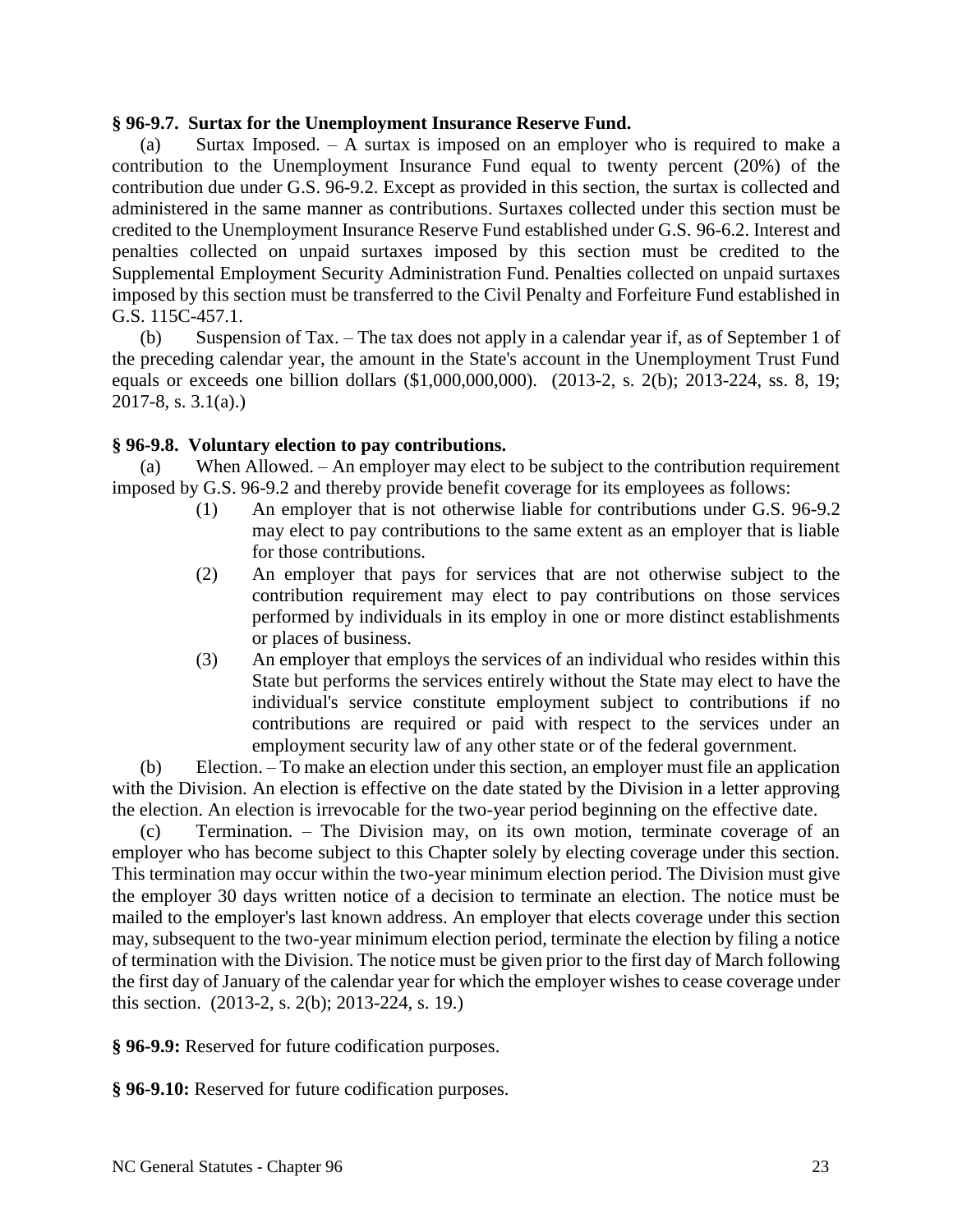**§ 96-9.7. Surtax for the Unemployment Insurance Reserve Fund.**

(a) Surtax Imposed. – A surtax is imposed on an employer who is required to make a contribution to the Unemployment Insurance Fund equal to twenty percent (20%) of the contribution due under G.S. 96-9.2. Except as provided in this section, the surtax is collected and administered in the same manner as contributions. Surtaxes collected under this section must be credited to the Unemployment Insurance Reserve Fund established under G.S. 96-6.2. Interest and penalties collected on unpaid surtaxes imposed by this section must be credited to the Supplemental Employment Security Administration Fund. Penalties collected on unpaid surtaxes imposed by this section must be transferred to the Civil Penalty and Forfeiture Fund established in G.S. 115C-457.1.

(b) Suspension of Tax. – The tax does not apply in a calendar year if, as of September 1 of the preceding calendar year, the amount in the State's account in the Unemployment Trust Fund equals or exceeds one billion dollars ($1,000,000,000). (2013-2, s. 2(b); 2013-224, ss. 8, 19; 2017-8, s. 3.1(a).)

**§ 96-9.8. Voluntary election to pay contributions.**

(a) When Allowed. – An employer may elect to be subject to the contribution requirement imposed by G.S. 96-9.2 and thereby provide benefit coverage for its employees as follows:

(1) An employer that is not otherwise liable for contributions under G.S. 96-9.2 may elect to pay contributions to the same extent as an employer that is liable for those contributions.

(2) An employer that pays for services that are not otherwise subject to the contribution requirement may elect to pay contributions on those services performed by individuals in its employ in one or more distinct establishments or places of business.

(3) An employer that employs the services of an individual who resides within this State but performs the services entirely without the State may elect to have the individual's service constitute employment subject to contributions if no contributions are required or paid with respect to the services under an employment security law of any other state or of the federal government.

(b) Election. – To make an election under this section, an employer must file an application with the Division. An election is effective on the date stated by the Division in a letter approving the election. An election is irrevocable for the two-year period beginning on the effective date.

(c) Termination. – The Division may, on its own motion, terminate coverage of an employer who has become subject to this Chapter solely by electing coverage under this section. This termination may occur within the two-year minimum election period. The Division must give the employer 30 days written notice of a decision to terminate an election. The notice must be mailed to the employer's last known address. An employer that elects coverage under this section may, subsequent to the two-year minimum election period, terminate the election by filing a notice of termination with the Division. The notice must be given prior to the first day of March following the first day of January of the calendar year for which the employer wishes to cease coverage under this section. (2013-2, s. 2(b); 2013-224, s. 19.)

**§ 96-9.9:** Reserved for future codification purposes.

**§ 96-9.10:** Reserved for future codification purposes.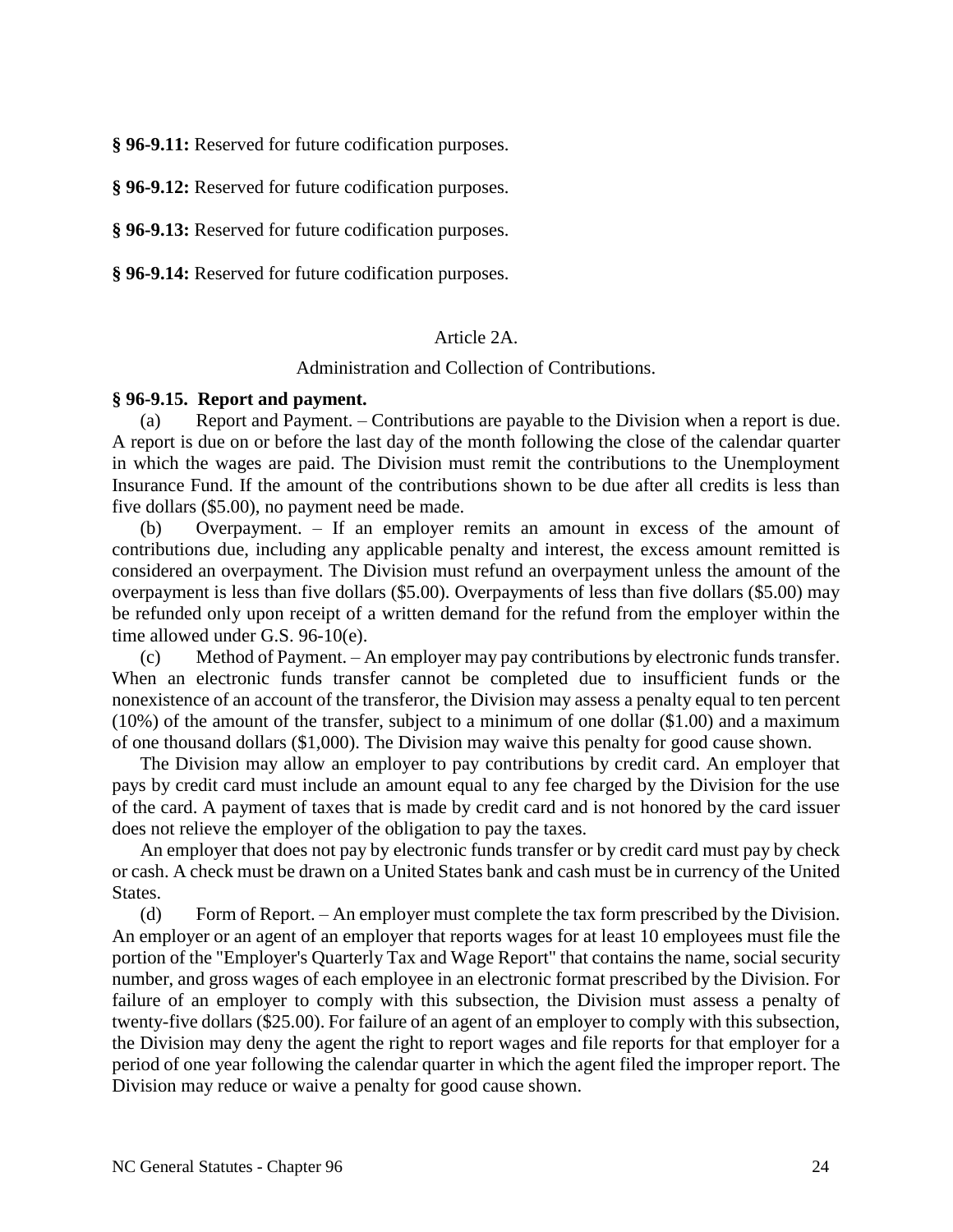**§ 96-9.11:** Reserved for future codification purposes.

**§ 96-9.12:** Reserved for future codification purposes.

**§ 96-9.13:** Reserved for future codification purposes.

**§ 96-9.14:** Reserved for future codification purposes.

## Article 2A.

## Administration and Collection of Contributions.

**§ 96-9.15. Report and payment.**

(a) Report and Payment. – Contributions are payable to the Division when a report is due. A report is due on or before the last day of the month following the close of the calendar quarter in which the wages are paid. The Division must remit the contributions to the Unemployment Insurance Fund. If the amount of the contributions shown to be due after all credits is less than five dollars ($5.00), no payment need be made.

(b) Overpayment. – If an employer remits an amount in excess of the amount of contributions due, including any applicable penalty and interest, the excess amount remitted is considered an overpayment. The Division must refund an overpayment unless the amount of the overpayment is less than five dollars ($5.00). Overpayments of less than five dollars ($5.00) may be refunded only upon receipt of a written demand for the refund from the employer within the time allowed under G.S. 96-10(e).

(c) Method of Payment. – An employer may pay contributions by electronic funds transfer. When an electronic funds transfer cannot be completed due to insufficient funds or the nonexistence of an account of the transferor, the Division may assess a penalty equal to ten percent (10%) of the amount of the transfer, subject to a minimum of one dollar ($1.00) and a maximum of one thousand dollars ($1,000). The Division may waive this penalty for good cause shown.

The Division may allow an employer to pay contributions by credit card. An employer that pays by credit card must include an amount equal to any fee charged by the Division for the use of the card. A payment of taxes that is made by credit card and is not honored by the card issuer does not relieve the employer of the obligation to pay the taxes.

An employer that does not pay by electronic funds transfer or by credit card must pay by check or cash. A check must be drawn on a United States bank and cash must be in currency of the United States.

(d) Form of Report. – An employer must complete the tax form prescribed by the Division. An employer or an agent of an employer that reports wages for at least 10 employees must file the portion of the "Employer's Quarterly Tax and Wage Report" that contains the name, social security number, and gross wages of each employee in an electronic format prescribed by the Division. For failure of an employer to comply with this subsection, the Division must assess a penalty of twenty-five dollars ($25.00). For failure of an agent of an employer to comply with this subsection, the Division may deny the agent the right to report wages and file reports for that employer for a period of one year following the calendar quarter in which the agent filed the improper report. The Division may reduce or waive a penalty for good cause shown.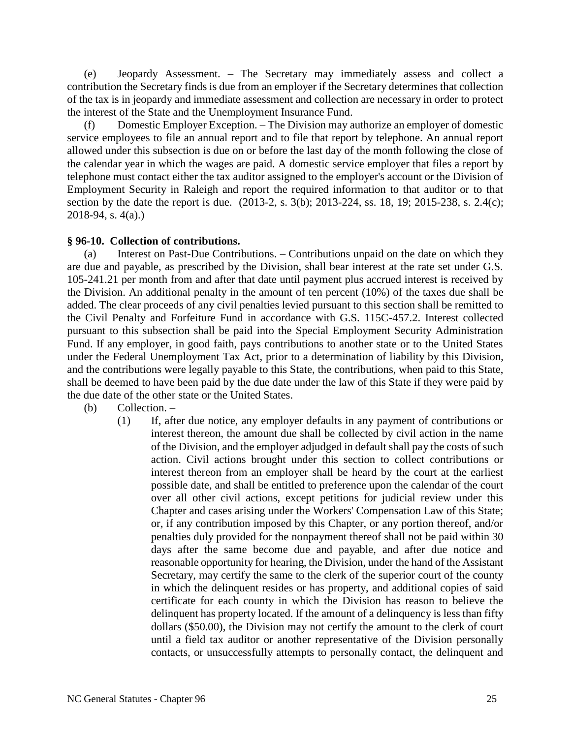(e) Jeopardy Assessment. – The Secretary may immediately assess and collect a contribution the Secretary finds is due from an employer if the Secretary determines that collection of the tax is in jeopardy and immediate assessment and collection are necessary in order to protect the interest of the State and the Unemployment Insurance Fund.

(f) Domestic Employer Exception. – The Division may authorize an employer of domestic service employees to file an annual report and to file that report by telephone. An annual report allowed under this subsection is due on or before the last day of the month following the close of the calendar year in which the wages are paid. A domestic service employer that files a report by telephone must contact either the tax auditor assigned to the employer's account or the Division of Employment Security in Raleigh and report the required information to that auditor or to that section by the date the report is due. (2013-2, s. 3(b); 2013-224, ss. 18, 19; 2015-238, s. 2.4(c); 2018-94, s. 4(a).)

**§ 96-10. Collection of contributions.**

(a) Interest on Past-Due Contributions. – Contributions unpaid on the date on which they are due and payable, as prescribed by the Division, shall bear interest at the rate set under G.S. 105-241.21 per month from and after that date until payment plus accrued interest is received by the Division. An additional penalty in the amount of ten percent (10%) of the taxes due shall be added. The clear proceeds of any civil penalties levied pursuant to this section shall be remitted to the Civil Penalty and Forfeiture Fund in accordance with G.S. 115C-457.2. Interest collected pursuant to this subsection shall be paid into the Special Employment Security Administration Fund. If any employer, in good faith, pays contributions to another state or to the United States under the Federal Unemployment Tax Act, prior to a determination of liability by this Division, and the contributions were legally payable to this State, the contributions, when paid to this State, shall be deemed to have been paid by the due date under the law of this State if they were paid by the due date of the other state or the United States.

(b) Collection. –

(1) If, after due notice, any employer defaults in any payment of contributions or interest thereon, the amount due shall be collected by civil action in the name of the Division, and the employer adjudged in default shall pay the costs of such action. Civil actions brought under this section to collect contributions or interest thereon from an employer shall be heard by the court at the earliest possible date, and shall be entitled to preference upon the calendar of the court over all other civil actions, except petitions for judicial review under this Chapter and cases arising under the Workers' Compensation Law of this State; or, if any contribution imposed by this Chapter, or any portion thereof, and/or penalties duly provided for the nonpayment thereof shall not be paid within 30 days after the same become due and payable, and after due notice and reasonable opportunity for hearing, the Division, under the hand of the Assistant Secretary, may certify the same to the clerk of the superior court of the county in which the delinquent resides or has property, and additional copies of said certificate for each county in which the Division has reason to believe the delinquent has property located. If the amount of a delinquency is less than fifty dollars ($50.00), the Division may not certify the amount to the clerk of court until a field tax auditor or another representative of the Division personally contacts, or unsuccessfully attempts to personally contact, the delinquent and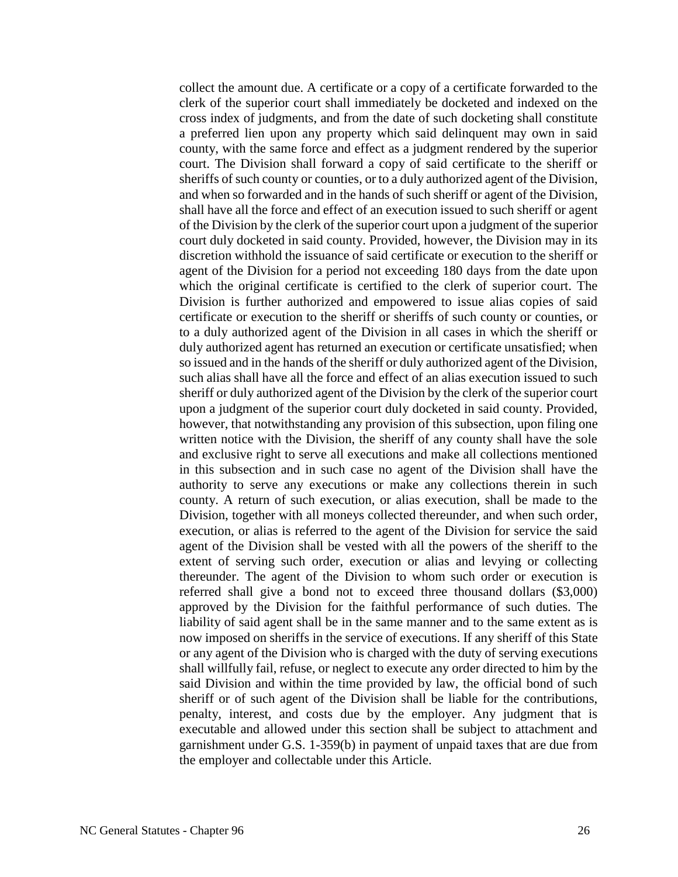collect the amount due. A certificate or a copy of a certificate forwarded to the clerk of the superior court shall immediately be docketed and indexed on the cross index of judgments, and from the date of such docketing shall constitute a preferred lien upon any property which said delinquent may own in said county, with the same force and effect as a judgment rendered by the superior court. The Division shall forward a copy of said certificate to the sheriff or sheriffs of such county or counties, or to a duly authorized agent of the Division, and when so forwarded and in the hands of such sheriff or agent of the Division, shall have all the force and effect of an execution issued to such sheriff or agent of the Division by the clerk of the superior court upon a judgment of the superior court duly docketed in said county. Provided, however, the Division may in its discretion withhold the issuance of said certificate or execution to the sheriff or agent of the Division for a period not exceeding 180 days from the date upon which the original certificate is certified to the clerk of superior court. The Division is further authorized and empowered to issue alias copies of said certificate or execution to the sheriff or sheriffs of such county or counties, or to a duly authorized agent of the Division in all cases in which the sheriff or duly authorized agent has returned an execution or certificate unsatisfied; when so issued and in the hands of the sheriff or duly authorized agent of the Division, such alias shall have all the force and effect of an alias execution issued to such sheriff or duly authorized agent of the Division by the clerk of the superior court upon a judgment of the superior court duly docketed in said county. Provided, however, that notwithstanding any provision of this subsection, upon filing one written notice with the Division, the sheriff of any county shall have the sole and exclusive right to serve all executions and make all collections mentioned in this subsection and in such case no agent of the Division shall have the authority to serve any executions or make any collections therein in such county. A return of such execution, or alias execution, shall be made to the Division, together with all moneys collected thereunder, and when such order, execution, or alias is referred to the agent of the Division for service the said agent of the Division shall be vested with all the powers of the sheriff to the extent of serving such order, execution or alias and levying or collecting thereunder. The agent of the Division to whom such order or execution is referred shall give a bond not to exceed three thousand dollars ($3,000) approved by the Division for the faithful performance of such duties. The liability of said agent shall be in the same manner and to the same extent as is now imposed on sheriffs in the service of executions. If any sheriff of this State or any agent of the Division who is charged with the duty of serving executions shall willfully fail, refuse, or neglect to execute any order directed to him by the said Division and within the time provided by law, the official bond of such sheriff or of such agent of the Division shall be liable for the contributions, penalty, interest, and costs due by the employer. Any judgment that is executable and allowed under this section shall be subject to attachment and garnishment under G.S. 1-359(b) in payment of unpaid taxes that are due from the employer and collectable under this Article.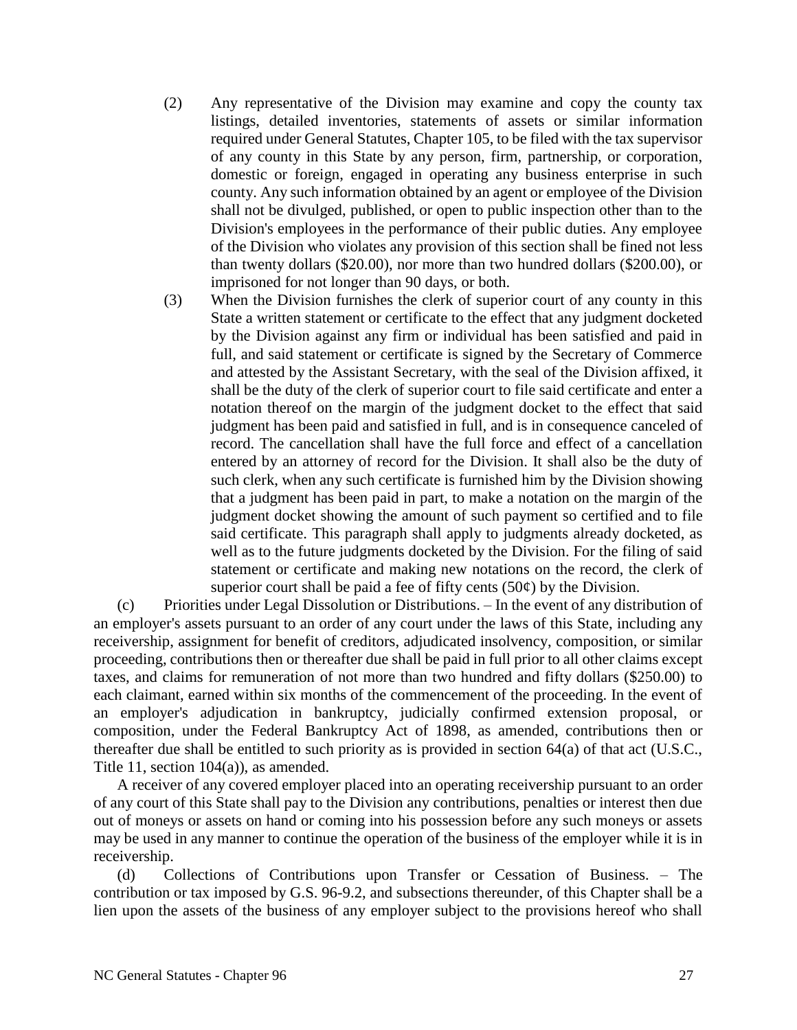(2) Any representative of the Division may examine and copy the county tax listings, detailed inventories, statements of assets or similar information required under General Statutes, Chapter 105, to be filed with the tax supervisor of any county in this State by any person, firm, partnership, or corporation, domestic or foreign, engaged in operating any business enterprise in such county. Any such information obtained by an agent or employee of the Division shall not be divulged, published, or open to public inspection other than to the Division's employees in the performance of their public duties. Any employee of the Division who violates any provision of this section shall be fined not less than twenty dollars ($20.00), nor more than two hundred dollars ($200.00), or imprisoned for not longer than 90 days, or both.

(3) When the Division furnishes the clerk of superior court of any county in this State a written statement or certificate to the effect that any judgment docketed by the Division against any firm or individual has been satisfied and paid in full, and said statement or certificate is signed by the Secretary of Commerce and attested by the Assistant Secretary, with the seal of the Division affixed, it shall be the duty of the clerk of superior court to file said certificate and enter a notation thereof on the margin of the judgment docket to the effect that said judgment has been paid and satisfied in full, and is in consequence canceled of record. The cancellation shall have the full force and effect of a cancellation entered by an attorney of record for the Division. It shall also be the duty of such clerk, when any such certificate is furnished him by the Division showing that a judgment has been paid in part, to make a notation on the margin of the judgment docket showing the amount of such payment so certified and to file said certificate. This paragraph shall apply to judgments already docketed, as well as to the future judgments docketed by the Division. For the filing of said statement or certificate and making new notations on the record, the clerk of superior court shall be paid a fee of fifty cents (50¢) by the Division.

(c) Priorities under Legal Dissolution or Distributions. – In the event of any distribution of an employer's assets pursuant to an order of any court under the laws of this State, including any receivership, assignment for benefit of creditors, adjudicated insolvency, composition, or similar proceeding, contributions then or thereafter due shall be paid in full prior to all other claims except taxes, and claims for remuneration of not more than two hundred and fifty dollars ($250.00) to each claimant, earned within six months of the commencement of the proceeding. In the event of an employer's adjudication in bankruptcy, judicially confirmed extension proposal, or composition, under the Federal Bankruptcy Act of 1898, as amended, contributions then or thereafter due shall be entitled to such priority as is provided in section 64(a) of that act (U.S.C., Title 11, section 104(a)), as amended.

A receiver of any covered employer placed into an operating receivership pursuant to an order of any court of this State shall pay to the Division any contributions, penalties or interest then due out of moneys or assets on hand or coming into his possession before any such moneys or assets may be used in any manner to continue the operation of the business of the employer while it is in receivership.

(d) Collections of Contributions upon Transfer or Cessation of Business. – The contribution or tax imposed by G.S. 96-9.2, and subsections thereunder, of this Chapter shall be a lien upon the assets of the business of any employer subject to the provisions hereof who shall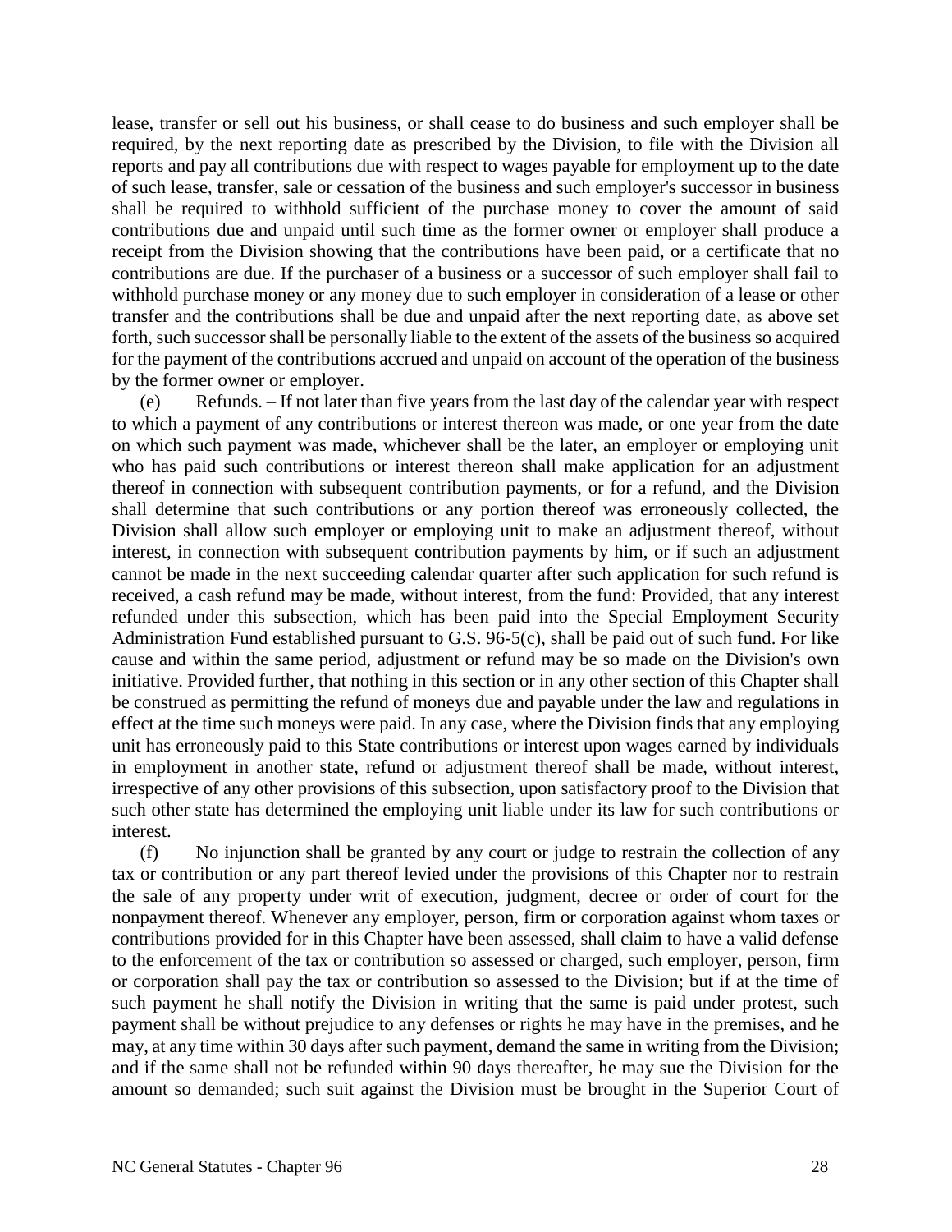lease, transfer or sell out his business, or shall cease to do business and such employer shall be required, by the next reporting date as prescribed by the Division, to file with the Division all reports and pay all contributions due with respect to wages payable for employment up to the date of such lease, transfer, sale or cessation of the business and such employer's successor in business shall be required to withhold sufficient of the purchase money to cover the amount of said contributions due and unpaid until such time as the former owner or employer shall produce a receipt from the Division showing that the contributions have been paid, or a certificate that no contributions are due. If the purchaser of a business or a successor of such employer shall fail to withhold purchase money or any money due to such employer in consideration of a lease or other transfer and the contributions shall be due and unpaid after the next reporting date, as above set forth, such successor shall be personally liable to the extent of the assets of the business so acquired for the payment of the contributions accrued and unpaid on account of the operation of the business by the former owner or employer.

(e) Refunds. – If not later than five years from the last day of the calendar year with respect to which a payment of any contributions or interest thereon was made, or one year from the date on which such payment was made, whichever shall be the later, an employer or employing unit who has paid such contributions or interest thereon shall make application for an adjustment thereof in connection with subsequent contribution payments, or for a refund, and the Division shall determine that such contributions or any portion thereof was erroneously collected, the Division shall allow such employer or employing unit to make an adjustment thereof, without interest, in connection with subsequent contribution payments by him, or if such an adjustment cannot be made in the next succeeding calendar quarter after such application for such refund is received, a cash refund may be made, without interest, from the fund: Provided, that any interest refunded under this subsection, which has been paid into the Special Employment Security Administration Fund established pursuant to G.S. 96-5(c), shall be paid out of such fund. For like cause and within the same period, adjustment or refund may be so made on the Division's own initiative. Provided further, that nothing in this section or in any other section of this Chapter shall be construed as permitting the refund of moneys due and payable under the law and regulations in effect at the time such moneys were paid. In any case, where the Division finds that any employing unit has erroneously paid to this State contributions or interest upon wages earned by individuals in employment in another state, refund or adjustment thereof shall be made, without interest, irrespective of any other provisions of this subsection, upon satisfactory proof to the Division that such other state has determined the employing unit liable under its law for such contributions or interest.

(f) No injunction shall be granted by any court or judge to restrain the collection of any tax or contribution or any part thereof levied under the provisions of this Chapter nor to restrain the sale of any property under writ of execution, judgment, decree or order of court for the nonpayment thereof. Whenever any employer, person, firm or corporation against whom taxes or contributions provided for in this Chapter have been assessed, shall claim to have a valid defense to the enforcement of the tax or contribution so assessed or charged, such employer, person, firm or corporation shall pay the tax or contribution so assessed to the Division; but if at the time of such payment he shall notify the Division in writing that the same is paid under protest, such payment shall be without prejudice to any defenses or rights he may have in the premises, and he may, at any time within 30 days after such payment, demand the same in writing from the Division; and if the same shall not be refunded within 90 days thereafter, he may sue the Division for the amount so demanded; such suit against the Division must be brought in the Superior Court of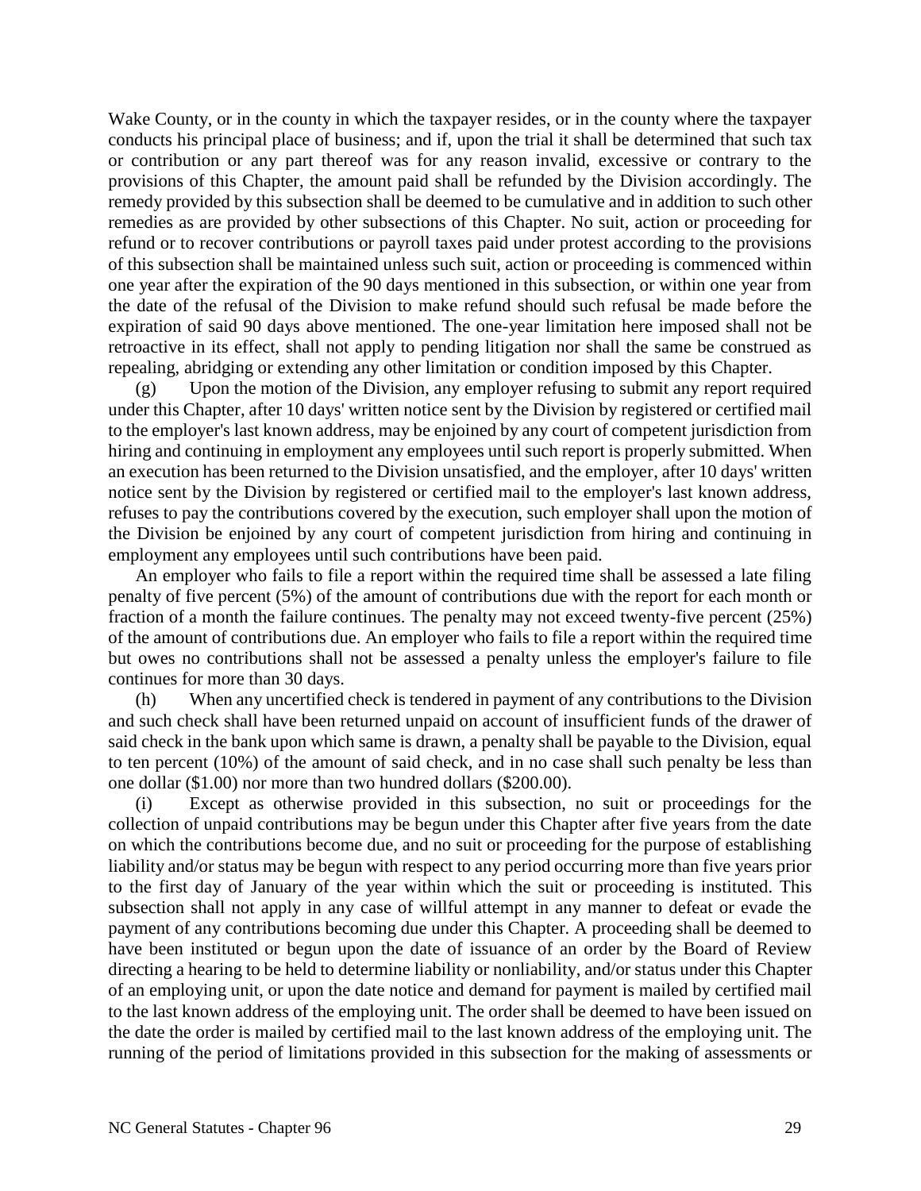Wake County, or in the county in which the taxpayer resides, or in the county where the taxpayer conducts his principal place of business; and if, upon the trial it shall be determined that such tax or contribution or any part thereof was for any reason invalid, excessive or contrary to the provisions of this Chapter, the amount paid shall be refunded by the Division accordingly. The remedy provided by this subsection shall be deemed to be cumulative and in addition to such other remedies as are provided by other subsections of this Chapter. No suit, action or proceeding for refund or to recover contributions or payroll taxes paid under protest according to the provisions of this subsection shall be maintained unless such suit, action or proceeding is commenced within one year after the expiration of the 90 days mentioned in this subsection, or within one year from the date of the refusal of the Division to make refund should such refusal be made before the expiration of said 90 days above mentioned. The one-year limitation here imposed shall not be retroactive in its effect, shall not apply to pending litigation nor shall the same be construed as repealing, abridging or extending any other limitation or condition imposed by this Chapter.

(g) Upon the motion of the Division, any employer refusing to submit any report required under this Chapter, after 10 days' written notice sent by the Division by registered or certified mail to the employer's last known address, may be enjoined by any court of competent jurisdiction from hiring and continuing in employment any employees until such report is properly submitted. When an execution has been returned to the Division unsatisfied, and the employer, after 10 days' written notice sent by the Division by registered or certified mail to the employer's last known address, refuses to pay the contributions covered by the execution, such employer shall upon the motion of the Division be enjoined by any court of competent jurisdiction from hiring and continuing in employment any employees until such contributions have been paid.

An employer who fails to file a report within the required time shall be assessed a late filing penalty of five percent (5%) of the amount of contributions due with the report for each month or fraction of a month the failure continues. The penalty may not exceed twenty-five percent (25%) of the amount of contributions due. An employer who fails to file a report within the required time but owes no contributions shall not be assessed a penalty unless the employer's failure to file continues for more than 30 days.

(h) When any uncertified check is tendered in payment of any contributions to the Division and such check shall have been returned unpaid on account of insufficient funds of the drawer of said check in the bank upon which same is drawn, a penalty shall be payable to the Division, equal to ten percent (10%) of the amount of said check, and in no case shall such penalty be less than one dollar ($1.00) nor more than two hundred dollars ($200.00).

(i) Except as otherwise provided in this subsection, no suit or proceedings for the collection of unpaid contributions may be begun under this Chapter after five years from the date on which the contributions become due, and no suit or proceeding for the purpose of establishing liability and/or status may be begun with respect to any period occurring more than five years prior to the first day of January of the year within which the suit or proceeding is instituted. This subsection shall not apply in any case of willful attempt in any manner to defeat or evade the payment of any contributions becoming due under this Chapter. A proceeding shall be deemed to have been instituted or begun upon the date of issuance of an order by the Board of Review directing a hearing to be held to determine liability or nonliability, and/or status under this Chapter of an employing unit, or upon the date notice and demand for payment is mailed by certified mail to the last known address of the employing unit. The order shall be deemed to have been issued on the date the order is mailed by certified mail to the last known address of the employing unit. The running of the period of limitations provided in this subsection for the making of assessments or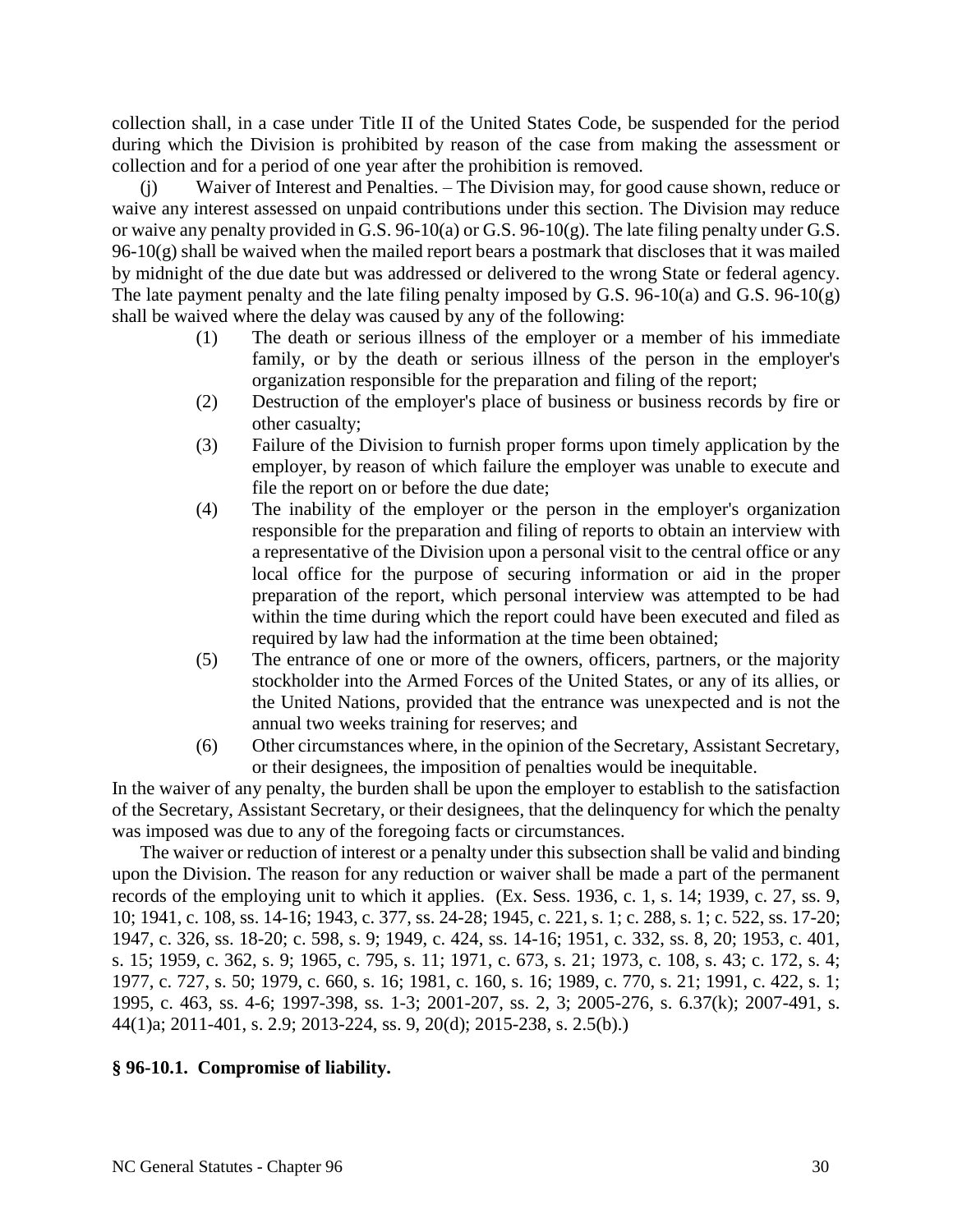collection shall, in a case under Title II of the United States Code, be suspended for the period during which the Division is prohibited by reason of the case from making the assessment or collection and for a period of one year after the prohibition is removed.

(j) Waiver of Interest and Penalties. – The Division may, for good cause shown, reduce or waive any interest assessed on unpaid contributions under this section. The Division may reduce or waive any penalty provided in G.S. 96-10(a) or G.S. 96-10(g). The late filing penalty under G.S. 96-10(g) shall be waived when the mailed report bears a postmark that discloses that it was mailed by midnight of the due date but was addressed or delivered to the wrong State or federal agency. The late payment penalty and the late filing penalty imposed by G.S. 96-10(a) and G.S. 96-10(g) shall be waived where the delay was caused by any of the following:

(1) The death or serious illness of the employer or a member of his immediate family, or by the death or serious illness of the person in the employer's organization responsible for the preparation and filing of the report;

(2) Destruction of the employer's place of business or business records by fire or other casualty;

(3) Failure of the Division to furnish proper forms upon timely application by the employer, by reason of which failure the employer was unable to execute and file the report on or before the due date;

(4) The inability of the employer or the person in the employer's organization responsible for the preparation and filing of reports to obtain an interview with a representative of the Division upon a personal visit to the central office or any local office for the purpose of securing information or aid in the proper preparation of the report, which personal interview was attempted to be had within the time during which the report could have been executed and filed as required by law had the information at the time been obtained;

(5) The entrance of one or more of the owners, officers, partners, or the majority stockholder into the Armed Forces of the United States, or any of its allies, or the United Nations, provided that the entrance was unexpected and is not the annual two weeks training for reserves; and

(6) Other circumstances where, in the opinion of the Secretary, Assistant Secretary, or their designees, the imposition of penalties would be inequitable.

In the waiver of any penalty, the burden shall be upon the employer to establish to the satisfaction of the Secretary, Assistant Secretary, or their designees, that the delinquency for which the penalty was imposed was due to any of the foregoing facts or circumstances.

The waiver or reduction of interest or a penalty under this subsection shall be valid and binding upon the Division. The reason for any reduction or waiver shall be made a part of the permanent records of the employing unit to which it applies. (Ex. Sess. 1936, c. 1, s. 14; 1939, c. 27, ss. 9, 10; 1941, c. 108, ss. 14-16; 1943, c. 377, ss. 24-28; 1945, c. 221, s. 1; c. 288, s. 1; c. 522, ss. 17-20; 1947, c. 326, ss. 18-20; c. 598, s. 9; 1949, c. 424, ss. 14-16; 1951, c. 332, ss. 8, 20; 1953, c. 401, s. 15; 1959, c. 362, s. 9; 1965, c. 795, s. 11; 1971, c. 673, s. 21; 1973, c. 108, s. 43; c. 172, s. 4; 1977, c. 727, s. 50; 1979, c. 660, s. 16; 1981, c. 160, s. 16; 1989, c. 770, s. 21; 1991, c. 422, s. 1; 1995, c. 463, ss. 4-6; 1997-398, ss. 1-3; 2001-207, ss. 2, 3; 2005-276, s. 6.37(k); 2007-491, s. 44(1)a; 2011-401, s. 2.9; 2013-224, ss. 9, 20(d); 2015-238, s. 2.5(b).)

**§ 96-10.1. Compromise of liability.**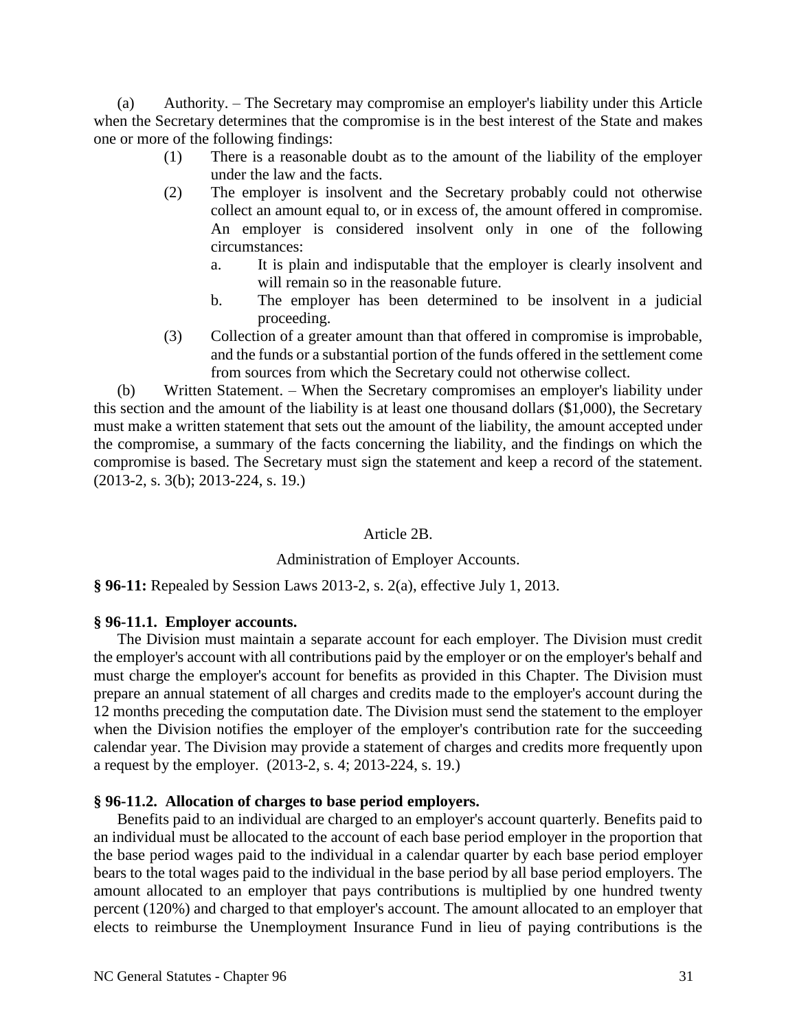(a) Authority. – The Secretary may compromise an employer's liability under this Article when the Secretary determines that the compromise is in the best interest of the State and makes one or more of the following findings:

(1) There is a reasonable doubt as to the amount of the liability of the employer under the law and the facts.

(2) The employer is insolvent and the Secretary probably could not otherwise collect an amount equal to, or in excess of, the amount offered in compromise. An employer is considered insolvent only in one of the following circumstances:

a. It is plain and indisputable that the employer is clearly insolvent and will remain so in the reasonable future.

b. The employer has been determined to be insolvent in a judicial proceeding.

(3) Collection of a greater amount than that offered in compromise is improbable, and the funds or a substantial portion of the funds offered in the settlement come from sources from which the Secretary could not otherwise collect.

(b) Written Statement. – When the Secretary compromises an employer's liability under this section and the amount of the liability is at least one thousand dollars ($1,000), the Secretary must make a written statement that sets out the amount of the liability, the amount accepted under the compromise, a summary of the facts concerning the liability, and the findings on which the compromise is based. The Secretary must sign the statement and keep a record of the statement. (2013-2, s. 3(b); 2013-224, s. 19.)

## Article 2B.

## Administration of Employer Accounts.

**§ 96-11:** Repealed by Session Laws 2013-2, s. 2(a), effective July 1, 2013.

### § 96-11.1. Employer accounts.

The Division must maintain a separate account for each employer. The Division must credit the employer's account with all contributions paid by the employer or on the employer's behalf and must charge the employer's account for benefits as provided in this Chapter. The Division must prepare an annual statement of all charges and credits made to the employer's account during the 12 months preceding the computation date. The Division must send the statement to the employer when the Division notifies the employer of the employer's contribution rate for the succeeding calendar year. The Division may provide a statement of charges and credits more frequently upon a request by the employer. (2013-2, s. 4; 2013-224, s. 19.)

### § 96-11.2. Allocation of charges to base period employers.

Benefits paid to an individual are charged to an employer's account quarterly. Benefits paid to an individual must be allocated to the account of each base period employer in the proportion that the base period wages paid to the individual in a calendar quarter by each base period employer bears to the total wages paid to the individual in the base period by all base period employers. The amount allocated to an employer that pays contributions is multiplied by one hundred twenty percent (120%) and charged to that employer's account. The amount allocated to an employer that elects to reimburse the Unemployment Insurance Fund in lieu of paying contributions is the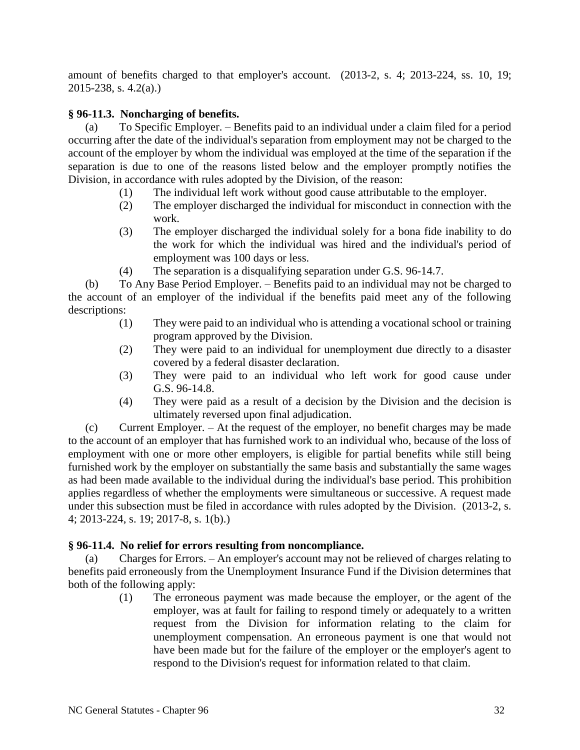amount of benefits charged to that employer's account. (2013-2, s. 4; 2013-224, ss. 10, 19; 2015-238, s. 4.2(a).)

**§ 96-11.3. Noncharging of benefits.**

(a) To Specific Employer. – Benefits paid to an individual under a claim filed for a period occurring after the date of the individual's separation from employment may not be charged to the account of the employer by whom the individual was employed at the time of the separation if the separation is due to one of the reasons listed below and the employer promptly notifies the Division, in accordance with rules adopted by the Division, of the reason:

(1) The individual left work without good cause attributable to the employer.

(2) The employer discharged the individual for misconduct in connection with the work.

(3) The employer discharged the individual solely for a bona fide inability to do the work for which the individual was hired and the individual's period of employment was 100 days or less.

(4) The separation is a disqualifying separation under G.S. 96-14.7.

(b) To Any Base Period Employer. – Benefits paid to an individual may not be charged to the account of an employer of the individual if the benefits paid meet any of the following descriptions:

(1) They were paid to an individual who is attending a vocational school or training program approved by the Division.

(2) They were paid to an individual for unemployment due directly to a disaster covered by a federal disaster declaration.

(3) They were paid to an individual who left work for good cause under G.S. 96-14.8.

(4) They were paid as a result of a decision by the Division and the decision is ultimately reversed upon final adjudication.

(c) Current Employer. – At the request of the employer, no benefit charges may be made to the account of an employer that has furnished work to an individual who, because of the loss of employment with one or more other employers, is eligible for partial benefits while still being furnished work by the employer on substantially the same basis and substantially the same wages as had been made available to the individual during the individual's base period. This prohibition applies regardless of whether the employments were simultaneous or successive. A request made under this subsection must be filed in accordance with rules adopted by the Division. (2013-2, s. 4; 2013-224, s. 19; 2017-8, s. 1(b).)

**§ 96-11.4. No relief for errors resulting from noncompliance.**

(a) Charges for Errors. – An employer's account may not be relieved of charges relating to benefits paid erroneously from the Unemployment Insurance Fund if the Division determines that both of the following apply:

(1) The erroneous payment was made because the employer, or the agent of the employer, was at fault for failing to respond timely or adequately to a written request from the Division for information relating to the claim for unemployment compensation. An erroneous payment is one that would not have been made but for the failure of the employer or the employer's agent to respond to the Division's request for information related to that claim.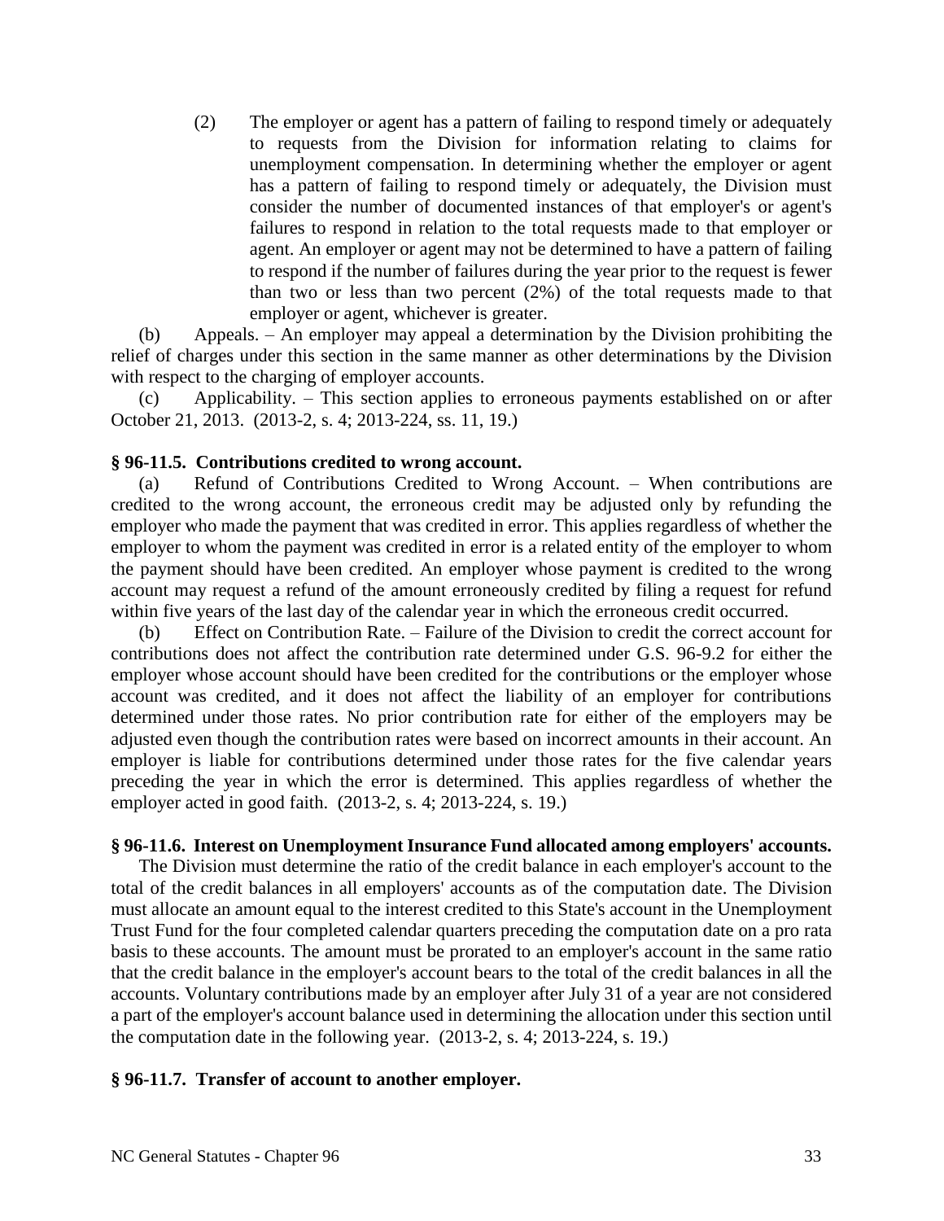(2) The employer or agent has a pattern of failing to respond timely or adequately to requests from the Division for information relating to claims for unemployment compensation. In determining whether the employer or agent has a pattern of failing to respond timely or adequately, the Division must consider the number of documented instances of that employer's or agent's failures to respond in relation to the total requests made to that employer or agent. An employer or agent may not be determined to have a pattern of failing to respond if the number of failures during the year prior to the request is fewer than two or less than two percent (2%) of the total requests made to that employer or agent, whichever is greater.

(b) Appeals. – An employer may appeal a determination by the Division prohibiting the relief of charges under this section in the same manner as other determinations by the Division with respect to the charging of employer accounts.

(c) Applicability. – This section applies to erroneous payments established on or after October 21, 2013. (2013-2, s. 4; 2013-224, ss. 11, 19.)

**§ 96-11.5. Contributions credited to wrong account.**

(a) Refund of Contributions Credited to Wrong Account. – When contributions are credited to the wrong account, the erroneous credit may be adjusted only by refunding the employer who made the payment that was credited in error. This applies regardless of whether the employer to whom the payment was credited in error is a related entity of the employer to whom the payment should have been credited. An employer whose payment is credited to the wrong account may request a refund of the amount erroneously credited by filing a request for refund within five years of the last day of the calendar year in which the erroneous credit occurred.

(b) Effect on Contribution Rate. – Failure of the Division to credit the correct account for contributions does not affect the contribution rate determined under G.S. 96-9.2 for either the employer whose account should have been credited for the contributions or the employer whose account was credited, and it does not affect the liability of an employer for contributions determined under those rates. No prior contribution rate for either of the employers may be adjusted even though the contribution rates were based on incorrect amounts in their account. An employer is liable for contributions determined under those rates for the five calendar years preceding the year in which the error is determined. This applies regardless of whether the employer acted in good faith. (2013-2, s. 4; 2013-224, s. 19.)

**§ 96-11.6. Interest on Unemployment Insurance Fund allocated among employers' accounts.**

The Division must determine the ratio of the credit balance in each employer's account to the total of the credit balances in all employers' accounts as of the computation date. The Division must allocate an amount equal to the interest credited to this State's account in the Unemployment Trust Fund for the four completed calendar quarters preceding the computation date on a pro rata basis to these accounts. The amount must be prorated to an employer's account in the same ratio that the credit balance in the employer's account bears to the total of the credit balances in all the accounts. Voluntary contributions made by an employer after July 31 of a year are not considered a part of the employer's account balance used in determining the allocation under this section until the computation date in the following year. (2013-2, s. 4; 2013-224, s. 19.)

**§ 96-11.7. Transfer of account to another employer.**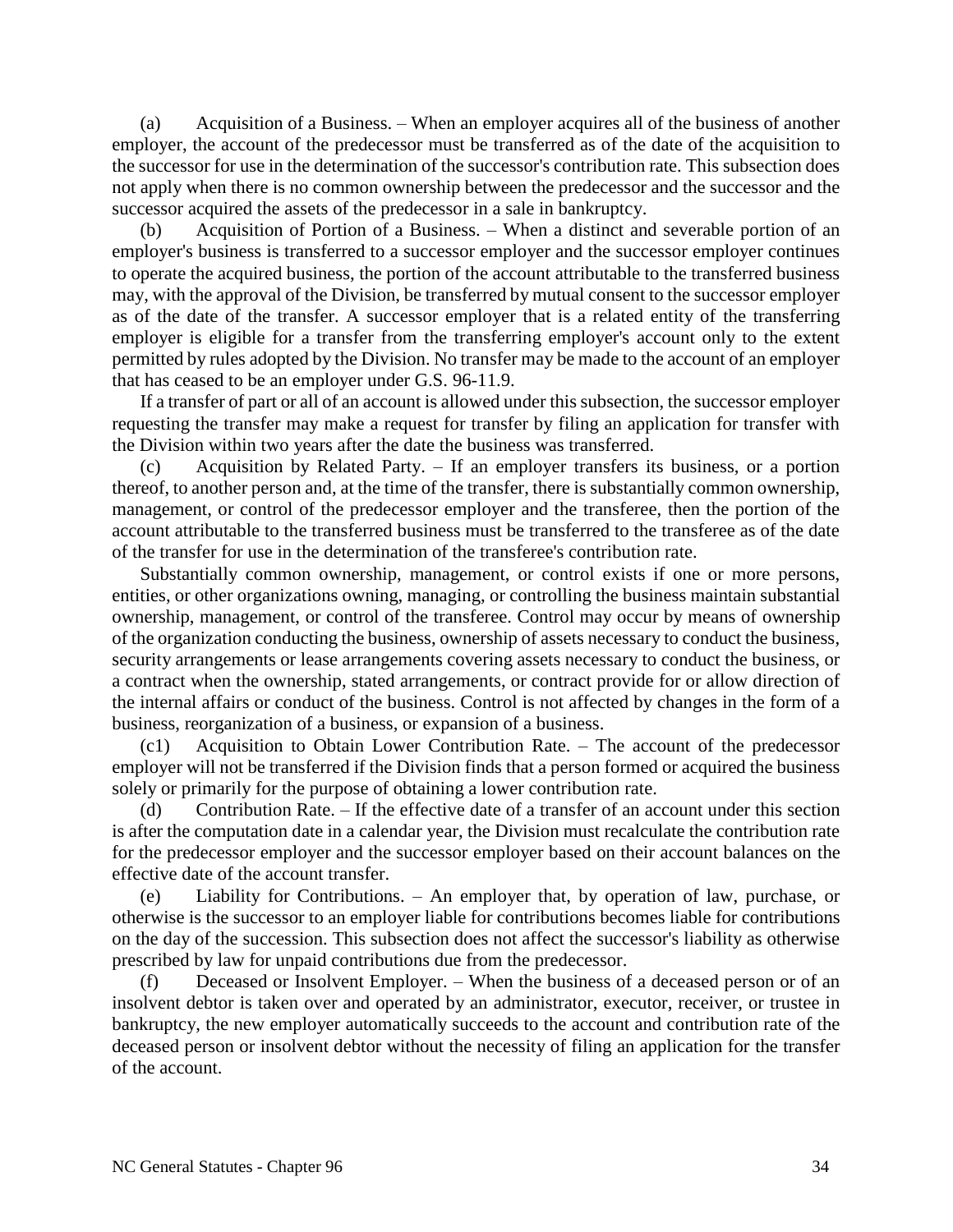(a) Acquisition of a Business. – When an employer acquires all of the business of another employer, the account of the predecessor must be transferred as of the date of the acquisition to the successor for use in the determination of the successor's contribution rate. This subsection does not apply when there is no common ownership between the predecessor and the successor and the successor acquired the assets of the predecessor in a sale in bankruptcy.

(b) Acquisition of Portion of a Business. – When a distinct and severable portion of an employer's business is transferred to a successor employer and the successor employer continues to operate the acquired business, the portion of the account attributable to the transferred business may, with the approval of the Division, be transferred by mutual consent to the successor employer as of the date of the transfer. A successor employer that is a related entity of the transferring employer is eligible for a transfer from the transferring employer's account only to the extent permitted by rules adopted by the Division. No transfer may be made to the account of an employer that has ceased to be an employer under G.S. 96-11.9.

If a transfer of part or all of an account is allowed under this subsection, the successor employer requesting the transfer may make a request for transfer by filing an application for transfer with the Division within two years after the date the business was transferred.

(c) Acquisition by Related Party. – If an employer transfers its business, or a portion thereof, to another person and, at the time of the transfer, there is substantially common ownership, management, or control of the predecessor employer and the transferee, then the portion of the account attributable to the transferred business must be transferred to the transferee as of the date of the transfer for use in the determination of the transferee's contribution rate.

Substantially common ownership, management, or control exists if one or more persons, entities, or other organizations owning, managing, or controlling the business maintain substantial ownership, management, or control of the transferee. Control may occur by means of ownership of the organization conducting the business, ownership of assets necessary to conduct the business, security arrangements or lease arrangements covering assets necessary to conduct the business, or a contract when the ownership, stated arrangements, or contract provide for or allow direction of the internal affairs or conduct of the business. Control is not affected by changes in the form of a business, reorganization of a business, or expansion of a business.

(c1) Acquisition to Obtain Lower Contribution Rate. – The account of the predecessor employer will not be transferred if the Division finds that a person formed or acquired the business solely or primarily for the purpose of obtaining a lower contribution rate.

(d) Contribution Rate. – If the effective date of a transfer of an account under this section is after the computation date in a calendar year, the Division must recalculate the contribution rate for the predecessor employer and the successor employer based on their account balances on the effective date of the account transfer.

(e) Liability for Contributions. – An employer that, by operation of law, purchase, or otherwise is the successor to an employer liable for contributions becomes liable for contributions on the day of the succession. This subsection does not affect the successor's liability as otherwise prescribed by law for unpaid contributions due from the predecessor.

(f) Deceased or Insolvent Employer. – When the business of a deceased person or of an insolvent debtor is taken over and operated by an administrator, executor, receiver, or trustee in bankruptcy, the new employer automatically succeeds to the account and contribution rate of the deceased person or insolvent debtor without the necessity of filing an application for the transfer of the account.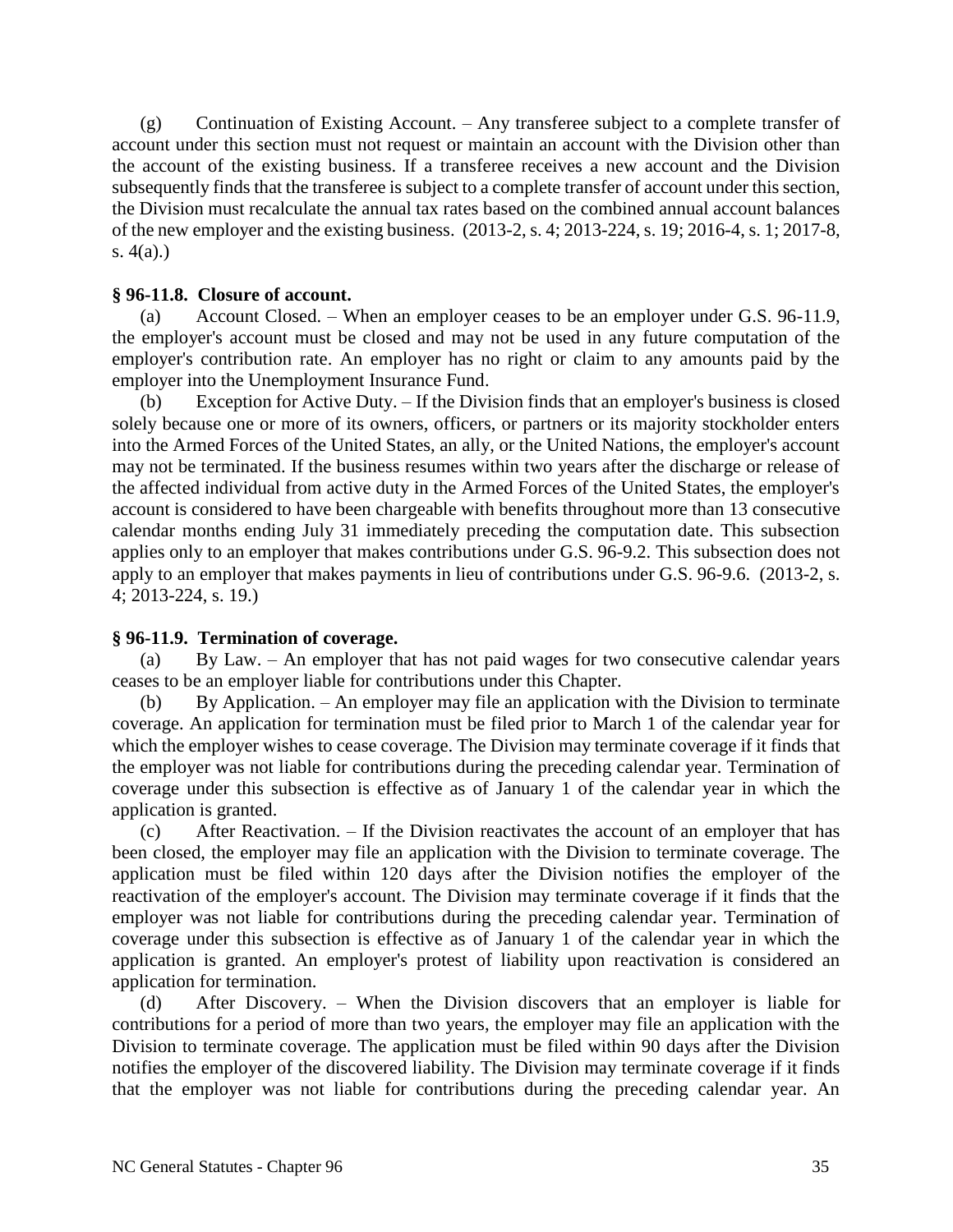(g) Continuation of Existing Account. – Any transferee subject to a complete transfer of account under this section must not request or maintain an account with the Division other than the account of the existing business. If a transferee receives a new account and the Division subsequently finds that the transferee is subject to a complete transfer of account under this section, the Division must recalculate the annual tax rates based on the combined annual account balances of the new employer and the existing business. (2013-2, s. 4; 2013-224, s. 19; 2016-4, s. 1; 2017-8, s. 4(a).)

### § 96-11.8. Closure of account.

(a) Account Closed. – When an employer ceases to be an employer under G.S. 96-11.9, the employer's account must be closed and may not be used in any future computation of the employer's contribution rate. An employer has no right or claim to any amounts paid by the employer into the Unemployment Insurance Fund.

(b) Exception for Active Duty. – If the Division finds that an employer's business is closed solely because one or more of its owners, officers, or partners or its majority stockholder enters into the Armed Forces of the United States, an ally, or the United Nations, the employer's account may not be terminated. If the business resumes within two years after the discharge or release of the affected individual from active duty in the Armed Forces of the United States, the employer's account is considered to have been chargeable with benefits throughout more than 13 consecutive calendar months ending July 31 immediately preceding the computation date. This subsection applies only to an employer that makes contributions under G.S. 96-9.2. This subsection does not apply to an employer that makes payments in lieu of contributions under G.S. 96-9.6. (2013-2, s. 4; 2013-224, s. 19.)

### § 96-11.9. Termination of coverage.

(a) By Law. – An employer that has not paid wages for two consecutive calendar years ceases to be an employer liable for contributions under this Chapter.

(b) By Application. – An employer may file an application with the Division to terminate coverage. An application for termination must be filed prior to March 1 of the calendar year for which the employer wishes to cease coverage. The Division may terminate coverage if it finds that the employer was not liable for contributions during the preceding calendar year. Termination of coverage under this subsection is effective as of January 1 of the calendar year in which the application is granted.

(c) After Reactivation. – If the Division reactivates the account of an employer that has been closed, the employer may file an application with the Division to terminate coverage. The application must be filed within 120 days after the Division notifies the employer of the reactivation of the employer's account. The Division may terminate coverage if it finds that the employer was not liable for contributions during the preceding calendar year. Termination of coverage under this subsection is effective as of January 1 of the calendar year in which the application is granted. An employer's protest of liability upon reactivation is considered an application for termination.

(d) After Discovery. – When the Division discovers that an employer is liable for contributions for a period of more than two years, the employer may file an application with the Division to terminate coverage. The application must be filed within 90 days after the Division notifies the employer of the discovered liability. The Division may terminate coverage if it finds that the employer was not liable for contributions during the preceding calendar year. An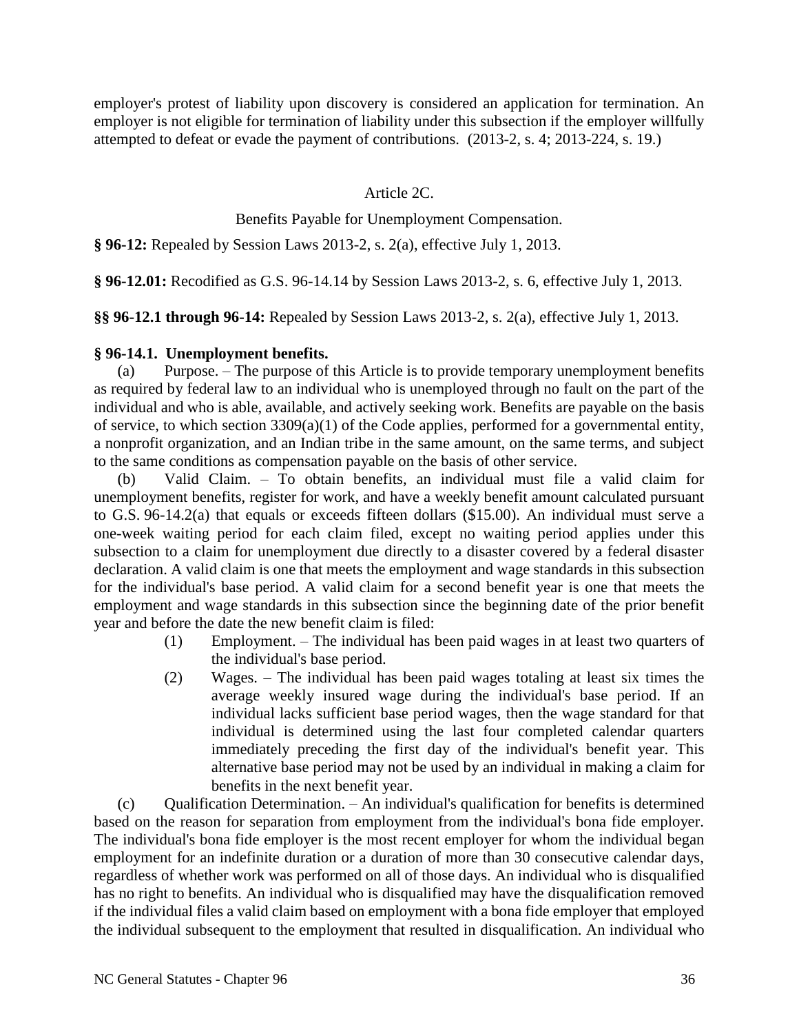employer's protest of liability upon discovery is considered an application for termination. An employer is not eligible for termination of liability under this subsection if the employer willfully attempted to defeat or evade the payment of contributions. (2013-2, s. 4; 2013-224, s. 19.)

## Article 2C.

## Benefits Payable for Unemployment Compensation.

**§ 96-12:** Repealed by Session Laws 2013-2, s. 2(a), effective July 1, 2013.

**§ 96-12.01:** Recodified as G.S. 96-14.14 by Session Laws 2013-2, s. 6, effective July 1, 2013.

**§§ 96-12.1 through 96-14:** Repealed by Session Laws 2013-2, s. 2(a), effective July 1, 2013.

**§ 96-14.1. Unemployment benefits.**

(a) Purpose. – The purpose of this Article is to provide temporary unemployment benefits as required by federal law to an individual who is unemployed through no fault on the part of the individual and who is able, available, and actively seeking work. Benefits are payable on the basis of service, to which section 3309(a)(1) of the Code applies, performed for a governmental entity, a nonprofit organization, and an Indian tribe in the same amount, on the same terms, and subject to the same conditions as compensation payable on the basis of other service.

(b) Valid Claim. – To obtain benefits, an individual must file a valid claim for unemployment benefits, register for work, and have a weekly benefit amount calculated pursuant to G.S. 96-14.2(a) that equals or exceeds fifteen dollars ($15.00). An individual must serve a one-week waiting period for each claim filed, except no waiting period applies under this subsection to a claim for unemployment due directly to a disaster covered by a federal disaster declaration. A valid claim is one that meets the employment and wage standards in this subsection for the individual's base period. A valid claim for a second benefit year is one that meets the employment and wage standards in this subsection since the beginning date of the prior benefit year and before the date the new benefit claim is filed:

(1) Employment. – The individual has been paid wages in at least two quarters of the individual's base period.

(2) Wages. – The individual has been paid wages totaling at least six times the average weekly insured wage during the individual's base period. If an individual lacks sufficient base period wages, then the wage standard for that individual is determined using the last four completed calendar quarters immediately preceding the first day of the individual's benefit year. This alternative base period may not be used by an individual in making a claim for benefits in the next benefit year.

(c) Qualification Determination. – An individual's qualification for benefits is determined based on the reason for separation from employment from the individual's bona fide employer. The individual's bona fide employer is the most recent employer for whom the individual began employment for an indefinite duration or a duration of more than 30 consecutive calendar days, regardless of whether work was performed on all of those days. An individual who is disqualified has no right to benefits. An individual who is disqualified may have the disqualification removed if the individual files a valid claim based on employment with a bona fide employer that employed the individual subsequent to the employment that resulted in disqualification. An individual who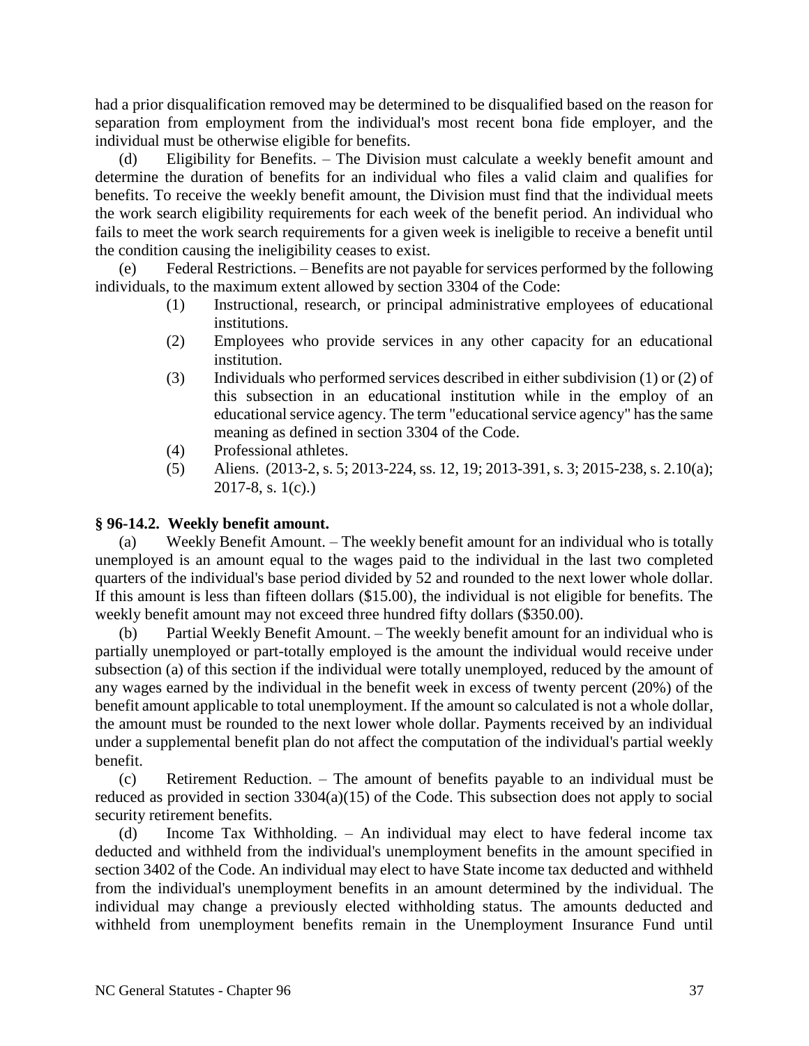had a prior disqualification removed may be determined to be disqualified based on the reason for separation from employment from the individual's most recent bona fide employer, and the individual must be otherwise eligible for benefits.

(d) Eligibility for Benefits. – The Division must calculate a weekly benefit amount and determine the duration of benefits for an individual who files a valid claim and qualifies for benefits. To receive the weekly benefit amount, the Division must find that the individual meets the work search eligibility requirements for each week of the benefit period. An individual who fails to meet the work search requirements for a given week is ineligible to receive a benefit until the condition causing the ineligibility ceases to exist.

(e) Federal Restrictions. – Benefits are not payable for services performed by the following individuals, to the maximum extent allowed by section 3304 of the Code:

(1) Instructional, research, or principal administrative employees of educational institutions.

(2) Employees who provide services in any other capacity for an educational institution.

(3) Individuals who performed services described in either subdivision (1) or (2) of this subsection in an educational institution while in the employ of an educational service agency. The term "educational service agency" has the same meaning as defined in section 3304 of the Code.

(4) Professional athletes.

(5) Aliens. (2013-2, s. 5; 2013-224, ss. 12, 19; 2013-391, s. 3; 2015-238, s. 2.10(a); 2017-8, s. 1(c).)

### § 96-14.2. Weekly benefit amount.

(a) Weekly Benefit Amount. – The weekly benefit amount for an individual who is totally unemployed is an amount equal to the wages paid to the individual in the last two completed quarters of the individual's base period divided by 52 and rounded to the next lower whole dollar. If this amount is less than fifteen dollars ($15.00), the individual is not eligible for benefits. The weekly benefit amount may not exceed three hundred fifty dollars ($350.00).

(b) Partial Weekly Benefit Amount. – The weekly benefit amount for an individual who is partially unemployed or part-totally employed is the amount the individual would receive under subsection (a) of this section if the individual were totally unemployed, reduced by the amount of any wages earned by the individual in the benefit week in excess of twenty percent (20%) of the benefit amount applicable to total unemployment. If the amount so calculated is not a whole dollar, the amount must be rounded to the next lower whole dollar. Payments received by an individual under a supplemental benefit plan do not affect the computation of the individual's partial weekly benefit.

(c) Retirement Reduction. – The amount of benefits payable to an individual must be reduced as provided in section 3304(a)(15) of the Code. This subsection does not apply to social security retirement benefits.

(d) Income Tax Withholding. – An individual may elect to have federal income tax deducted and withheld from the individual's unemployment benefits in the amount specified in section 3402 of the Code. An individual may elect to have State income tax deducted and withheld from the individual's unemployment benefits in an amount determined by the individual. The individual may change a previously elected withholding status. The amounts deducted and withheld from unemployment benefits remain in the Unemployment Insurance Fund until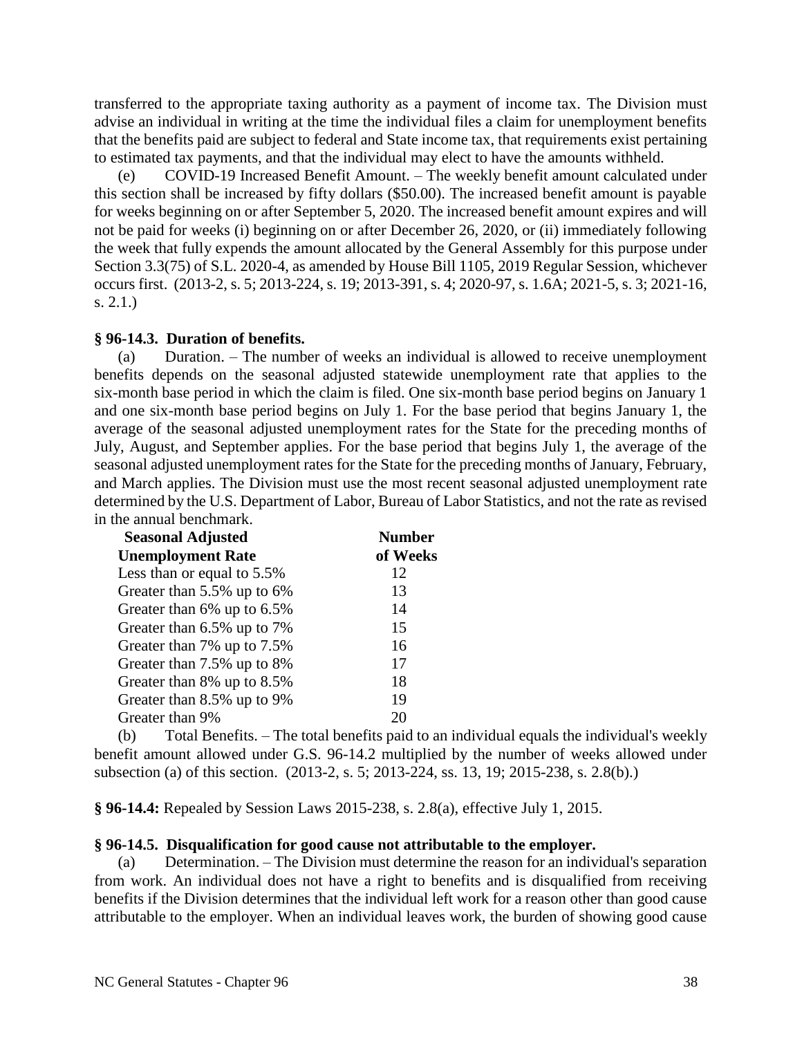transferred to the appropriate taxing authority as a payment of income tax. The Division must advise an individual in writing at the time the individual files a claim for unemployment benefits that the benefits paid are subject to federal and State income tax, that requirements exist pertaining to estimated tax payments, and that the individual may elect to have the amounts withheld.

(e) COVID-19 Increased Benefit Amount. – The weekly benefit amount calculated under this section shall be increased by fifty dollars ($50.00). The increased benefit amount is payable for weeks beginning on or after September 5, 2020. The increased benefit amount expires and will not be paid for weeks (i) beginning on or after December 26, 2020, or (ii) immediately following the week that fully expends the amount allocated by the General Assembly for this purpose under Section 3.3(75) of S.L. 2020-4, as amended by House Bill 1105, 2019 Regular Session, whichever occurs first. (2013-2, s. 5; 2013-224, s. 19; 2013-391, s. 4; 2020-97, s. 1.6A; 2021-5, s. 3; 2021-16, s. 2.1.)

**§ 96-14.3. Duration of benefits.**

(a) Duration. – The number of weeks an individual is allowed to receive unemployment benefits depends on the seasonal adjusted statewide unemployment rate that applies to the six-month base period in which the claim is filed. One six-month base period begins on January 1 and one six-month base period begins on July 1. For the base period that begins January 1, the average of the seasonal adjusted unemployment rates for the State for the preceding months of July, August, and September applies. For the base period that begins July 1, the average of the seasonal adjusted unemployment rates for the State for the preceding months of January, February, and March applies. The Division must use the most recent seasonal adjusted unemployment rate determined by the U.S. Department of Labor, Bureau of Labor Statistics, and not the rate as revised in the annual benchmark.

| Seasonal Adjusted Unemployment Rate | Number of Weeks |
|---|---|
| Less than or equal to 5.5% | 12 |
| Greater than 5.5% up to 6% | 13 |
| Greater than 6% up to 6.5% | 14 |
| Greater than 6.5% up to 7% | 15 |
| Greater than 7% up to 7.5% | 16 |
| Greater than 7.5% up to 8% | 17 |
| Greater than 8% up to 8.5% | 18 |
| Greater than 8.5% up to 9% | 19 |
| Greater than 9% | 20 |

(b) Total Benefits. – The total benefits paid to an individual equals the individual's weekly benefit amount allowed under G.S. 96-14.2 multiplied by the number of weeks allowed under subsection (a) of this section. (2013-2, s. 5; 2013-224, ss. 13, 19; 2015-238, s. 2.8(b).)

**§ 96-14.4:** Repealed by Session Laws 2015-238, s. 2.8(a), effective July 1, 2015.

**§ 96-14.5. Disqualification for good cause not attributable to the employer.**

(a) Determination. – The Division must determine the reason for an individual's separation from work. An individual does not have a right to benefits and is disqualified from receiving benefits if the Division determines that the individual left work for a reason other than good cause attributable to the employer. When an individual leaves work, the burden of showing good cause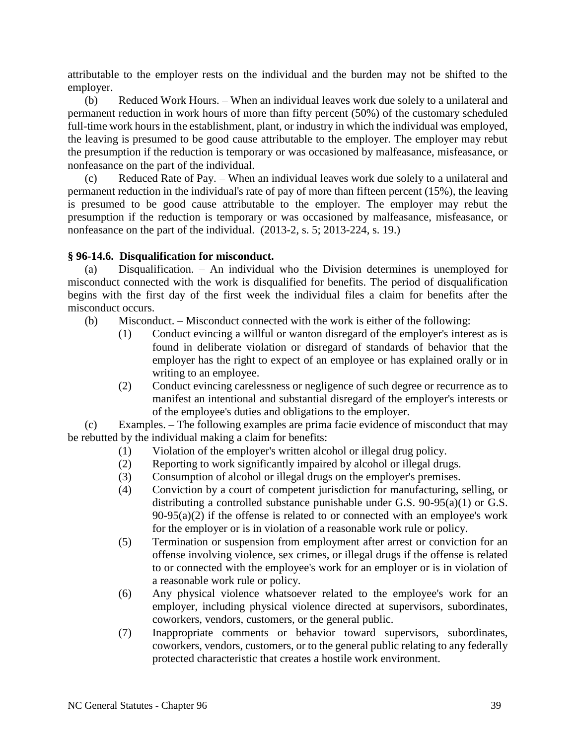attributable to the employer rests on the individual and the burden may not be shifted to the employer.

(b) Reduced Work Hours. – When an individual leaves work due solely to a unilateral and permanent reduction in work hours of more than fifty percent (50%) of the customary scheduled full-time work hours in the establishment, plant, or industry in which the individual was employed, the leaving is presumed to be good cause attributable to the employer. The employer may rebut the presumption if the reduction is temporary or was occasioned by malfeasance, misfeasance, or nonfeasance on the part of the individual.

(c) Reduced Rate of Pay. – When an individual leaves work due solely to a unilateral and permanent reduction in the individual's rate of pay of more than fifteen percent (15%), the leaving is presumed to be good cause attributable to the employer. The employer may rebut the presumption if the reduction is temporary or was occasioned by malfeasance, misfeasance, or nonfeasance on the part of the individual. (2013-2, s. 5; 2013-224, s. 19.)

**§ 96-14.6. Disqualification for misconduct.**

(a) Disqualification. – An individual who the Division determines is unemployed for misconduct connected with the work is disqualified for benefits. The period of disqualification begins with the first day of the first week the individual files a claim for benefits after the misconduct occurs.

(b) Misconduct. – Misconduct connected with the work is either of the following:

(1) Conduct evincing a willful or wanton disregard of the employer's interest as is found in deliberate violation or disregard of standards of behavior that the employer has the right to expect of an employee or has explained orally or in writing to an employee.

(2) Conduct evincing carelessness or negligence of such degree or recurrence as to manifest an intentional and substantial disregard of the employer's interests or of the employee's duties and obligations to the employer.

(c) Examples. – The following examples are prima facie evidence of misconduct that may be rebutted by the individual making a claim for benefits:

(1) Violation of the employer's written alcohol or illegal drug policy.

(2) Reporting to work significantly impaired by alcohol or illegal drugs.

(3) Consumption of alcohol or illegal drugs on the employer's premises.

(4) Conviction by a court of competent jurisdiction for manufacturing, selling, or distributing a controlled substance punishable under G.S. 90-95(a)(1) or G.S. 90-95(a)(2) if the offense is related to or connected with an employee's work for the employer or is in violation of a reasonable work rule or policy.

(5) Termination or suspension from employment after arrest or conviction for an offense involving violence, sex crimes, or illegal drugs if the offense is related to or connected with the employee's work for an employer or is in violation of a reasonable work rule or policy.

(6) Any physical violence whatsoever related to the employee's work for an employer, including physical violence directed at supervisors, subordinates, coworkers, vendors, customers, or the general public.

(7) Inappropriate comments or behavior toward supervisors, subordinates, coworkers, vendors, customers, or to the general public relating to any federally protected characteristic that creates a hostile work environment.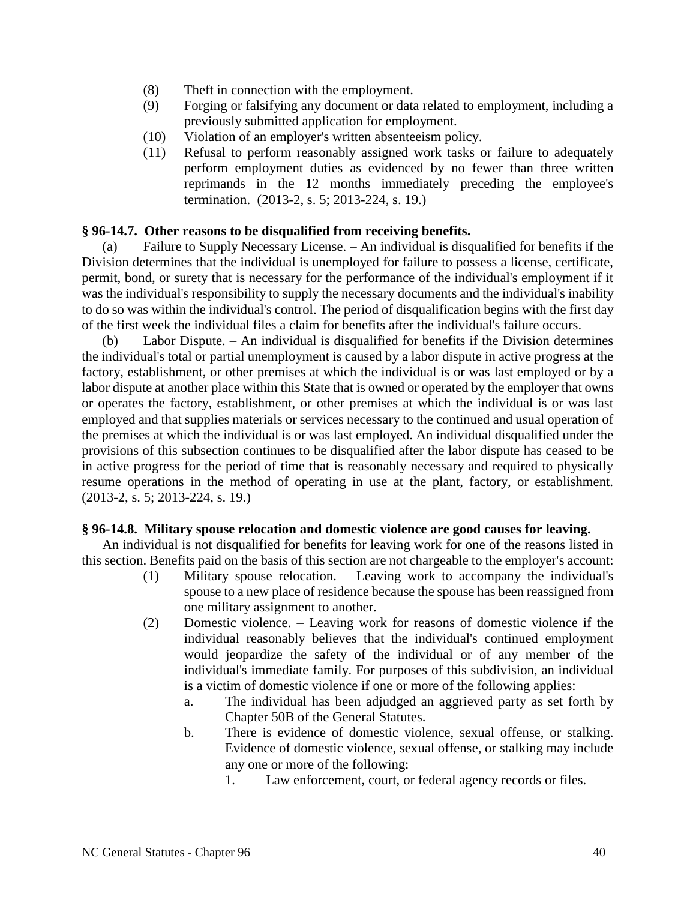(8) Theft in connection with the employment.

(9) Forging or falsifying any document or data related to employment, including a previously submitted application for employment.

(10) Violation of an employer's written absenteeism policy.

(11) Refusal to perform reasonably assigned work tasks or failure to adequately perform employment duties as evidenced by no fewer than three written reprimands in the 12 months immediately preceding the employee's termination. (2013-2, s. 5; 2013-224, s. 19.)

### § 96-14.7. Other reasons to be disqualified from receiving benefits.

(a) Failure to Supply Necessary License. – An individual is disqualified for benefits if the Division determines that the individual is unemployed for failure to possess a license, certificate, permit, bond, or surety that is necessary for the performance of the individual's employment if it was the individual's responsibility to supply the necessary documents and the individual's inability to do so was within the individual's control. The period of disqualification begins with the first day of the first week the individual files a claim for benefits after the individual's failure occurs.

(b) Labor Dispute. – An individual is disqualified for benefits if the Division determines the individual's total or partial unemployment is caused by a labor dispute in active progress at the factory, establishment, or other premises at which the individual is or was last employed or by a labor dispute at another place within this State that is owned or operated by the employer that owns or operates the factory, establishment, or other premises at which the individual is or was last employed and that supplies materials or services necessary to the continued and usual operation of the premises at which the individual is or was last employed. An individual disqualified under the provisions of this subsection continues to be disqualified after the labor dispute has ceased to be in active progress for the period of time that is reasonably necessary and required to physically resume operations in the method of operating in use at the plant, factory, or establishment. (2013-2, s. 5; 2013-224, s. 19.)

### § 96-14.8. Military spouse relocation and domestic violence are good causes for leaving.

An individual is not disqualified for benefits for leaving work for one of the reasons listed in this section. Benefits paid on the basis of this section are not chargeable to the employer's account:

(1) Military spouse relocation. – Leaving work to accompany the individual's spouse to a new place of residence because the spouse has been reassigned from one military assignment to another.

(2) Domestic violence. – Leaving work for reasons of domestic violence if the individual reasonably believes that the individual's continued employment would jeopardize the safety of the individual or of any member of the individual's immediate family. For purposes of this subdivision, an individual is a victim of domestic violence if one or more of the following applies:

a. The individual has been adjudged an aggrieved party as set forth by Chapter 50B of the General Statutes.

b. There is evidence of domestic violence, sexual offense, or stalking. Evidence of domestic violence, sexual offense, or stalking may include any one or more of the following:

1. Law enforcement, court, or federal agency records or files.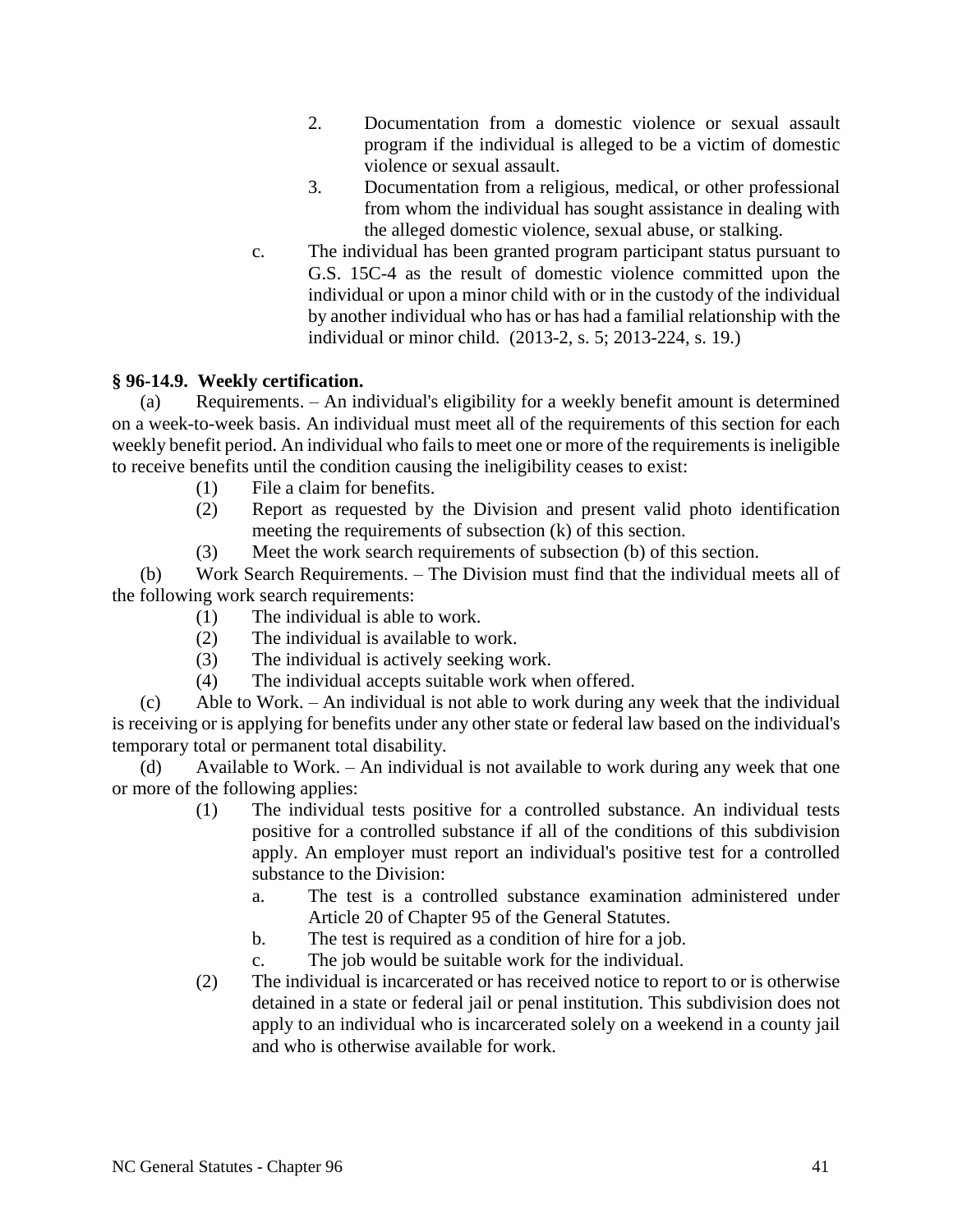2. Documentation from a domestic violence or sexual assault program if the individual is alleged to be a victim of domestic violence or sexual assault.
3. Documentation from a religious, medical, or other professional from whom the individual has sought assistance in dealing with the alleged domestic violence, sexual abuse, or stalking.

c. The individual has been granted program participant status pursuant to G.S. 15C-4 as the result of domestic violence committed upon the individual or upon a minor child with or in the custody of the individual by another individual who has or has had a familial relationship with the individual or minor child. (2013-2, s. 5; 2013-224, s. 19.)

**§ 96-14.9. Weekly certification.**

(a) Requirements. – An individual's eligibility for a weekly benefit amount is determined on a week-to-week basis. An individual must meet all of the requirements of this section for each weekly benefit period. An individual who fails to meet one or more of the requirements is ineligible to receive benefits until the condition causing the ineligibility ceases to exist:

(1) File a claim for benefits.
(2) Report as requested by the Division and present valid photo identification meeting the requirements of subsection (k) of this section.
(3) Meet the work search requirements of subsection (b) of this section.

(b) Work Search Requirements. – The Division must find that the individual meets all of the following work search requirements:

(1) The individual is able to work.
(2) The individual is available to work.
(3) The individual is actively seeking work.
(4) The individual accepts suitable work when offered.

(c) Able to Work. – An individual is not able to work during any week that the individual is receiving or is applying for benefits under any other state or federal law based on the individual's temporary total or permanent total disability.

(d) Available to Work. – An individual is not available to work during any week that one or more of the following applies:

(1) The individual tests positive for a controlled substance. An individual tests positive for a controlled substance if all of the conditions of this subdivision apply. An employer must report an individual's positive test for a controlled substance to the Division:
   a. The test is a controlled substance examination administered under Article 20 of Chapter 95 of the General Statutes.
   b. The test is required as a condition of hire for a job.
   c. The job would be suitable work for the individual.
(2) The individual is incarcerated or has received notice to report to or is otherwise detained in a state or federal jail or penal institution. This subdivision does not apply to an individual who is incarcerated solely on a weekend in a county jail and who is otherwise available for work.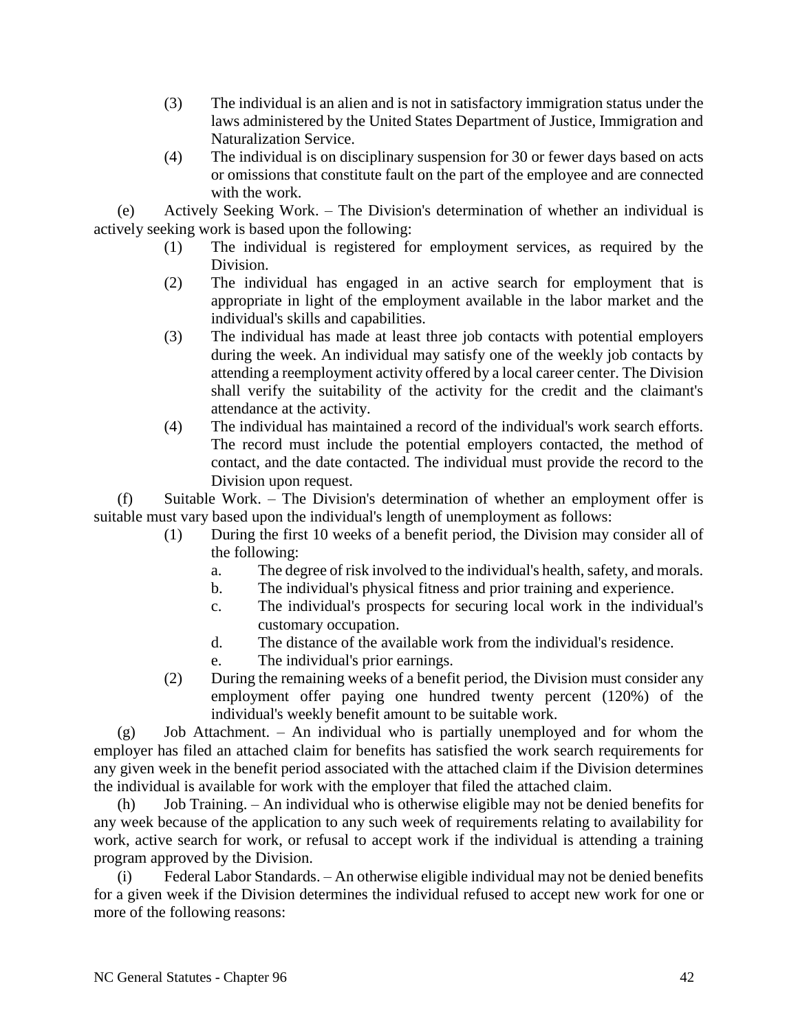(3) The individual is an alien and is not in satisfactory immigration status under the laws administered by the United States Department of Justice, Immigration and Naturalization Service.

(4) The individual is on disciplinary suspension for 30 or fewer days based on acts or omissions that constitute fault on the part of the employee and are connected with the work.

(e) Actively Seeking Work. – The Division's determination of whether an individual is actively seeking work is based upon the following:

(1) The individual is registered for employment services, as required by the Division.

(2) The individual has engaged in an active search for employment that is appropriate in light of the employment available in the labor market and the individual's skills and capabilities.

(3) The individual has made at least three job contacts with potential employers during the week. An individual may satisfy one of the weekly job contacts by attending a reemployment activity offered by a local career center. The Division shall verify the suitability of the activity for the credit and the claimant's attendance at the activity.

(4) The individual has maintained a record of the individual's work search efforts. The record must include the potential employers contacted, the method of contact, and the date contacted. The individual must provide the record to the Division upon request.

(f) Suitable Work. – The Division's determination of whether an employment offer is suitable must vary based upon the individual's length of unemployment as follows:

(1) During the first 10 weeks of a benefit period, the Division may consider all of the following:

a. The degree of risk involved to the individual's health, safety, and morals.

b. The individual's physical fitness and prior training and experience.

c. The individual's prospects for securing local work in the individual's customary occupation.

d. The distance of the available work from the individual's residence.

e. The individual's prior earnings.

(2) During the remaining weeks of a benefit period, the Division must consider any employment offer paying one hundred twenty percent (120%) of the individual's weekly benefit amount to be suitable work.

(g) Job Attachment. – An individual who is partially unemployed and for whom the employer has filed an attached claim for benefits has satisfied the work search requirements for any given week in the benefit period associated with the attached claim if the Division determines the individual is available for work with the employer that filed the attached claim.

(h) Job Training. – An individual who is otherwise eligible may not be denied benefits for any week because of the application to any such week of requirements relating to availability for work, active search for work, or refusal to accept work if the individual is attending a training program approved by the Division.

(i) Federal Labor Standards. – An otherwise eligible individual may not be denied benefits for a given week if the Division determines the individual refused to accept new work for one or more of the following reasons: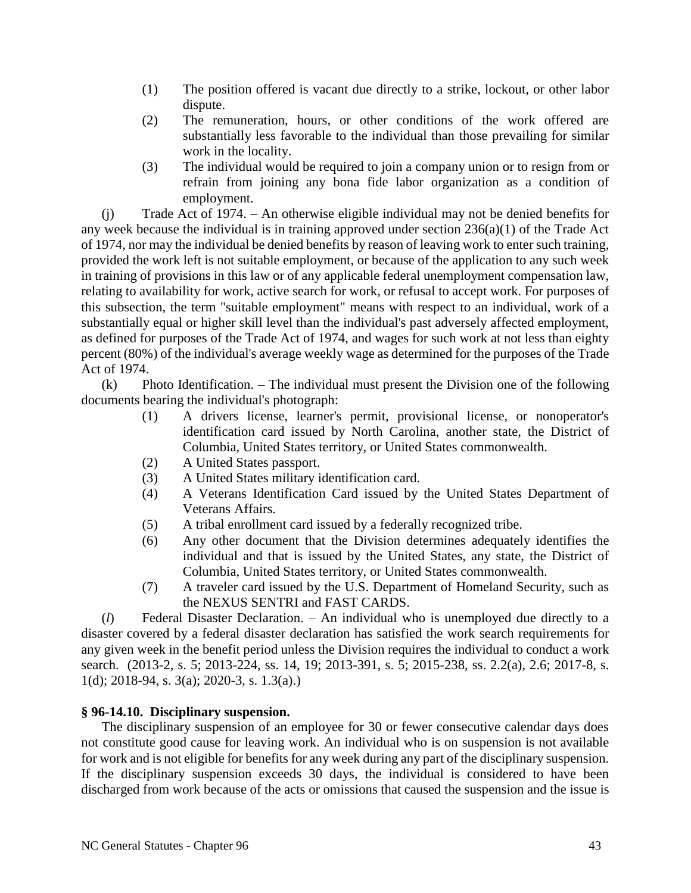(1) The position offered is vacant due directly to a strike, lockout, or other labor dispute.

(2) The remuneration, hours, or other conditions of the work offered are substantially less favorable to the individual than those prevailing for similar work in the locality.

(3) The individual would be required to join a company union or to resign from or refrain from joining any bona fide labor organization as a condition of employment.

(j) Trade Act of 1974. – An otherwise eligible individual may not be denied benefits for any week because the individual is in training approved under section 236(a)(1) of the Trade Act of 1974, nor may the individual be denied benefits by reason of leaving work to enter such training, provided the work left is not suitable employment, or because of the application to any such week in training of provisions in this law or of any applicable federal unemployment compensation law, relating to availability for work, active search for work, or refusal to accept work. For purposes of this subsection, the term "suitable employment" means with respect to an individual, work of a substantially equal or higher skill level than the individual's past adversely affected employment, as defined for purposes of the Trade Act of 1974, and wages for such work at not less than eighty percent (80%) of the individual's average weekly wage as determined for the purposes of the Trade Act of 1974.

(k) Photo Identification. – The individual must present the Division one of the following documents bearing the individual's photograph:

(1) A drivers license, learner's permit, provisional license, or nonoperator's identification card issued by North Carolina, another state, the District of Columbia, United States territory, or United States commonwealth.

(2) A United States passport.

(3) A United States military identification card.

(4) A Veterans Identification Card issued by the United States Department of Veterans Affairs.

(5) A tribal enrollment card issued by a federally recognized tribe.

(6) Any other document that the Division determines adequately identifies the individual and that is issued by the United States, any state, the District of Columbia, United States territory, or United States commonwealth.

(7) A traveler card issued by the U.S. Department of Homeland Security, such as the NEXUS SENTRI and FAST CARDS.

(*l*) Federal Disaster Declaration. – An individual who is unemployed due directly to a disaster covered by a federal disaster declaration has satisfied the work search requirements for any given week in the benefit period unless the Division requires the individual to conduct a work search. (2013-2, s. 5; 2013-224, ss. 14, 19; 2013-391, s. 5; 2015-238, ss. 2.2(a), 2.6; 2017-8, s. 1(d); 2018-94, s. 3(a); 2020-3, s. 1.3(a).)

**§ 96-14.10. Disciplinary suspension.**

The disciplinary suspension of an employee for 30 or fewer consecutive calendar days does not constitute good cause for leaving work. An individual who is on suspension is not available for work and is not eligible for benefits for any week during any part of the disciplinary suspension. If the disciplinary suspension exceeds 30 days, the individual is considered to have been discharged from work because of the acts or omissions that caused the suspension and the issue is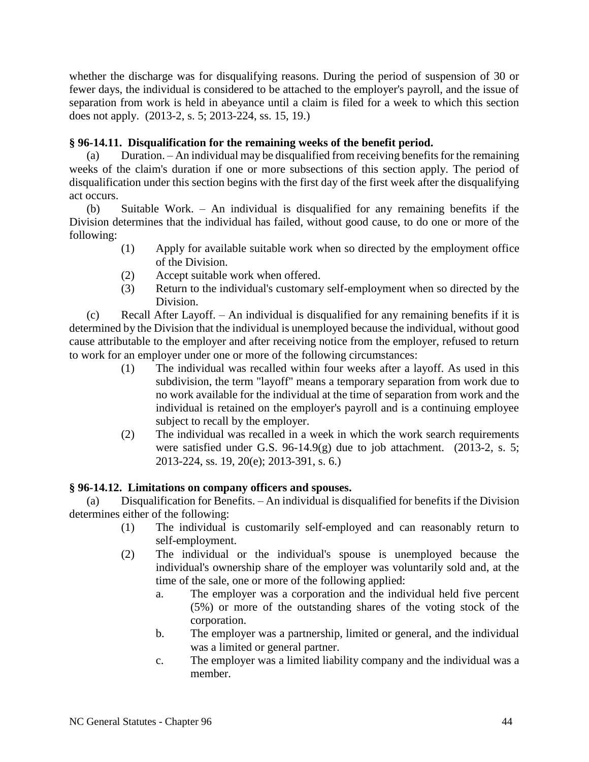whether the discharge was for disqualifying reasons. During the period of suspension of 30 or fewer days, the individual is considered to be attached to the employer's payroll, and the issue of separation from work is held in abeyance until a claim is filed for a week to which this section does not apply. (2013-2, s. 5; 2013-224, ss. 15, 19.)

**§ 96-14.11. Disqualification for the remaining weeks of the benefit period.**

(a) Duration. – An individual may be disqualified from receiving benefits for the remaining weeks of the claim's duration if one or more subsections of this section apply. The period of disqualification under this section begins with the first day of the first week after the disqualifying act occurs.

(b) Suitable Work. – An individual is disqualified for any remaining benefits if the Division determines that the individual has failed, without good cause, to do one or more of the following:

(1) Apply for available suitable work when so directed by the employment office of the Division.

(2) Accept suitable work when offered.

(3) Return to the individual's customary self-employment when so directed by the Division.

(c) Recall After Layoff. – An individual is disqualified for any remaining benefits if it is determined by the Division that the individual is unemployed because the individual, without good cause attributable to the employer and after receiving notice from the employer, refused to return to work for an employer under one or more of the following circumstances:

(1) The individual was recalled within four weeks after a layoff. As used in this subdivision, the term "layoff" means a temporary separation from work due to no work available for the individual at the time of separation from work and the individual is retained on the employer's payroll and is a continuing employee subject to recall by the employer.

(2) The individual was recalled in a week in which the work search requirements were satisfied under G.S. 96-14.9(g) due to job attachment. (2013-2, s. 5; 2013-224, ss. 19, 20(e); 2013-391, s. 6.)

**§ 96-14.12. Limitations on company officers and spouses.**

(a) Disqualification for Benefits. – An individual is disqualified for benefits if the Division determines either of the following:

(1) The individual is customarily self-employed and can reasonably return to self-employment.

(2) The individual or the individual's spouse is unemployed because the individual's ownership share of the employer was voluntarily sold and, at the time of the sale, one or more of the following applied:

a. The employer was a corporation and the individual held five percent (5%) or more of the outstanding shares of the voting stock of the corporation.

b. The employer was a partnership, limited or general, and the individual was a limited or general partner.

c. The employer was a limited liability company and the individual was a member.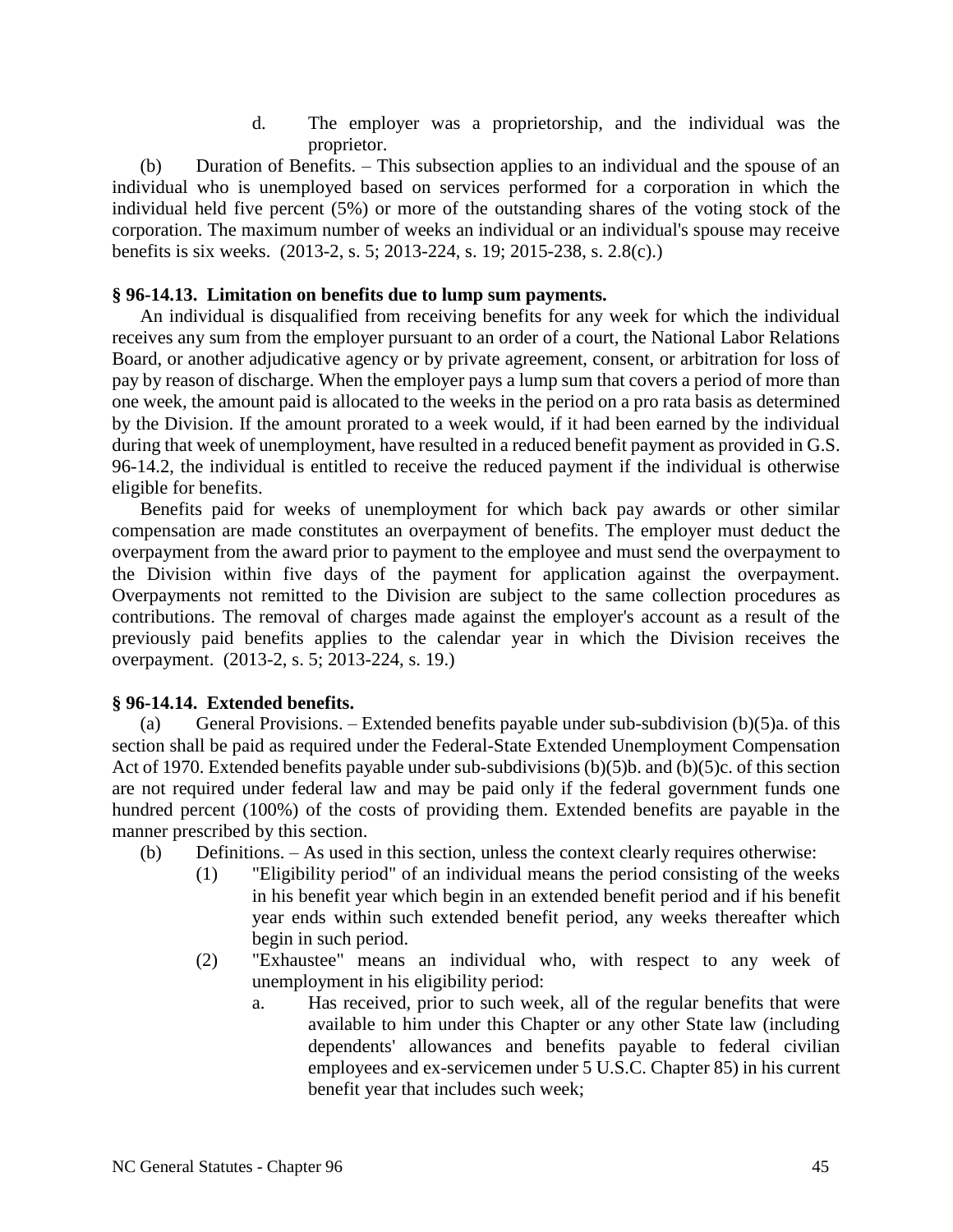d. The employer was a proprietorship, and the individual was the proprietor.

(b) Duration of Benefits. – This subsection applies to an individual and the spouse of an individual who is unemployed based on services performed for a corporation in which the individual held five percent (5%) or more of the outstanding shares of the voting stock of the corporation. The maximum number of weeks an individual or an individual's spouse may receive benefits is six weeks. (2013-2, s. 5; 2013-224, s. 19; 2015-238, s. 2.8(c).)

**§ 96-14.13. Limitation on benefits due to lump sum payments.**

An individual is disqualified from receiving benefits for any week for which the individual receives any sum from the employer pursuant to an order of a court, the National Labor Relations Board, or another adjudicative agency or by private agreement, consent, or arbitration for loss of pay by reason of discharge. When the employer pays a lump sum that covers a period of more than one week, the amount paid is allocated to the weeks in the period on a pro rata basis as determined by the Division. If the amount prorated to a week would, if it had been earned by the individual during that week of unemployment, have resulted in a reduced benefit payment as provided in G.S. 96-14.2, the individual is entitled to receive the reduced payment if the individual is otherwise eligible for benefits.

Benefits paid for weeks of unemployment for which back pay awards or other similar compensation are made constitutes an overpayment of benefits. The employer must deduct the overpayment from the award prior to payment to the employee and must send the overpayment to the Division within five days of the payment for application against the overpayment. Overpayments not remitted to the Division are subject to the same collection procedures as contributions. The removal of charges made against the employer's account as a result of the previously paid benefits applies to the calendar year in which the Division receives the overpayment. (2013-2, s. 5; 2013-224, s. 19.)

**§ 96-14.14. Extended benefits.**

(a) General Provisions. – Extended benefits payable under sub-subdivision (b)(5)a. of this section shall be paid as required under the Federal-State Extended Unemployment Compensation Act of 1970. Extended benefits payable under sub-subdivisions (b)(5)b. and (b)(5)c. of this section are not required under federal law and may be paid only if the federal government funds one hundred percent (100%) of the costs of providing them. Extended benefits are payable in the manner prescribed by this section.

(b) Definitions. – As used in this section, unless the context clearly requires otherwise:

(1) "Eligibility period" of an individual means the period consisting of the weeks in his benefit year which begin in an extended benefit period and if his benefit year ends within such extended benefit period, any weeks thereafter which begin in such period.

(2) "Exhaustee" means an individual who, with respect to any week of unemployment in his eligibility period:

a. Has received, prior to such week, all of the regular benefits that were available to him under this Chapter or any other State law (including dependents' allowances and benefits payable to federal civilian employees and ex-servicemen under 5 U.S.C. Chapter 85) in his current benefit year that includes such week;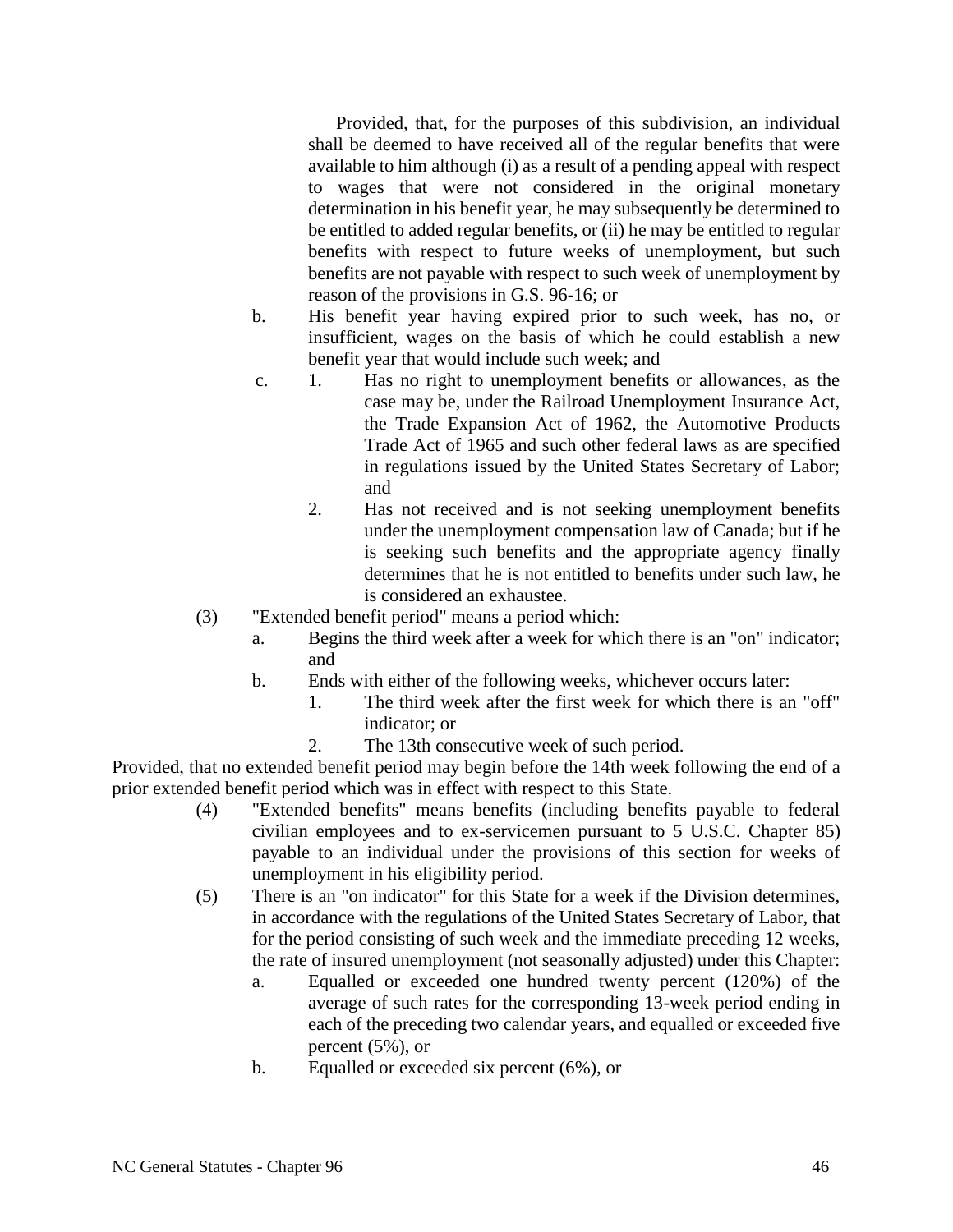Provided, that, for the purposes of this subdivision, an individual shall be deemed to have received all of the regular benefits that were available to him although (i) as a result of a pending appeal with respect to wages that were not considered in the original monetary determination in his benefit year, he may subsequently be determined to be entitled to added regular benefits, or (ii) he may be entitled to regular benefits with respect to future weeks of unemployment, but such benefits are not payable with respect to such week of unemployment by reason of the provisions in G.S. 96-16; or

b. His benefit year having expired prior to such week, has no, or insufficient, wages on the basis of which he could establish a new benefit year that would include such week; and

c. 1. Has no right to unemployment benefits or allowances, as the case may be, under the Railroad Unemployment Insurance Act, the Trade Expansion Act of 1962, the Automotive Products Trade Act of 1965 and such other federal laws as are specified in regulations issued by the United States Secretary of Labor; and

 2. Has not received and is not seeking unemployment benefits under the unemployment compensation law of Canada; but if he is seeking such benefits and the appropriate agency finally determines that he is not entitled to benefits under such law, he is considered an exhaustee.

(3) "Extended benefit period" means a period which:

a. Begins the third week after a week for which there is an "on" indicator; and

b. Ends with either of the following weeks, whichever occurs later:

 1. The third week after the first week for which there is an "off" indicator; or

 2. The 13th consecutive week of such period.

Provided, that no extended benefit period may begin before the 14th week following the end of a prior extended benefit period which was in effect with respect to this State.

(4) "Extended benefits" means benefits (including benefits payable to federal civilian employees and to ex-servicemen pursuant to 5 U.S.C. Chapter 85) payable to an individual under the provisions of this section for weeks of unemployment in his eligibility period.

(5) There is an "on indicator" for this State for a week if the Division determines, in accordance with the regulations of the United States Secretary of Labor, that for the period consisting of such week and the immediate preceding 12 weeks, the rate of insured unemployment (not seasonally adjusted) under this Chapter:

a. Equalled or exceeded one hundred twenty percent (120%) of the average of such rates for the corresponding 13-week period ending in each of the preceding two calendar years, and equalled or exceeded five percent (5%), or

b. Equalled or exceeded six percent (6%), or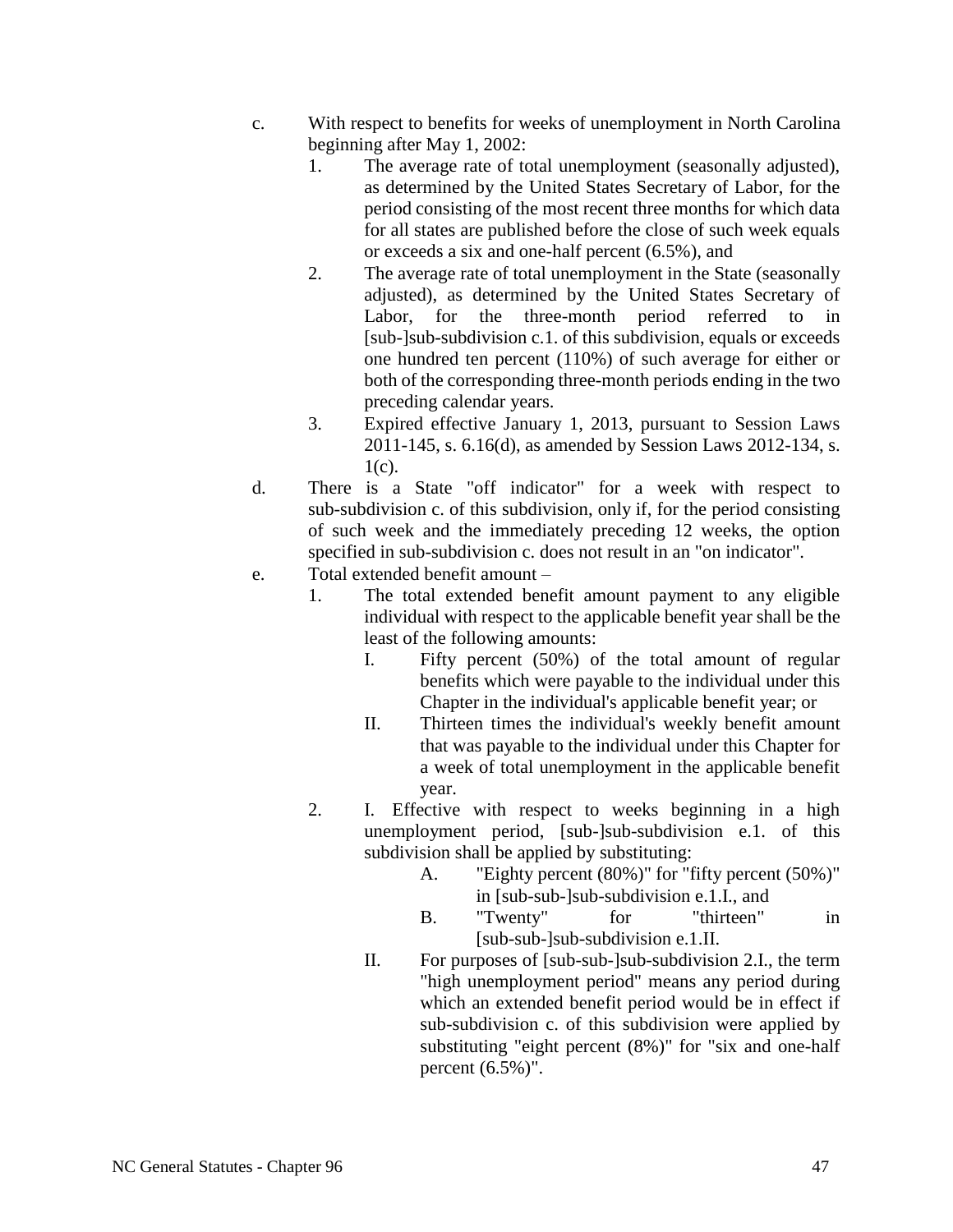c. With respect to benefits for weeks of unemployment in North Carolina beginning after May 1, 2002:

   1. The average rate of total unemployment (seasonally adjusted), as determined by the United States Secretary of Labor, for the period consisting of the most recent three months for which data for all states are published before the close of such week equals or exceeds a six and one-half percent (6.5%), and

   2. The average rate of total unemployment in the State (seasonally adjusted), as determined by the United States Secretary of Labor, for the three-month period referred to in [sub-]sub-subdivision c.1. of this subdivision, equals or exceeds one hundred ten percent (110%) of such average for either or both of the corresponding three-month periods ending in the two preceding calendar years.

   3. Expired effective January 1, 2013, pursuant to Session Laws 2011-145, s. 6.16(d), as amended by Session Laws 2012-134, s. 1(c).

d. There is a State "off indicator" for a week with respect to sub-subdivision c. of this subdivision, only if, for the period consisting of such week and the immediately preceding 12 weeks, the option specified in sub-subdivision c. does not result in an "on indicator".

e. Total extended benefit amount –

   1. The total extended benefit amount payment to any eligible individual with respect to the applicable benefit year shall be the least of the following amounts:

      I. Fifty percent (50%) of the total amount of regular benefits which were payable to the individual under this Chapter in the individual's applicable benefit year; or

      II. Thirteen times the individual's weekly benefit amount that was payable to the individual under this Chapter for a week of total unemployment in the applicable benefit year.

   2. I. Effective with respect to weeks beginning in a high unemployment period, [sub-]sub-subdivision e.1. of this subdivision shall be applied by substituting:

         A. "Eighty percent (80%)" for "fifty percent (50%)" in [sub-sub-]sub-subdivision e.1.I., and

         B. "Twenty" for "thirteen" in [sub-sub-]sub-subdivision e.1.II.

      II. For purposes of [sub-sub-]sub-subdivision 2.I., the term "high unemployment period" means any period during which an extended benefit period would be in effect if sub-subdivision c. of this subdivision were applied by substituting "eight percent (8%)" for "six and one-half percent (6.5%)".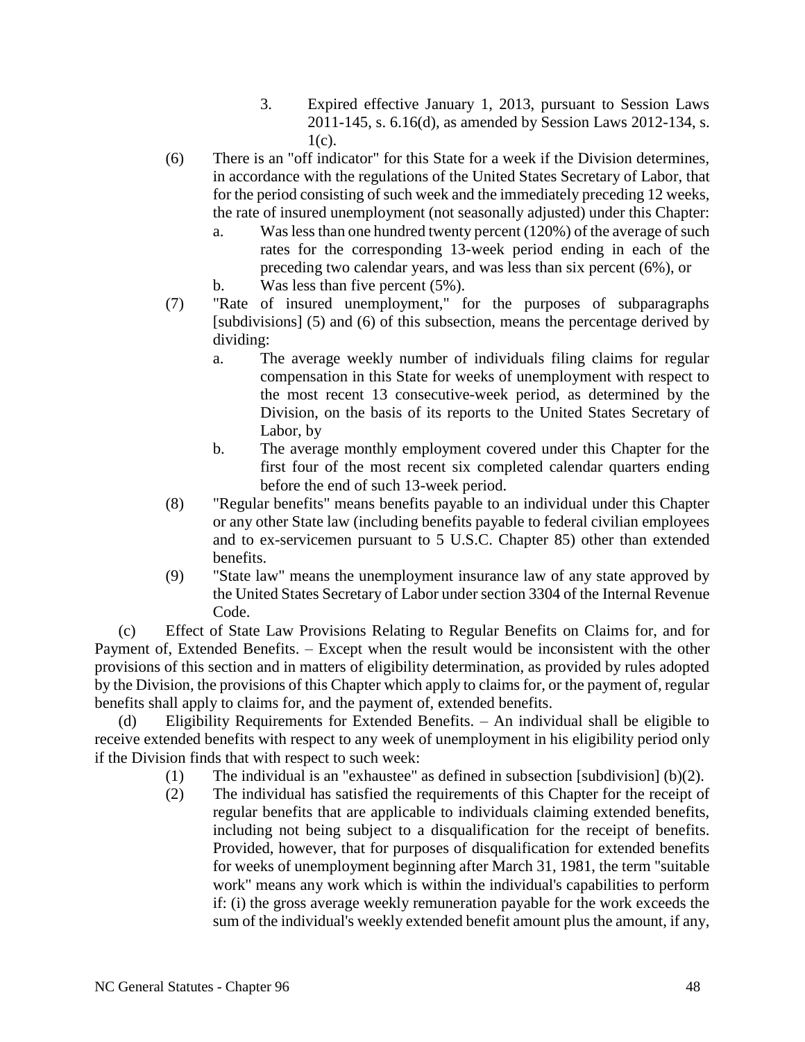3. Expired effective January 1, 2013, pursuant to Session Laws 2011-145, s. 6.16(d), as amended by Session Laws 2012-134, s. 1(c).

(6) There is an "off indicator" for this State for a week if the Division determines, in accordance with the regulations of the United States Secretary of Labor, that for the period consisting of such week and the immediately preceding 12 weeks, the rate of insured unemployment (not seasonally adjusted) under this Chapter:

a. Was less than one hundred twenty percent (120%) of the average of such rates for the corresponding 13-week period ending in each of the preceding two calendar years, and was less than six percent (6%), or

b. Was less than five percent (5%).

(7) "Rate of insured unemployment," for the purposes of subparagraphs [subdivisions] (5) and (6) of this subsection, means the percentage derived by dividing:

a. The average weekly number of individuals filing claims for regular compensation in this State for weeks of unemployment with respect to the most recent 13 consecutive-week period, as determined by the Division, on the basis of its reports to the United States Secretary of Labor, by

b. The average monthly employment covered under this Chapter for the first four of the most recent six completed calendar quarters ending before the end of such 13-week period.

(8) "Regular benefits" means benefits payable to an individual under this Chapter or any other State law (including benefits payable to federal civilian employees and to ex-servicemen pursuant to 5 U.S.C. Chapter 85) other than extended benefits.

(9) "State law" means the unemployment insurance law of any state approved by the United States Secretary of Labor under section 3304 of the Internal Revenue Code.

(c) Effect of State Law Provisions Relating to Regular Benefits on Claims for, and for Payment of, Extended Benefits. – Except when the result would be inconsistent with the other provisions of this section and in matters of eligibility determination, as provided by rules adopted by the Division, the provisions of this Chapter which apply to claims for, or the payment of, regular benefits shall apply to claims for, and the payment of, extended benefits.

(d) Eligibility Requirements for Extended Benefits. – An individual shall be eligible to receive extended benefits with respect to any week of unemployment in his eligibility period only if the Division finds that with respect to such week:

(1) The individual is an "exhaustee" as defined in subsection [subdivision] (b)(2).

(2) The individual has satisfied the requirements of this Chapter for the receipt of regular benefits that are applicable to individuals claiming extended benefits, including not being subject to a disqualification for the receipt of benefits. Provided, however, that for purposes of disqualification for extended benefits for weeks of unemployment beginning after March 31, 1981, the term "suitable work" means any work which is within the individual's capabilities to perform if: (i) the gross average weekly remuneration payable for the work exceeds the sum of the individual's weekly extended benefit amount plus the amount, if any,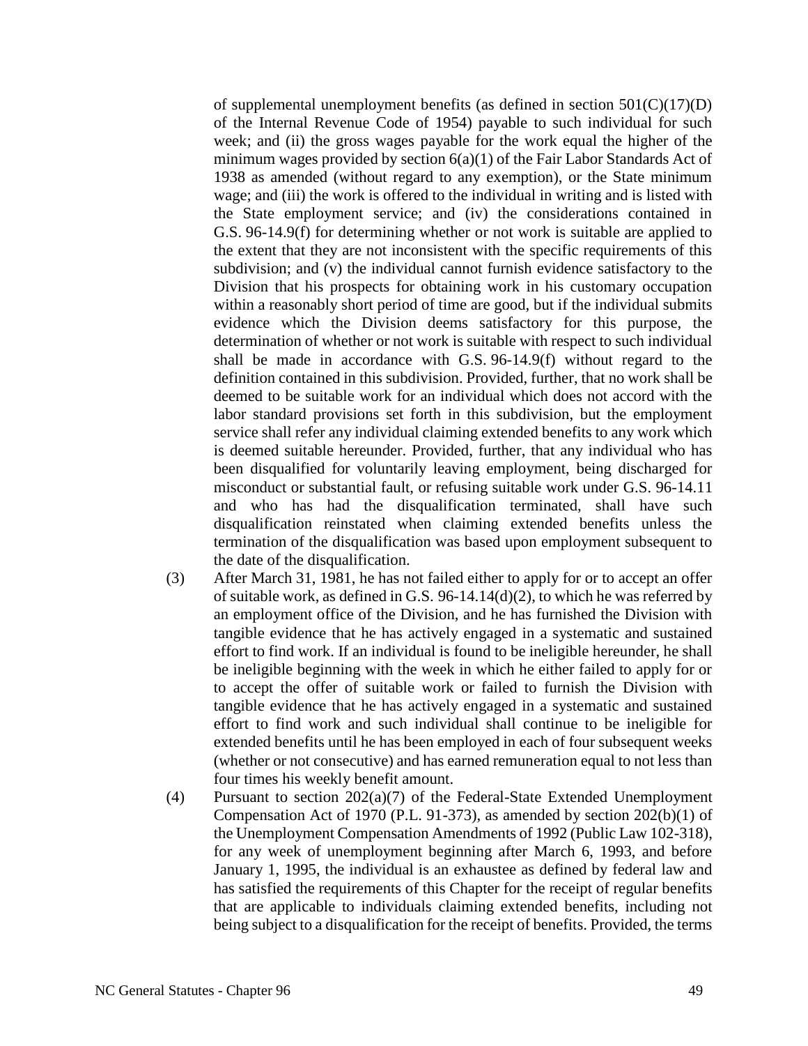of supplemental unemployment benefits (as defined in section 501(C)(17)(D) of the Internal Revenue Code of 1954) payable to such individual for such week; and (ii) the gross wages payable for the work equal the higher of the minimum wages provided by section 6(a)(1) of the Fair Labor Standards Act of 1938 as amended (without regard to any exemption), or the State minimum wage; and (iii) the work is offered to the individual in writing and is listed with the State employment service; and (iv) the considerations contained in G.S. 96-14.9(f) for determining whether or not work is suitable are applied to the extent that they are not inconsistent with the specific requirements of this subdivision; and (v) the individual cannot furnish evidence satisfactory to the Division that his prospects for obtaining work in his customary occupation within a reasonably short period of time are good, but if the individual submits evidence which the Division deems satisfactory for this purpose, the determination of whether or not work is suitable with respect to such individual shall be made in accordance with G.S. 96-14.9(f) without regard to the definition contained in this subdivision. Provided, further, that no work shall be deemed to be suitable work for an individual which does not accord with the labor standard provisions set forth in this subdivision, but the employment service shall refer any individual claiming extended benefits to any work which is deemed suitable hereunder. Provided, further, that any individual who has been disqualified for voluntarily leaving employment, being discharged for misconduct or substantial fault, or refusing suitable work under G.S. 96-14.11 and who has had the disqualification terminated, shall have such disqualification reinstated when claiming extended benefits unless the termination of the disqualification was based upon employment subsequent to the date of the disqualification.

(3) After March 31, 1981, he has not failed either to apply for or to accept an offer of suitable work, as defined in G.S. 96-14.14(d)(2), to which he was referred by an employment office of the Division, and he has furnished the Division with tangible evidence that he has actively engaged in a systematic and sustained effort to find work. If an individual is found to be ineligible hereunder, he shall be ineligible beginning with the week in which he either failed to apply for or to accept the offer of suitable work or failed to furnish the Division with tangible evidence that he has actively engaged in a systematic and sustained effort to find work and such individual shall continue to be ineligible for extended benefits until he has been employed in each of four subsequent weeks (whether or not consecutive) and has earned remuneration equal to not less than four times his weekly benefit amount.

(4) Pursuant to section 202(a)(7) of the Federal-State Extended Unemployment Compensation Act of 1970 (P.L. 91-373), as amended by section 202(b)(1) of the Unemployment Compensation Amendments of 1992 (Public Law 102-318), for any week of unemployment beginning after March 6, 1993, and before January 1, 1995, the individual is an exhaustee as defined by federal law and has satisfied the requirements of this Chapter for the receipt of regular benefits that are applicable to individuals claiming extended benefits, including not being subject to a disqualification for the receipt of benefits. Provided, the terms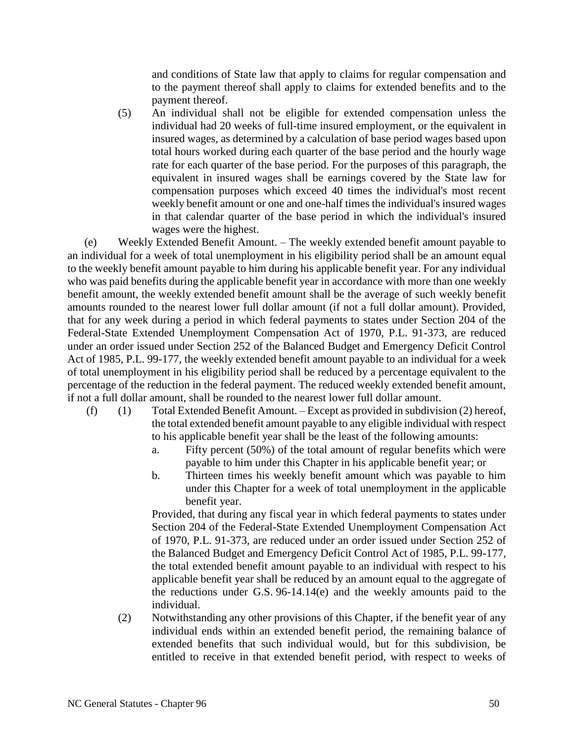and conditions of State law that apply to claims for regular compensation and to the payment thereof shall apply to claims for extended benefits and to the payment thereof.

(5) An individual shall not be eligible for extended compensation unless the individual had 20 weeks of full-time insured employment, or the equivalent in insured wages, as determined by a calculation of base period wages based upon total hours worked during each quarter of the base period and the hourly wage rate for each quarter of the base period. For the purposes of this paragraph, the equivalent in insured wages shall be earnings covered by the State law for compensation purposes which exceed 40 times the individual's most recent weekly benefit amount or one and one-half times the individual's insured wages in that calendar quarter of the base period in which the individual's insured wages were the highest.

(e) Weekly Extended Benefit Amount. – The weekly extended benefit amount payable to an individual for a week of total unemployment in his eligibility period shall be an amount equal to the weekly benefit amount payable to him during his applicable benefit year. For any individual who was paid benefits during the applicable benefit year in accordance with more than one weekly benefit amount, the weekly extended benefit amount shall be the average of such weekly benefit amounts rounded to the nearest lower full dollar amount (if not a full dollar amount). Provided, that for any week during a period in which federal payments to states under Section 204 of the Federal-State Extended Unemployment Compensation Act of 1970, P.L. 91-373, are reduced under an order issued under Section 252 of the Balanced Budget and Emergency Deficit Control Act of 1985, P.L. 99-177, the weekly extended benefit amount payable to an individual for a week of total unemployment in his eligibility period shall be reduced by a percentage equivalent to the percentage of the reduction in the federal payment. The reduced weekly extended benefit amount, if not a full dollar amount, shall be rounded to the nearest lower full dollar amount.

(f) (1) Total Extended Benefit Amount. – Except as provided in subdivision (2) hereof, the total extended benefit amount payable to any eligible individual with respect to his applicable benefit year shall be the least of the following amounts:

a. Fifty percent (50%) of the total amount of regular benefits which were payable to him under this Chapter in his applicable benefit year; or

b. Thirteen times his weekly benefit amount which was payable to him under this Chapter for a week of total unemployment in the applicable benefit year.

Provided, that during any fiscal year in which federal payments to states under Section 204 of the Federal-State Extended Unemployment Compensation Act of 1970, P.L. 91-373, are reduced under an order issued under Section 252 of the Balanced Budget and Emergency Deficit Control Act of 1985, P.L. 99-177, the total extended benefit amount payable to an individual with respect to his applicable benefit year shall be reduced by an amount equal to the aggregate of the reductions under G.S. 96-14.14(e) and the weekly amounts paid to the individual.

(2) Notwithstanding any other provisions of this Chapter, if the benefit year of any individual ends within an extended benefit period, the remaining balance of extended benefits that such individual would, but for this subdivision, be entitled to receive in that extended benefit period, with respect to weeks of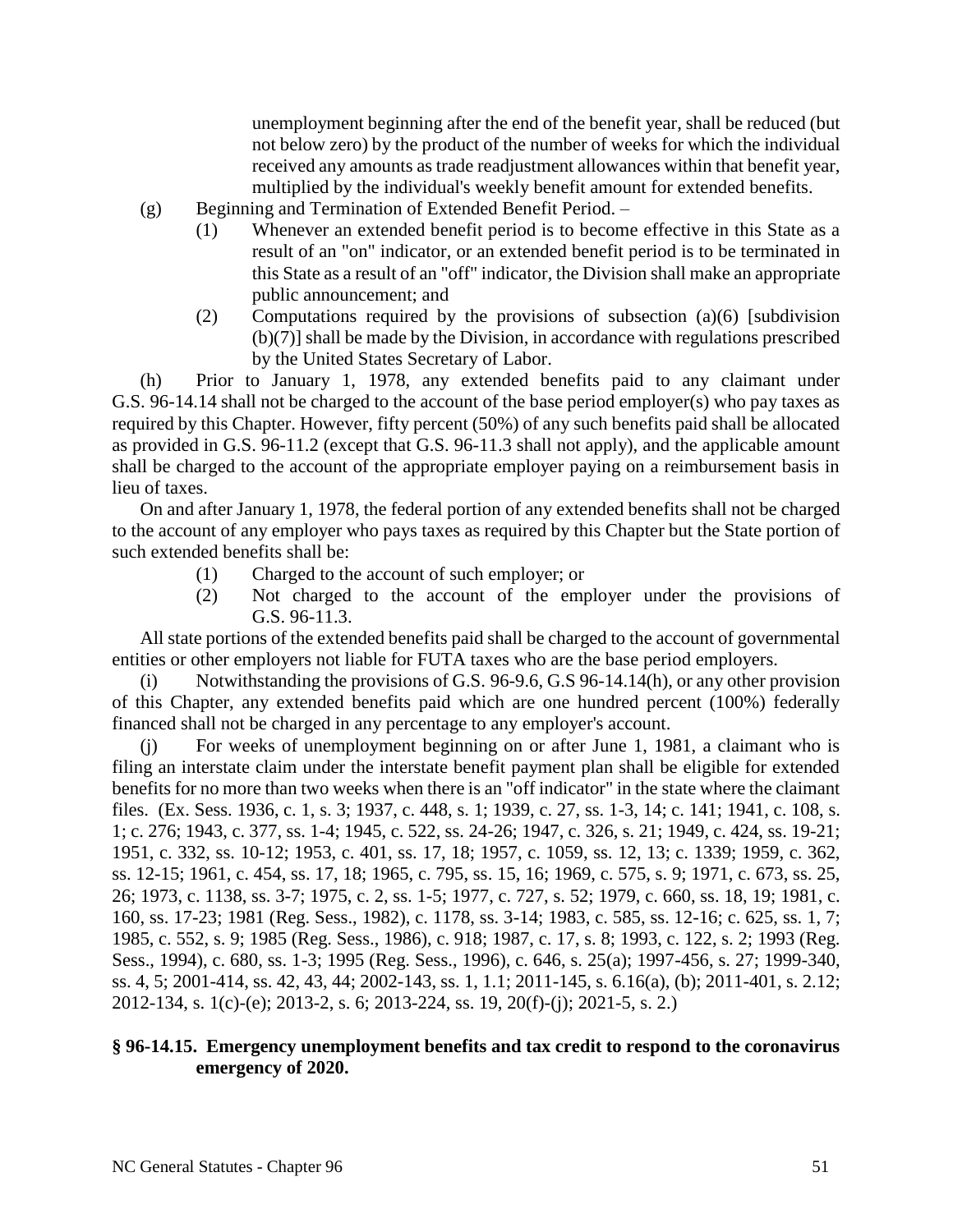unemployment beginning after the end of the benefit year, shall be reduced (but not below zero) by the product of the number of weeks for which the individual received any amounts as trade readjustment allowances within that benefit year, multiplied by the individual's weekly benefit amount for extended benefits.

(g) Beginning and Termination of Extended Benefit Period. –

(1) Whenever an extended benefit period is to become effective in this State as a result of an "on" indicator, or an extended benefit period is to be terminated in this State as a result of an "off" indicator, the Division shall make an appropriate public announcement; and

(2) Computations required by the provisions of subsection (a)(6) [subdivision (b)(7)] shall be made by the Division, in accordance with regulations prescribed by the United States Secretary of Labor.

(h) Prior to January 1, 1978, any extended benefits paid to any claimant under G.S. 96-14.14 shall not be charged to the account of the base period employer(s) who pay taxes as required by this Chapter. However, fifty percent (50%) of any such benefits paid shall be allocated as provided in G.S. 96-11.2 (except that G.S. 96-11.3 shall not apply), and the applicable amount shall be charged to the account of the appropriate employer paying on a reimbursement basis in lieu of taxes.

On and after January 1, 1978, the federal portion of any extended benefits shall not be charged to the account of any employer who pays taxes as required by this Chapter but the State portion of such extended benefits shall be:

(1) Charged to the account of such employer; or

(2) Not charged to the account of the employer under the provisions of G.S. 96-11.3.

All state portions of the extended benefits paid shall be charged to the account of governmental entities or other employers not liable for FUTA taxes who are the base period employers.

(i) Notwithstanding the provisions of G.S. 96-9.6, G.S 96-14.14(h), or any other provision of this Chapter, any extended benefits paid which are one hundred percent (100%) federally financed shall not be charged in any percentage to any employer's account.

(j) For weeks of unemployment beginning on or after June 1, 1981, a claimant who is filing an interstate claim under the interstate benefit payment plan shall be eligible for extended benefits for no more than two weeks when there is an "off indicator" in the state where the claimant files. (Ex. Sess. 1936, c. 1, s. 3; 1937, c. 448, s. 1; 1939, c. 27, ss. 1-3, 14; c. 141; 1941, c. 108, s. 1; c. 276; 1943, c. 377, ss. 1-4; 1945, c. 522, ss. 24-26; 1947, c. 326, s. 21; 1949, c. 424, ss. 19-21; 1951, c. 332, ss. 10-12; 1953, c. 401, ss. 17, 18; 1957, c. 1059, ss. 12, 13; c. 1339; 1959, c. 362, ss. 12-15; 1961, c. 454, ss. 17, 18; 1965, c. 795, ss. 15, 16; 1969, c. 575, s. 9; 1971, c. 673, ss. 25, 26; 1973, c. 1138, ss. 3-7; 1975, c. 2, ss. 1-5; 1977, c. 727, s. 52; 1979, c. 660, ss. 18, 19; 1981, c. 160, ss. 17-23; 1981 (Reg. Sess., 1982), c. 1178, ss. 3-14; 1983, c. 585, ss. 12-16; c. 625, ss. 1, 7; 1985, c. 552, s. 9; 1985 (Reg. Sess., 1986), c. 918; 1987, c. 17, s. 8; 1993, c. 122, s. 2; 1993 (Reg. Sess., 1994), c. 680, ss. 1-3; 1995 (Reg. Sess., 1996), c. 646, s. 25(a); 1997-456, s. 27; 1999-340, ss. 4, 5; 2001-414, ss. 42, 43, 44; 2002-143, ss. 1, 1.1; 2011-145, s. 6.16(a), (b); 2011-401, s. 2.12; 2012-134, s. 1(c)-(e); 2013-2, s. 6; 2013-224, ss. 19, 20(f)-(j); 2021-5, s. 2.)

**§ 96-14.15. Emergency unemployment benefits and tax credit to respond to the coronavirus emergency of 2020.**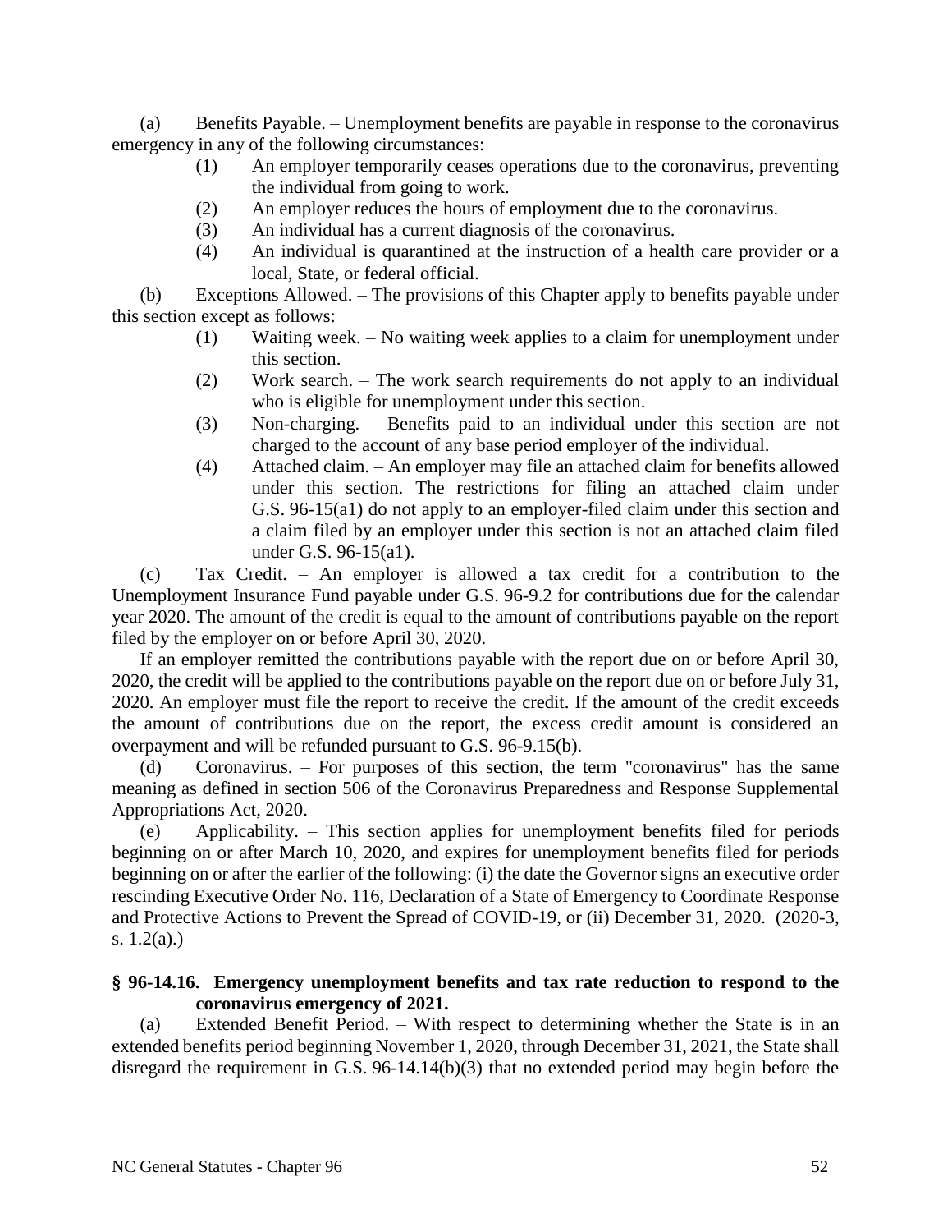(a) Benefits Payable. – Unemployment benefits are payable in response to the coronavirus emergency in any of the following circumstances:

(1) An employer temporarily ceases operations due to the coronavirus, preventing the individual from going to work.

(2) An employer reduces the hours of employment due to the coronavirus.

(3) An individual has a current diagnosis of the coronavirus.

(4) An individual is quarantined at the instruction of a health care provider or a local, State, or federal official.

(b) Exceptions Allowed. – The provisions of this Chapter apply to benefits payable under this section except as follows:

(1) Waiting week. – No waiting week applies to a claim for unemployment under this section.

(2) Work search. – The work search requirements do not apply to an individual who is eligible for unemployment under this section.

(3) Non-charging. – Benefits paid to an individual under this section are not charged to the account of any base period employer of the individual.

(4) Attached claim. – An employer may file an attached claim for benefits allowed under this section. The restrictions for filing an attached claim under G.S. 96-15(a1) do not apply to an employer-filed claim under this section and a claim filed by an employer under this section is not an attached claim filed under G.S. 96-15(a1).

(c) Tax Credit. – An employer is allowed a tax credit for a contribution to the Unemployment Insurance Fund payable under G.S. 96-9.2 for contributions due for the calendar year 2020. The amount of the credit is equal to the amount of contributions payable on the report filed by the employer on or before April 30, 2020.

If an employer remitted the contributions payable with the report due on or before April 30, 2020, the credit will be applied to the contributions payable on the report due on or before July 31, 2020. An employer must file the report to receive the credit. If the amount of the credit exceeds the amount of contributions due on the report, the excess credit amount is considered an overpayment and will be refunded pursuant to G.S. 96-9.15(b).

(d) Coronavirus. – For purposes of this section, the term "coronavirus" has the same meaning as defined in section 506 of the Coronavirus Preparedness and Response Supplemental Appropriations Act, 2020.

(e) Applicability. – This section applies for unemployment benefits filed for periods beginning on or after March 10, 2020, and expires for unemployment benefits filed for periods beginning on or after the earlier of the following: (i) the date the Governor signs an executive order rescinding Executive Order No. 116, Declaration of a State of Emergency to Coordinate Response and Protective Actions to Prevent the Spread of COVID-19, or (ii) December 31, 2020. (2020-3, s. 1.2(a).)

**§ 96-14.16. Emergency unemployment benefits and tax rate reduction to respond to the coronavirus emergency of 2021.**

(a) Extended Benefit Period. – With respect to determining whether the State is in an extended benefits period beginning November 1, 2020, through December 31, 2021, the State shall disregard the requirement in G.S. 96-14.14(b)(3) that no extended period may begin before the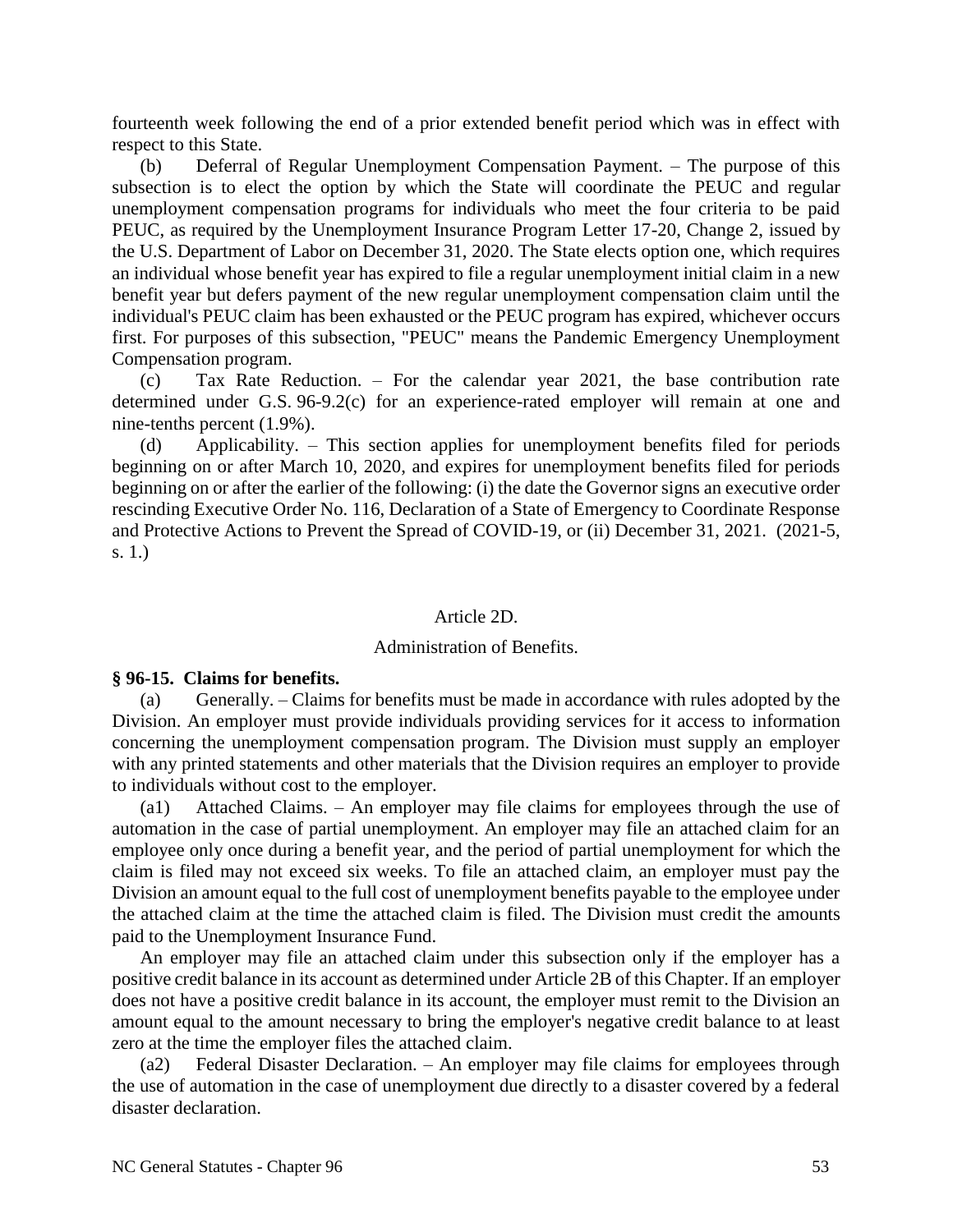fourteenth week following the end of a prior extended benefit period which was in effect with respect to this State.

(b) Deferral of Regular Unemployment Compensation Payment. – The purpose of this subsection is to elect the option by which the State will coordinate the PEUC and regular unemployment compensation programs for individuals who meet the four criteria to be paid PEUC, as required by the Unemployment Insurance Program Letter 17-20, Change 2, issued by the U.S. Department of Labor on December 31, 2020. The State elects option one, which requires an individual whose benefit year has expired to file a regular unemployment initial claim in a new benefit year but defers payment of the new regular unemployment compensation claim until the individual's PEUC claim has been exhausted or the PEUC program has expired, whichever occurs first. For purposes of this subsection, "PEUC" means the Pandemic Emergency Unemployment Compensation program.

(c) Tax Rate Reduction. – For the calendar year 2021, the base contribution rate determined under G.S. 96-9.2(c) for an experience-rated employer will remain at one and nine-tenths percent (1.9%).

(d) Applicability. – This section applies for unemployment benefits filed for periods beginning on or after March 10, 2020, and expires for unemployment benefits filed for periods beginning on or after the earlier of the following: (i) the date the Governor signs an executive order rescinding Executive Order No. 116, Declaration of a State of Emergency to Coordinate Response and Protective Actions to Prevent the Spread of COVID-19, or (ii) December 31, 2021. (2021-5, s. 1.)

## Article 2D.

## Administration of Benefits.

**§ 96-15. Claims for benefits.**

(a) Generally. – Claims for benefits must be made in accordance with rules adopted by the Division. An employer must provide individuals providing services for it access to information concerning the unemployment compensation program. The Division must supply an employer with any printed statements and other materials that the Division requires an employer to provide to individuals without cost to the employer.

(a1) Attached Claims. – An employer may file claims for employees through the use of automation in the case of partial unemployment. An employer may file an attached claim for an employee only once during a benefit year, and the period of partial unemployment for which the claim is filed may not exceed six weeks. To file an attached claim, an employer must pay the Division an amount equal to the full cost of unemployment benefits payable to the employee under the attached claim at the time the attached claim is filed. The Division must credit the amounts paid to the Unemployment Insurance Fund.

An employer may file an attached claim under this subsection only if the employer has a positive credit balance in its account as determined under Article 2B of this Chapter. If an employer does not have a positive credit balance in its account, the employer must remit to the Division an amount equal to the amount necessary to bring the employer's negative credit balance to at least zero at the time the employer files the attached claim.

(a2) Federal Disaster Declaration. – An employer may file claims for employees through the use of automation in the case of unemployment due directly to a disaster covered by a federal disaster declaration.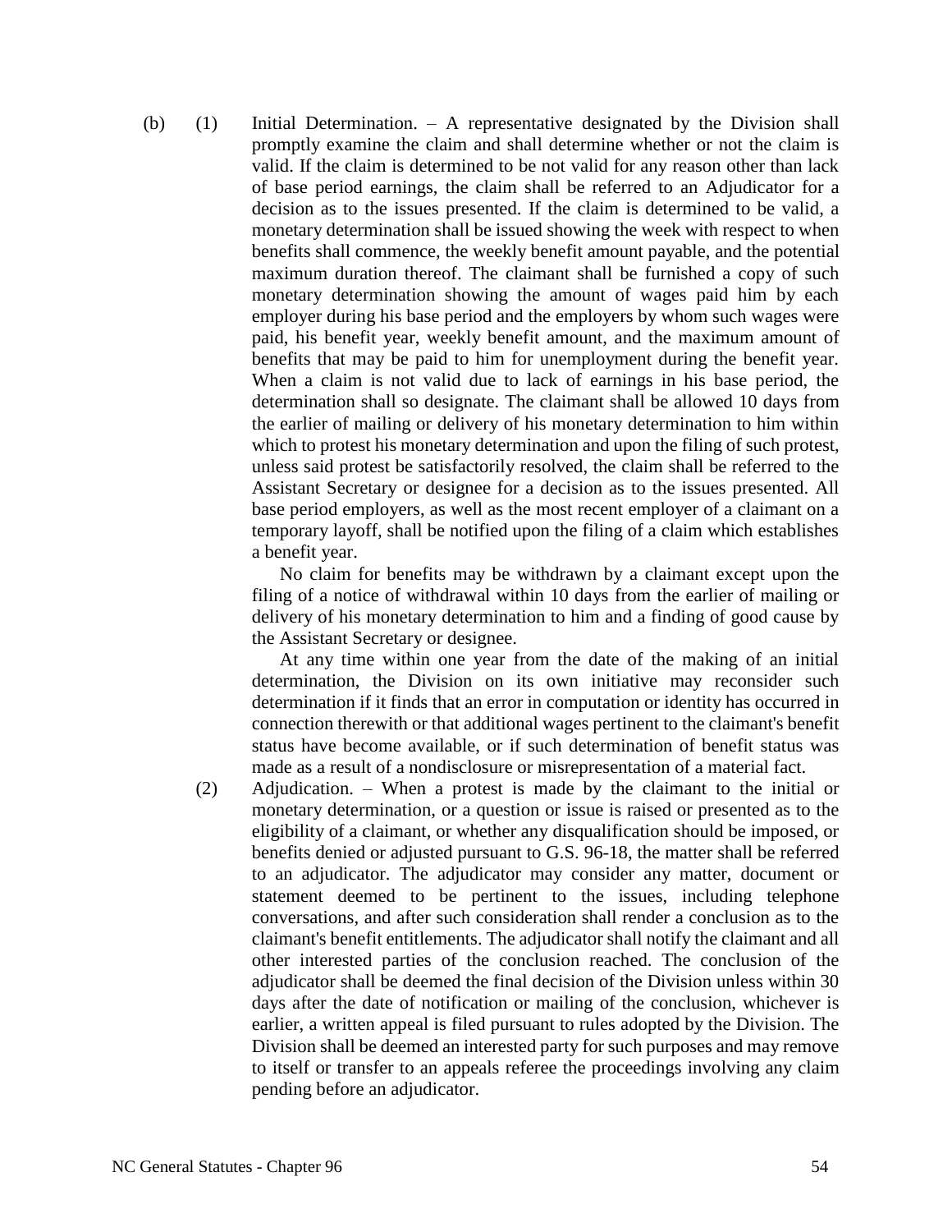(b) (1) Initial Determination. – A representative designated by the Division shall promptly examine the claim and shall determine whether or not the claim is valid. If the claim is determined to be not valid for any reason other than lack of base period earnings, the claim shall be referred to an Adjudicator for a decision as to the issues presented. If the claim is determined to be valid, a monetary determination shall be issued showing the week with respect to when benefits shall commence, the weekly benefit amount payable, and the potential maximum duration thereof. The claimant shall be furnished a copy of such monetary determination showing the amount of wages paid him by each employer during his base period and the employers by whom such wages were paid, his benefit year, weekly benefit amount, and the maximum amount of benefits that may be paid to him for unemployment during the benefit year. When a claim is not valid due to lack of earnings in his base period, the determination shall so designate. The claimant shall be allowed 10 days from the earlier of mailing or delivery of his monetary determination to him within which to protest his monetary determination and upon the filing of such protest, unless said protest be satisfactorily resolved, the claim shall be referred to the Assistant Secretary or designee for a decision as to the issues presented. All base period employers, as well as the most recent employer of a claimant on a temporary layoff, shall be notified upon the filing of a claim which establishes a benefit year.

No claim for benefits may be withdrawn by a claimant except upon the filing of a notice of withdrawal within 10 days from the earlier of mailing or delivery of his monetary determination to him and a finding of good cause by the Assistant Secretary or designee.

At any time within one year from the date of the making of an initial determination, the Division on its own initiative may reconsider such determination if it finds that an error in computation or identity has occurred in connection therewith or that additional wages pertinent to the claimant's benefit status have become available, or if such determination of benefit status was made as a result of a nondisclosure or misrepresentation of a material fact.

(2) Adjudication. – When a protest is made by the claimant to the initial or monetary determination, or a question or issue is raised or presented as to the eligibility of a claimant, or whether any disqualification should be imposed, or benefits denied or adjusted pursuant to G.S. 96-18, the matter shall be referred to an adjudicator. The adjudicator may consider any matter, document or statement deemed to be pertinent to the issues, including telephone conversations, and after such consideration shall render a conclusion as to the claimant's benefit entitlements. The adjudicator shall notify the claimant and all other interested parties of the conclusion reached. The conclusion of the adjudicator shall be deemed the final decision of the Division unless within 30 days after the date of notification or mailing of the conclusion, whichever is earlier, a written appeal is filed pursuant to rules adopted by the Division. The Division shall be deemed an interested party for such purposes and may remove to itself or transfer to an appeals referee the proceedings involving any claim pending before an adjudicator.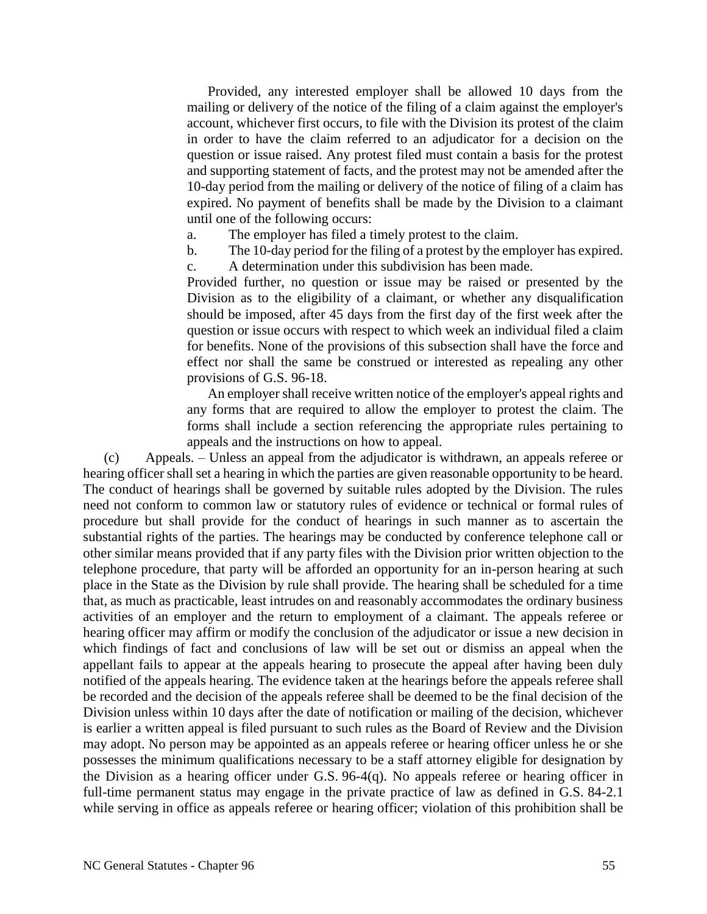Provided, any interested employer shall be allowed 10 days from the mailing or delivery of the notice of the filing of a claim against the employer's account, whichever first occurs, to file with the Division its protest of the claim in order to have the claim referred to an adjudicator for a decision on the question or issue raised. Any protest filed must contain a basis for the protest and supporting statement of facts, and the protest may not be amended after the 10-day period from the mailing or delivery of the notice of filing of a claim has expired. No payment of benefits shall be made by the Division to a claimant until one of the following occurs:

a. The employer has filed a timely protest to the claim.

b. The 10-day period for the filing of a protest by the employer has expired.

c. A determination under this subdivision has been made.

Provided further, no question or issue may be raised or presented by the Division as to the eligibility of a claimant, or whether any disqualification should be imposed, after 45 days from the first day of the first week after the question or issue occurs with respect to which week an individual filed a claim for benefits. None of the provisions of this subsection shall have the force and effect nor shall the same be construed or interested as repealing any other provisions of G.S. 96-18.

An employer shall receive written notice of the employer's appeal rights and any forms that are required to allow the employer to protest the claim. The forms shall include a section referencing the appropriate rules pertaining to appeals and the instructions on how to appeal.

(c) Appeals. – Unless an appeal from the adjudicator is withdrawn, an appeals referee or hearing officer shall set a hearing in which the parties are given reasonable opportunity to be heard. The conduct of hearings shall be governed by suitable rules adopted by the Division. The rules need not conform to common law or statutory rules of evidence or technical or formal rules of procedure but shall provide for the conduct of hearings in such manner as to ascertain the substantial rights of the parties. The hearings may be conducted by conference telephone call or other similar means provided that if any party files with the Division prior written objection to the telephone procedure, that party will be afforded an opportunity for an in-person hearing at such place in the State as the Division by rule shall provide. The hearing shall be scheduled for a time that, as much as practicable, least intrudes on and reasonably accommodates the ordinary business activities of an employer and the return to employment of a claimant. The appeals referee or hearing officer may affirm or modify the conclusion of the adjudicator or issue a new decision in which findings of fact and conclusions of law will be set out or dismiss an appeal when the appellant fails to appear at the appeals hearing to prosecute the appeal after having been duly notified of the appeals hearing. The evidence taken at the hearings before the appeals referee shall be recorded and the decision of the appeals referee shall be deemed to be the final decision of the Division unless within 10 days after the date of notification or mailing of the decision, whichever is earlier a written appeal is filed pursuant to such rules as the Board of Review and the Division may adopt. No person may be appointed as an appeals referee or hearing officer unless he or she possesses the minimum qualifications necessary to be a staff attorney eligible for designation by the Division as a hearing officer under G.S. 96-4(q). No appeals referee or hearing officer in full-time permanent status may engage in the private practice of law as defined in G.S. 84-2.1 while serving in office as appeals referee or hearing officer; violation of this prohibition shall be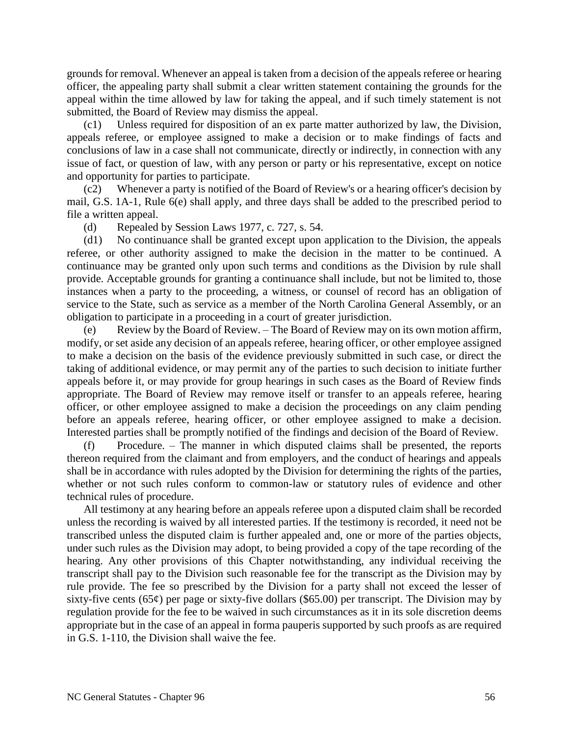grounds for removal. Whenever an appeal is taken from a decision of the appeals referee or hearing officer, the appealing party shall submit a clear written statement containing the grounds for the appeal within the time allowed by law for taking the appeal, and if such timely statement is not submitted, the Board of Review may dismiss the appeal.

(c1) Unless required for disposition of an ex parte matter authorized by law, the Division, appeals referee, or employee assigned to make a decision or to make findings of facts and conclusions of law in a case shall not communicate, directly or indirectly, in connection with any issue of fact, or question of law, with any person or party or his representative, except on notice and opportunity for parties to participate.

(c2) Whenever a party is notified of the Board of Review's or a hearing officer's decision by mail, G.S. 1A-1, Rule 6(e) shall apply, and three days shall be added to the prescribed period to file a written appeal.

(d) Repealed by Session Laws 1977, c. 727, s. 54.

(d1) No continuance shall be granted except upon application to the Division, the appeals referee, or other authority assigned to make the decision in the matter to be continued. A continuance may be granted only upon such terms and conditions as the Division by rule shall provide. Acceptable grounds for granting a continuance shall include, but not be limited to, those instances when a party to the proceeding, a witness, or counsel of record has an obligation of service to the State, such as service as a member of the North Carolina General Assembly, or an obligation to participate in a proceeding in a court of greater jurisdiction.

(e) Review by the Board of Review. – The Board of Review may on its own motion affirm, modify, or set aside any decision of an appeals referee, hearing officer, or other employee assigned to make a decision on the basis of the evidence previously submitted in such case, or direct the taking of additional evidence, or may permit any of the parties to such decision to initiate further appeals before it, or may provide for group hearings in such cases as the Board of Review finds appropriate. The Board of Review may remove itself or transfer to an appeals referee, hearing officer, or other employee assigned to make a decision the proceedings on any claim pending before an appeals referee, hearing officer, or other employee assigned to make a decision. Interested parties shall be promptly notified of the findings and decision of the Board of Review.

(f) Procedure. – The manner in which disputed claims shall be presented, the reports thereon required from the claimant and from employers, and the conduct of hearings and appeals shall be in accordance with rules adopted by the Division for determining the rights of the parties, whether or not such rules conform to common-law or statutory rules of evidence and other technical rules of procedure.

All testimony at any hearing before an appeals referee upon a disputed claim shall be recorded unless the recording is waived by all interested parties. If the testimony is recorded, it need not be transcribed unless the disputed claim is further appealed and, one or more of the parties objects, under such rules as the Division may adopt, to being provided a copy of the tape recording of the hearing. Any other provisions of this Chapter notwithstanding, any individual receiving the transcript shall pay to the Division such reasonable fee for the transcript as the Division may by rule provide. The fee so prescribed by the Division for a party shall not exceed the lesser of sixty-five cents (65¢) per page or sixty-five dollars ($65.00) per transcript. The Division may by regulation provide for the fee to be waived in such circumstances as it in its sole discretion deems appropriate but in the case of an appeal in forma pauperis supported by such proofs as are required in G.S. 1-110, the Division shall waive the fee.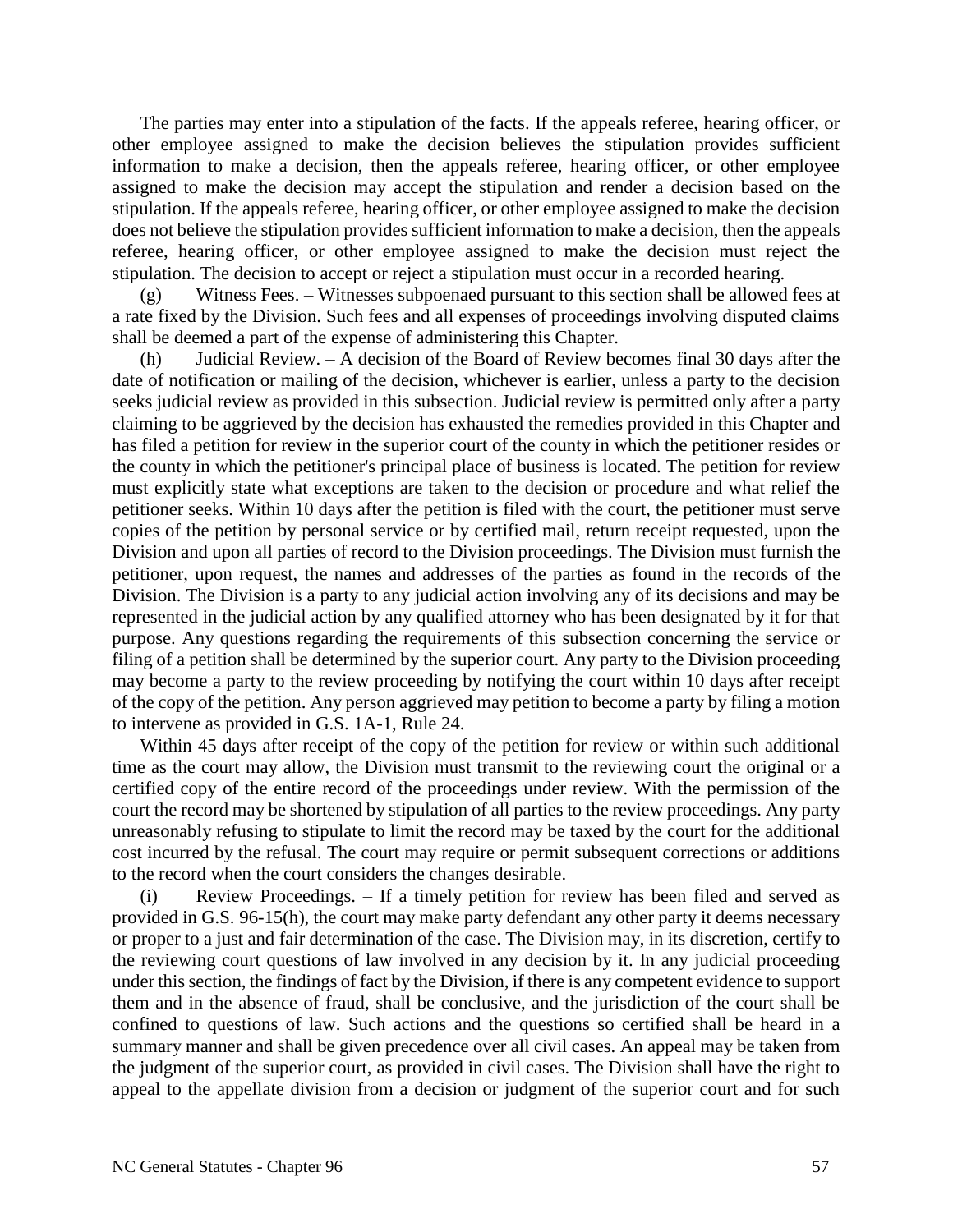The parties may enter into a stipulation of the facts. If the appeals referee, hearing officer, or other employee assigned to make the decision believes the stipulation provides sufficient information to make a decision, then the appeals referee, hearing officer, or other employee assigned to make the decision may accept the stipulation and render a decision based on the stipulation. If the appeals referee, hearing officer, or other employee assigned to make the decision does not believe the stipulation provides sufficient information to make a decision, then the appeals referee, hearing officer, or other employee assigned to make the decision must reject the stipulation. The decision to accept or reject a stipulation must occur in a recorded hearing.

(g) Witness Fees. – Witnesses subpoenaed pursuant to this section shall be allowed fees at a rate fixed by the Division. Such fees and all expenses of proceedings involving disputed claims shall be deemed a part of the expense of administering this Chapter.

(h) Judicial Review. – A decision of the Board of Review becomes final 30 days after the date of notification or mailing of the decision, whichever is earlier, unless a party to the decision seeks judicial review as provided in this subsection. Judicial review is permitted only after a party claiming to be aggrieved by the decision has exhausted the remedies provided in this Chapter and has filed a petition for review in the superior court of the county in which the petitioner resides or the county in which the petitioner's principal place of business is located. The petition for review must explicitly state what exceptions are taken to the decision or procedure and what relief the petitioner seeks. Within 10 days after the petition is filed with the court, the petitioner must serve copies of the petition by personal service or by certified mail, return receipt requested, upon the Division and upon all parties of record to the Division proceedings. The Division must furnish the petitioner, upon request, the names and addresses of the parties as found in the records of the Division. The Division is a party to any judicial action involving any of its decisions and may be represented in the judicial action by any qualified attorney who has been designated by it for that purpose. Any questions regarding the requirements of this subsection concerning the service or filing of a petition shall be determined by the superior court. Any party to the Division proceeding may become a party to the review proceeding by notifying the court within 10 days after receipt of the copy of the petition. Any person aggrieved may petition to become a party by filing a motion to intervene as provided in G.S. 1A-1, Rule 24.

Within 45 days after receipt of the copy of the petition for review or within such additional time as the court may allow, the Division must transmit to the reviewing court the original or a certified copy of the entire record of the proceedings under review. With the permission of the court the record may be shortened by stipulation of all parties to the review proceedings. Any party unreasonably refusing to stipulate to limit the record may be taxed by the court for the additional cost incurred by the refusal. The court may require or permit subsequent corrections or additions to the record when the court considers the changes desirable.

(i) Review Proceedings. – If a timely petition for review has been filed and served as provided in G.S. 96-15(h), the court may make party defendant any other party it deems necessary or proper to a just and fair determination of the case. The Division may, in its discretion, certify to the reviewing court questions of law involved in any decision by it. In any judicial proceeding under this section, the findings of fact by the Division, if there is any competent evidence to support them and in the absence of fraud, shall be conclusive, and the jurisdiction of the court shall be confined to questions of law. Such actions and the questions so certified shall be heard in a summary manner and shall be given precedence over all civil cases. An appeal may be taken from the judgment of the superior court, as provided in civil cases. The Division shall have the right to appeal to the appellate division from a decision or judgment of the superior court and for such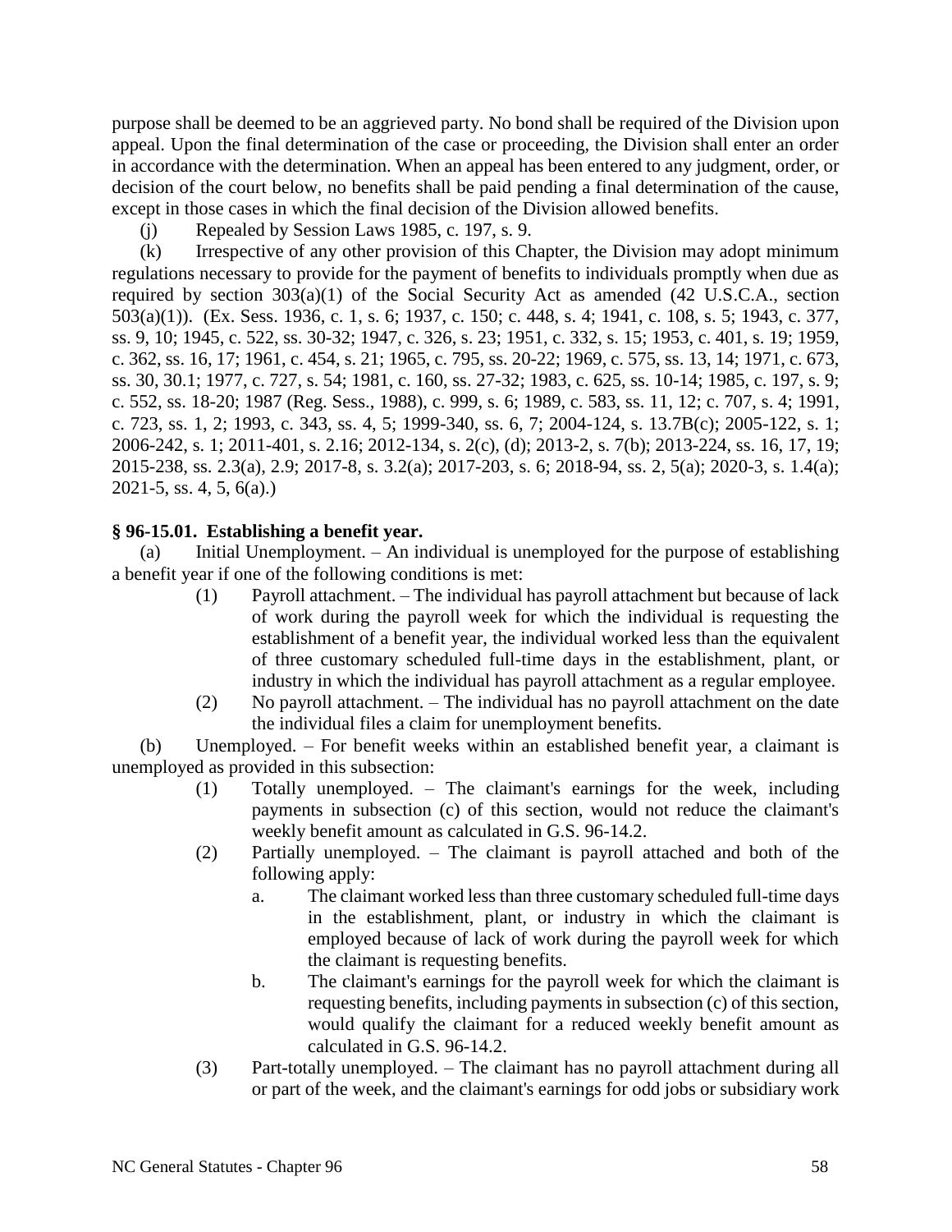purpose shall be deemed to be an aggrieved party. No bond shall be required of the Division upon appeal. Upon the final determination of the case or proceeding, the Division shall enter an order in accordance with the determination. When an appeal has been entered to any judgment, order, or decision of the court below, no benefits shall be paid pending a final determination of the cause, except in those cases in which the final decision of the Division allowed benefits.

(j) Repealed by Session Laws 1985, c. 197, s. 9.

(k) Irrespective of any other provision of this Chapter, the Division may adopt minimum regulations necessary to provide for the payment of benefits to individuals promptly when due as required by section 303(a)(1) of the Social Security Act as amended (42 U.S.C.A., section 503(a)(1)). (Ex. Sess. 1936, c. 1, s. 6; 1937, c. 150; c. 448, s. 4; 1941, c. 108, s. 5; 1943, c. 377, ss. 9, 10; 1945, c. 522, ss. 30-32; 1947, c. 326, s. 23; 1951, c. 332, s. 15; 1953, c. 401, s. 19; 1959, c. 362, ss. 16, 17; 1961, c. 454, s. 21; 1965, c. 795, ss. 20-22; 1969, c. 575, ss. 13, 14; 1971, c. 673, ss. 30, 30.1; 1977, c. 727, s. 54; 1981, c. 160, ss. 27-32; 1983, c. 625, ss. 10-14; 1985, c. 197, s. 9; c. 552, ss. 18-20; 1987 (Reg. Sess., 1988), c. 999, s. 6; 1989, c. 583, ss. 11, 12; c. 707, s. 4; 1991, c. 723, ss. 1, 2; 1993, c. 343, ss. 4, 5; 1999-340, ss. 6, 7; 2004-124, s. 13.7B(c); 2005-122, s. 1; 2006-242, s. 1; 2011-401, s. 2.16; 2012-134, s. 2(c), (d); 2013-2, s. 7(b); 2013-224, ss. 16, 17, 19; 2015-238, ss. 2.3(a), 2.9; 2017-8, s. 3.2(a); 2017-203, s. 6; 2018-94, ss. 2, 5(a); 2020-3, s. 1.4(a); 2021-5, ss. 4, 5, 6(a).)

**§ 96-15.01. Establishing a benefit year.**

(a) Initial Unemployment. – An individual is unemployed for the purpose of establishing a benefit year if one of the following conditions is met:

(1) Payroll attachment. – The individual has payroll attachment but because of lack of work during the payroll week for which the individual is requesting the establishment of a benefit year, the individual worked less than the equivalent of three customary scheduled full-time days in the establishment, plant, or industry in which the individual has payroll attachment as a regular employee.

(2) No payroll attachment. – The individual has no payroll attachment on the date the individual files a claim for unemployment benefits.

(b) Unemployed. – For benefit weeks within an established benefit year, a claimant is unemployed as provided in this subsection:

(1) Totally unemployed. – The claimant's earnings for the week, including payments in subsection (c) of this section, would not reduce the claimant's weekly benefit amount as calculated in G.S. 96-14.2.

(2) Partially unemployed. – The claimant is payroll attached and both of the following apply:

a. The claimant worked less than three customary scheduled full-time days in the establishment, plant, or industry in which the claimant is employed because of lack of work during the payroll week for which the claimant is requesting benefits.

b. The claimant's earnings for the payroll week for which the claimant is requesting benefits, including payments in subsection (c) of this section, would qualify the claimant for a reduced weekly benefit amount as calculated in G.S. 96-14.2.

(3) Part-totally unemployed. – The claimant has no payroll attachment during all or part of the week, and the claimant's earnings for odd jobs or subsidiary work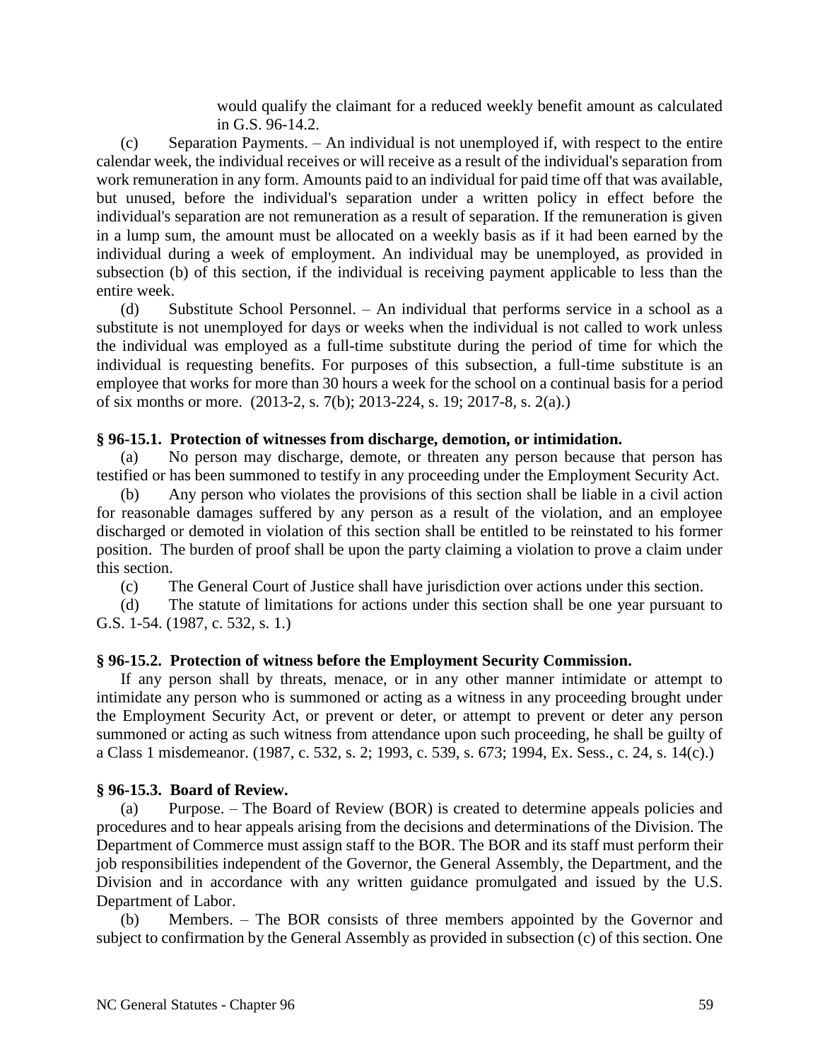would qualify the claimant for a reduced weekly benefit amount as calculated in G.S. 96-14.2.

(c) Separation Payments. – An individual is not unemployed if, with respect to the entire calendar week, the individual receives or will receive as a result of the individual's separation from work remuneration in any form. Amounts paid to an individual for paid time off that was available, but unused, before the individual's separation under a written policy in effect before the individual's separation are not remuneration as a result of separation. If the remuneration is given in a lump sum, the amount must be allocated on a weekly basis as if it had been earned by the individual during a week of employment. An individual may be unemployed, as provided in subsection (b) of this section, if the individual is receiving payment applicable to less than the entire week.

(d) Substitute School Personnel. – An individual that performs service in a school as a substitute is not unemployed for days or weeks when the individual is not called to work unless the individual was employed as a full-time substitute during the period of time for which the individual is requesting benefits. For purposes of this subsection, a full-time substitute is an employee that works for more than 30 hours a week for the school on a continual basis for a period of six months or more. (2013-2, s. 7(b); 2013-224, s. 19; 2017-8, s. 2(a).)

**§ 96-15.1. Protection of witnesses from discharge, demotion, or intimidation.**

(a) No person may discharge, demote, or threaten any person because that person has testified or has been summoned to testify in any proceeding under the Employment Security Act.

(b) Any person who violates the provisions of this section shall be liable in a civil action for reasonable damages suffered by any person as a result of the violation, and an employee discharged or demoted in violation of this section shall be entitled to be reinstated to his former position. The burden of proof shall be upon the party claiming a violation to prove a claim under this section.

(c) The General Court of Justice shall have jurisdiction over actions under this section.

(d) The statute of limitations for actions under this section shall be one year pursuant to G.S. 1-54. (1987, c. 532, s. 1.)

**§ 96-15.2. Protection of witness before the Employment Security Commission.**

If any person shall by threats, menace, or in any other manner intimidate or attempt to intimidate any person who is summoned or acting as a witness in any proceeding brought under the Employment Security Act, or prevent or deter, or attempt to prevent or deter any person summoned or acting as such witness from attendance upon such proceeding, he shall be guilty of a Class 1 misdemeanor. (1987, c. 532, s. 2; 1993, c. 539, s. 673; 1994, Ex. Sess., c. 24, s. 14(c).)

**§ 96-15.3. Board of Review.**

(a) Purpose. – The Board of Review (BOR) is created to determine appeals policies and procedures and to hear appeals arising from the decisions and determinations of the Division. The Department of Commerce must assign staff to the BOR. The BOR and its staff must perform their job responsibilities independent of the Governor, the General Assembly, the Department, and the Division and in accordance with any written guidance promulgated and issued by the U.S. Department of Labor.

(b) Members. – The BOR consists of three members appointed by the Governor and subject to confirmation by the General Assembly as provided in subsection (c) of this section. One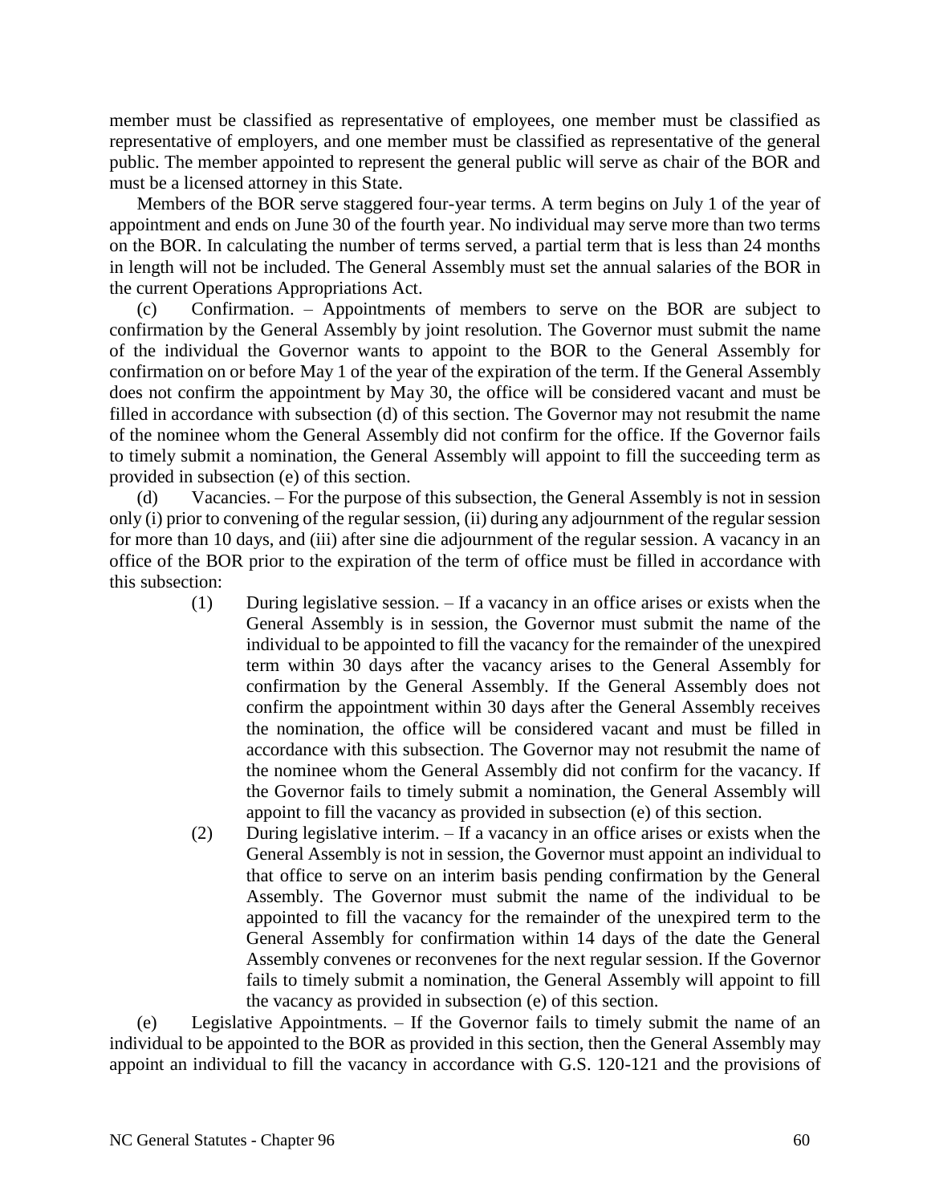member must be classified as representative of employees, one member must be classified as representative of employers, and one member must be classified as representative of the general public. The member appointed to represent the general public will serve as chair of the BOR and must be a licensed attorney in this State.

Members of the BOR serve staggered four-year terms. A term begins on July 1 of the year of appointment and ends on June 30 of the fourth year. No individual may serve more than two terms on the BOR. In calculating the number of terms served, a partial term that is less than 24 months in length will not be included. The General Assembly must set the annual salaries of the BOR in the current Operations Appropriations Act.

(c) Confirmation. – Appointments of members to serve on the BOR are subject to confirmation by the General Assembly by joint resolution. The Governor must submit the name of the individual the Governor wants to appoint to the BOR to the General Assembly for confirmation on or before May 1 of the year of the expiration of the term. If the General Assembly does not confirm the appointment by May 30, the office will be considered vacant and must be filled in accordance with subsection (d) of this section. The Governor may not resubmit the name of the nominee whom the General Assembly did not confirm for the office. If the Governor fails to timely submit a nomination, the General Assembly will appoint to fill the succeeding term as provided in subsection (e) of this section.

(d) Vacancies. – For the purpose of this subsection, the General Assembly is not in session only (i) prior to convening of the regular session, (ii) during any adjournment of the regular session for more than 10 days, and (iii) after sine die adjournment of the regular session. A vacancy in an office of the BOR prior to the expiration of the term of office must be filled in accordance with this subsection:

(1) During legislative session. – If a vacancy in an office arises or exists when the General Assembly is in session, the Governor must submit the name of the individual to be appointed to fill the vacancy for the remainder of the unexpired term within 30 days after the vacancy arises to the General Assembly for confirmation by the General Assembly. If the General Assembly does not confirm the appointment within 30 days after the General Assembly receives the nomination, the office will be considered vacant and must be filled in accordance with this subsection. The Governor may not resubmit the name of the nominee whom the General Assembly did not confirm for the vacancy. If the Governor fails to timely submit a nomination, the General Assembly will appoint to fill the vacancy as provided in subsection (e) of this section.

(2) During legislative interim. – If a vacancy in an office arises or exists when the General Assembly is not in session, the Governor must appoint an individual to that office to serve on an interim basis pending confirmation by the General Assembly. The Governor must submit the name of the individual to be appointed to fill the vacancy for the remainder of the unexpired term to the General Assembly for confirmation within 14 days of the date the General Assembly convenes or reconvenes for the next regular session. If the Governor fails to timely submit a nomination, the General Assembly will appoint to fill the vacancy as provided in subsection (e) of this section.

(e) Legislative Appointments. – If the Governor fails to timely submit the name of an individual to be appointed to the BOR as provided in this section, then the General Assembly may appoint an individual to fill the vacancy in accordance with G.S. 120-121 and the provisions of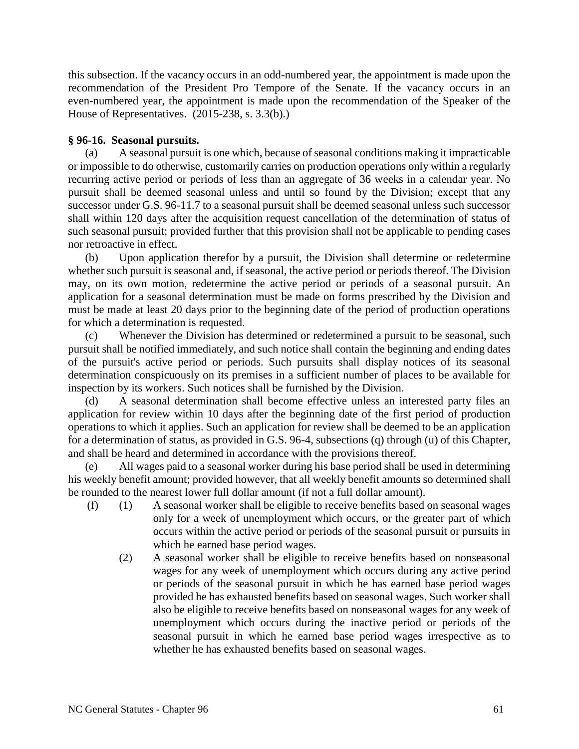this subsection. If the vacancy occurs in an odd-numbered year, the appointment is made upon the recommendation of the President Pro Tempore of the Senate. If the vacancy occurs in an even-numbered year, the appointment is made upon the recommendation of the Speaker of the House of Representatives. (2015-238, s. 3.3(b).)

**§ 96-16. Seasonal pursuits.**

(a) A seasonal pursuit is one which, because of seasonal conditions making it impracticable or impossible to do otherwise, customarily carries on production operations only within a regularly recurring active period or periods of less than an aggregate of 36 weeks in a calendar year. No pursuit shall be deemed seasonal unless and until so found by the Division; except that any successor under G.S. 96-11.7 to a seasonal pursuit shall be deemed seasonal unless such successor shall within 120 days after the acquisition request cancellation of the determination of status of such seasonal pursuit; provided further that this provision shall not be applicable to pending cases nor retroactive in effect.

(b) Upon application therefor by a pursuit, the Division shall determine or redetermine whether such pursuit is seasonal and, if seasonal, the active period or periods thereof. The Division may, on its own motion, redetermine the active period or periods of a seasonal pursuit. An application for a seasonal determination must be made on forms prescribed by the Division and must be made at least 20 days prior to the beginning date of the period of production operations for which a determination is requested.

(c) Whenever the Division has determined or redetermined a pursuit to be seasonal, such pursuit shall be notified immediately, and such notice shall contain the beginning and ending dates of the pursuit's active period or periods. Such pursuits shall display notices of its seasonal determination conspicuously on its premises in a sufficient number of places to be available for inspection by its workers. Such notices shall be furnished by the Division.

(d) A seasonal determination shall become effective unless an interested party files an application for review within 10 days after the beginning date of the first period of production operations to which it applies. Such an application for review shall be deemed to be an application for a determination of status, as provided in G.S. 96-4, subsections (q) through (u) of this Chapter, and shall be heard and determined in accordance with the provisions thereof.

(e) All wages paid to a seasonal worker during his base period shall be used in determining his weekly benefit amount; provided however, that all weekly benefit amounts so determined shall be rounded to the nearest lower full dollar amount (if not a full dollar amount).

(f) (1) A seasonal worker shall be eligible to receive benefits based on seasonal wages only for a week of unemployment which occurs, or the greater part of which occurs within the active period or periods of the seasonal pursuit or pursuits in which he earned base period wages.

(2) A seasonal worker shall be eligible to receive benefits based on nonseasonal wages for any week of unemployment which occurs during any active period or periods of the seasonal pursuit in which he has earned base period wages provided he has exhausted benefits based on seasonal wages. Such worker shall also be eligible to receive benefits based on nonseasonal wages for any week of unemployment which occurs during the inactive period or periods of the seasonal pursuit in which he earned base period wages irrespective as to whether he has exhausted benefits based on seasonal wages.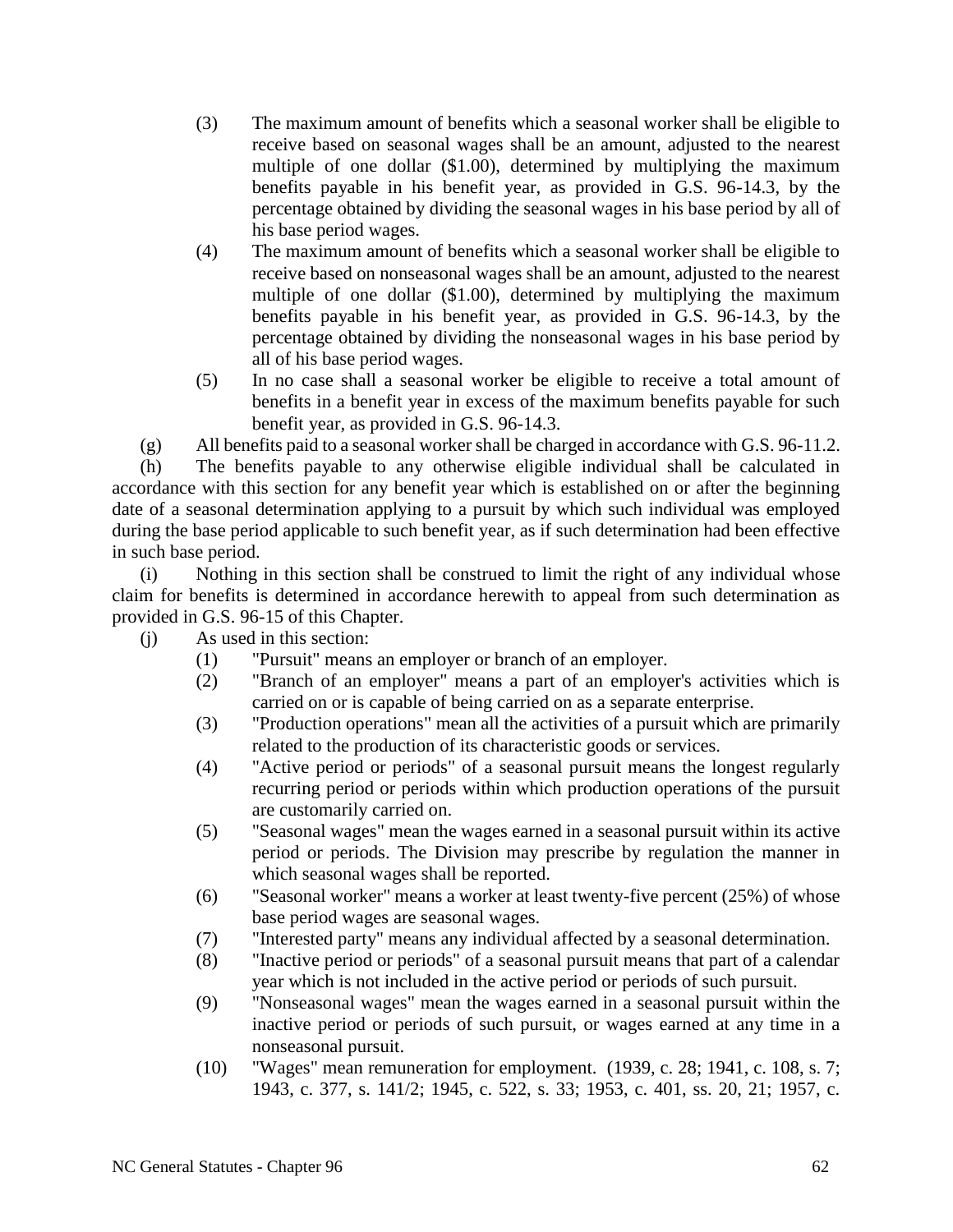(3) The maximum amount of benefits which a seasonal worker shall be eligible to receive based on seasonal wages shall be an amount, adjusted to the nearest multiple of one dollar ($1.00), determined by multiplying the maximum benefits payable in his benefit year, as provided in G.S. 96-14.3, by the percentage obtained by dividing the seasonal wages in his base period by all of his base period wages.

(4) The maximum amount of benefits which a seasonal worker shall be eligible to receive based on nonseasonal wages shall be an amount, adjusted to the nearest multiple of one dollar ($1.00), determined by multiplying the maximum benefits payable in his benefit year, as provided in G.S. 96-14.3, by the percentage obtained by dividing the nonseasonal wages in his base period by all of his base period wages.

(5) In no case shall a seasonal worker be eligible to receive a total amount of benefits in a benefit year in excess of the maximum benefits payable for such benefit year, as provided in G.S. 96-14.3.

(g) All benefits paid to a seasonal worker shall be charged in accordance with G.S. 96-11.2.

(h) The benefits payable to any otherwise eligible individual shall be calculated in accordance with this section for any benefit year which is established on or after the beginning date of a seasonal determination applying to a pursuit by which such individual was employed during the base period applicable to such benefit year, as if such determination had been effective in such base period.

(i) Nothing in this section shall be construed to limit the right of any individual whose claim for benefits is determined in accordance herewith to appeal from such determination as provided in G.S. 96-15 of this Chapter.

(j) As used in this section:

(1) "Pursuit" means an employer or branch of an employer.

(2) "Branch of an employer" means a part of an employer's activities which is carried on or is capable of being carried on as a separate enterprise.

(3) "Production operations" mean all the activities of a pursuit which are primarily related to the production of its characteristic goods or services.

(4) "Active period or periods" of a seasonal pursuit means the longest regularly recurring period or periods within which production operations of the pursuit are customarily carried on.

(5) "Seasonal wages" mean the wages earned in a seasonal pursuit within its active period or periods. The Division may prescribe by regulation the manner in which seasonal wages shall be reported.

(6) "Seasonal worker" means a worker at least twenty-five percent (25%) of whose base period wages are seasonal wages.

(7) "Interested party" means any individual affected by a seasonal determination.

(8) "Inactive period or periods" of a seasonal pursuit means that part of a calendar year which is not included in the active period or periods of such pursuit.

(9) "Nonseasonal wages" mean the wages earned in a seasonal pursuit within the inactive period or periods of such pursuit, or wages earned at any time in a nonseasonal pursuit.

(10) "Wages" mean remuneration for employment. (1939, c. 28; 1941, c. 108, s. 7; 1943, c. 377, s. 141/2; 1945, c. 522, s. 33; 1953, c. 401, ss. 20, 21; 1957, c.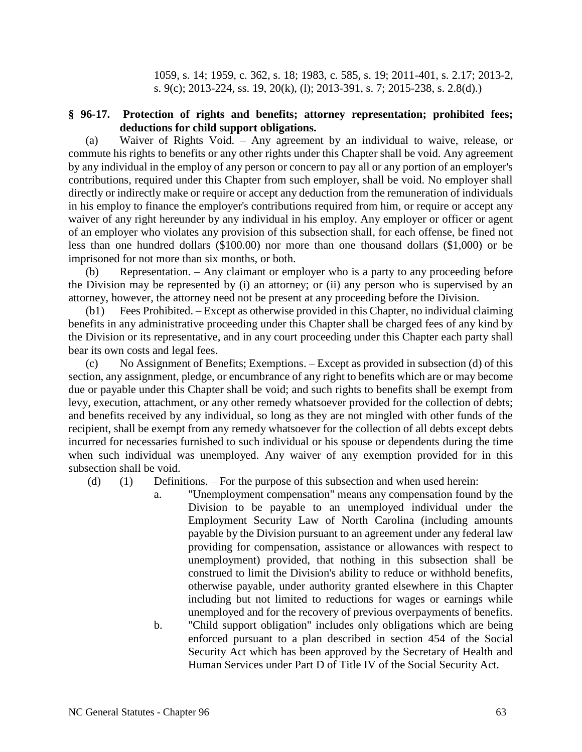1059, s. 14; 1959, c. 362, s. 18; 1983, c. 585, s. 19; 2011-401, s. 2.17; 2013-2, s. 9(c); 2013-224, ss. 19, 20(k), (l); 2013-391, s. 7; 2015-238, s. 2.8(d).)

**§ 96-17. Protection of rights and benefits; attorney representation; prohibited fees; deductions for child support obligations.**

(a) Waiver of Rights Void. – Any agreement by an individual to waive, release, or commute his rights to benefits or any other rights under this Chapter shall be void. Any agreement by any individual in the employ of any person or concern to pay all or any portion of an employer's contributions, required under this Chapter from such employer, shall be void. No employer shall directly or indirectly make or require or accept any deduction from the remuneration of individuals in his employ to finance the employer's contributions required from him, or require or accept any waiver of any right hereunder by any individual in his employ. Any employer or officer or agent of an employer who violates any provision of this subsection shall, for each offense, be fined not less than one hundred dollars ($100.00) nor more than one thousand dollars ($1,000) or be imprisoned for not more than six months, or both.

(b) Representation. – Any claimant or employer who is a party to any proceeding before the Division may be represented by (i) an attorney; or (ii) any person who is supervised by an attorney, however, the attorney need not be present at any proceeding before the Division.

(b1) Fees Prohibited. – Except as otherwise provided in this Chapter, no individual claiming benefits in any administrative proceeding under this Chapter shall be charged fees of any kind by the Division or its representative, and in any court proceeding under this Chapter each party shall bear its own costs and legal fees.

(c) No Assignment of Benefits; Exemptions. – Except as provided in subsection (d) of this section, any assignment, pledge, or encumbrance of any right to benefits which are or may become due or payable under this Chapter shall be void; and such rights to benefits shall be exempt from levy, execution, attachment, or any other remedy whatsoever provided for the collection of debts; and benefits received by any individual, so long as they are not mingled with other funds of the recipient, shall be exempt from any remedy whatsoever for the collection of all debts except debts incurred for necessaries furnished to such individual or his spouse or dependents during the time when such individual was unemployed. Any waiver of any exemption provided for in this subsection shall be void.

(d) (1) Definitions. – For the purpose of this subsection and when used herein:

a. "Unemployment compensation" means any compensation found by the Division to be payable to an unemployed individual under the Employment Security Law of North Carolina (including amounts payable by the Division pursuant to an agreement under any federal law providing for compensation, assistance or allowances with respect to unemployment) provided, that nothing in this subsection shall be construed to limit the Division's ability to reduce or withhold benefits, otherwise payable, under authority granted elsewhere in this Chapter including but not limited to reductions for wages or earnings while unemployed and for the recovery of previous overpayments of benefits.

b. "Child support obligation" includes only obligations which are being enforced pursuant to a plan described in section 454 of the Social Security Act which has been approved by the Secretary of Health and Human Services under Part D of Title IV of the Social Security Act.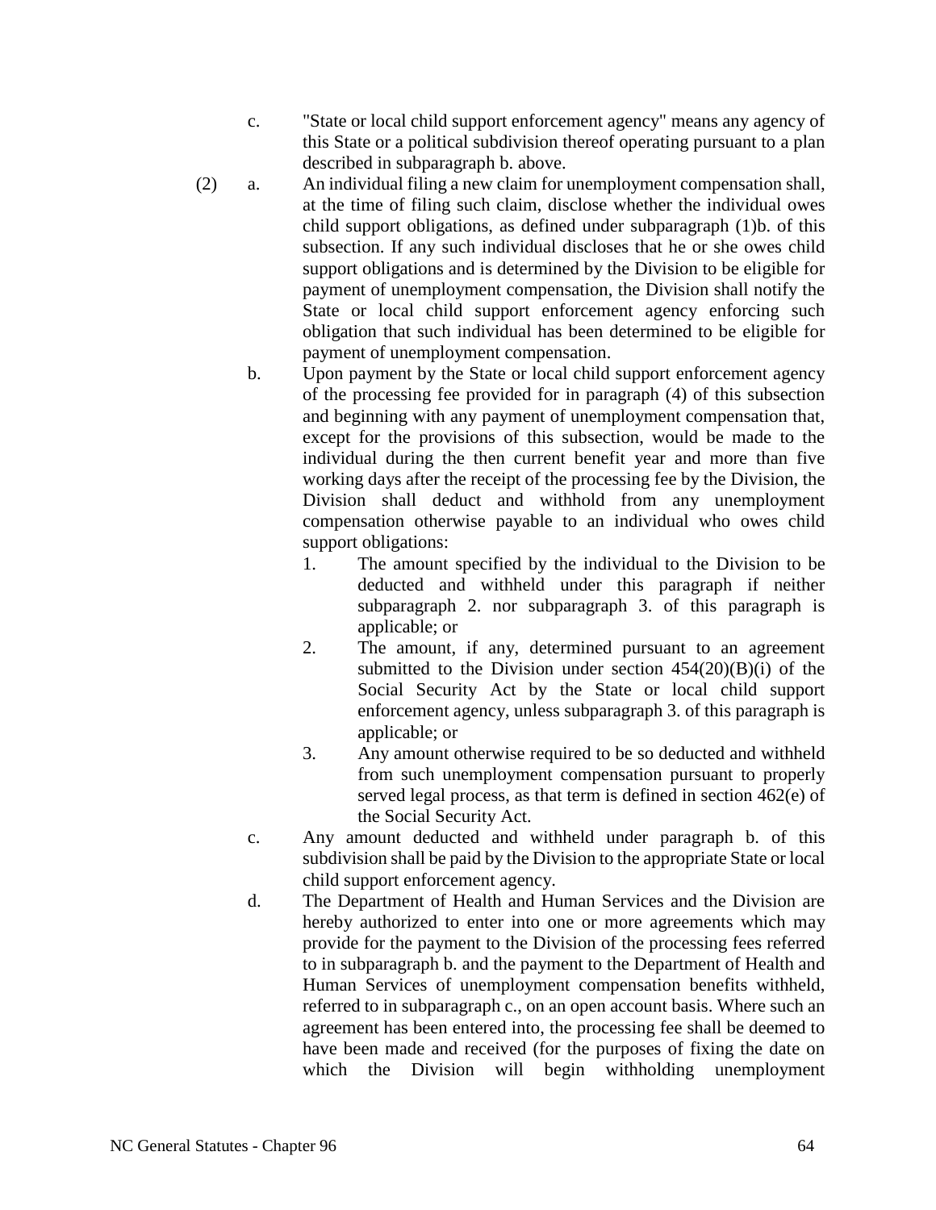c. "State or local child support enforcement agency" means any agency of this State or a political subdivision thereof operating pursuant to a plan described in subparagraph b. above.

(2) a. An individual filing a new claim for unemployment compensation shall, at the time of filing such claim, disclose whether the individual owes child support obligations, as defined under subparagraph (1)b. of this subsection. If any such individual discloses that he or she owes child support obligations and is determined by the Division to be eligible for payment of unemployment compensation, the Division shall notify the State or local child support enforcement agency enforcing such obligation that such individual has been determined to be eligible for payment of unemployment compensation.

b. Upon payment by the State or local child support enforcement agency of the processing fee provided for in paragraph (4) of this subsection and beginning with any payment of unemployment compensation that, except for the provisions of this subsection, would be made to the individual during the then current benefit year and more than five working days after the receipt of the processing fee by the Division, the Division shall deduct and withhold from any unemployment compensation otherwise payable to an individual who owes child support obligations:

1. The amount specified by the individual to the Division to be deducted and withheld under this paragraph if neither subparagraph 2. nor subparagraph 3. of this paragraph is applicable; or
2. The amount, if any, determined pursuant to an agreement submitted to the Division under section 454(20)(B)(i) of the Social Security Act by the State or local child support enforcement agency, unless subparagraph 3. of this paragraph is applicable; or
3. Any amount otherwise required to be so deducted and withheld from such unemployment compensation pursuant to properly served legal process, as that term is defined in section 462(e) of the Social Security Act.

c. Any amount deducted and withheld under paragraph b. of this subdivision shall be paid by the Division to the appropriate State or local child support enforcement agency.

d. The Department of Health and Human Services and the Division are hereby authorized to enter into one or more agreements which may provide for the payment to the Division of the processing fees referred to in subparagraph b. and the payment to the Department of Health and Human Services of unemployment compensation benefits withheld, referred to in subparagraph c., on an open account basis. Where such an agreement has been entered into, the processing fee shall be deemed to have been made and received (for the purposes of fixing the date on which the Division will begin withholding unemployment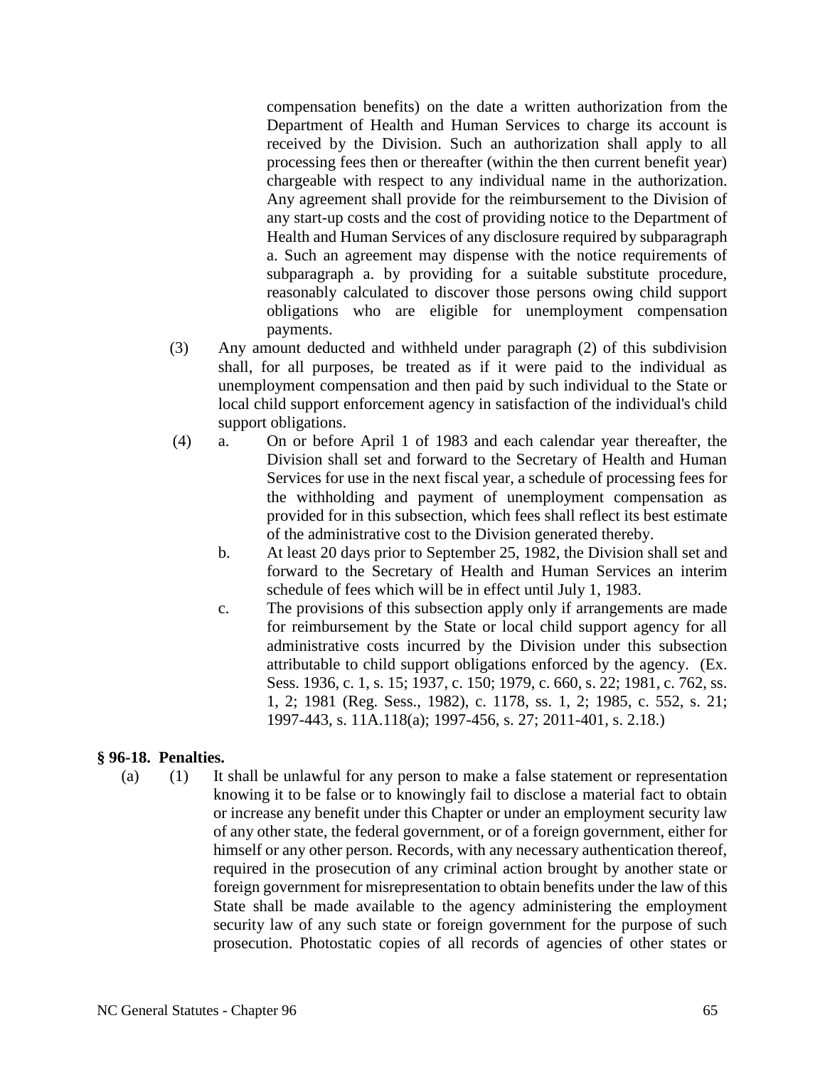compensation benefits) on the date a written authorization from the Department of Health and Human Services to charge its account is received by the Division. Such an authorization shall apply to all processing fees then or thereafter (within the then current benefit year) chargeable with respect to any individual name in the authorization. Any agreement shall provide for the reimbursement to the Division of any start-up costs and the cost of providing notice to the Department of Health and Human Services of any disclosure required by subparagraph a. Such an agreement may dispense with the notice requirements of subparagraph a. by providing for a suitable substitute procedure, reasonably calculated to discover those persons owing child support obligations who are eligible for unemployment compensation payments.

(3) Any amount deducted and withheld under paragraph (2) of this subdivision shall, for all purposes, be treated as if it were paid to the individual as unemployment compensation and then paid by such individual to the State or local child support enforcement agency in satisfaction of the individual's child support obligations.

(4) a. On or before April 1 of 1983 and each calendar year thereafter, the Division shall set and forward to the Secretary of Health and Human Services for use in the next fiscal year, a schedule of processing fees for the withholding and payment of unemployment compensation as provided for in this subsection, which fees shall reflect its best estimate of the administrative cost to the Division generated thereby.

b. At least 20 days prior to September 25, 1982, the Division shall set and forward to the Secretary of Health and Human Services an interim schedule of fees which will be in effect until July 1, 1983.

c. The provisions of this subsection apply only if arrangements are made for reimbursement by the State or local child support agency for all administrative costs incurred by the Division under this subsection attributable to child support obligations enforced by the agency. (Ex. Sess. 1936, c. 1, s. 15; 1937, c. 150; 1979, c. 660, s. 22; 1981, c. 762, ss. 1, 2; 1981 (Reg. Sess., 1982), c. 1178, ss. 1, 2; 1985, c. 552, s. 21; 1997-443, s. 11A.118(a); 1997-456, s. 27; 2011-401, s. 2.18.)

## § 96-18. Penalties.

(a) (1) It shall be unlawful for any person to make a false statement or representation knowing it to be false or to knowingly fail to disclose a material fact to obtain or increase any benefit under this Chapter or under an employment security law of any other state, the federal government, or of a foreign government, either for himself or any other person. Records, with any necessary authentication thereof, required in the prosecution of any criminal action brought by another state or foreign government for misrepresentation to obtain benefits under the law of this State shall be made available to the agency administering the employment security law of any such state or foreign government for the purpose of such prosecution. Photostatic copies of all records of agencies of other states or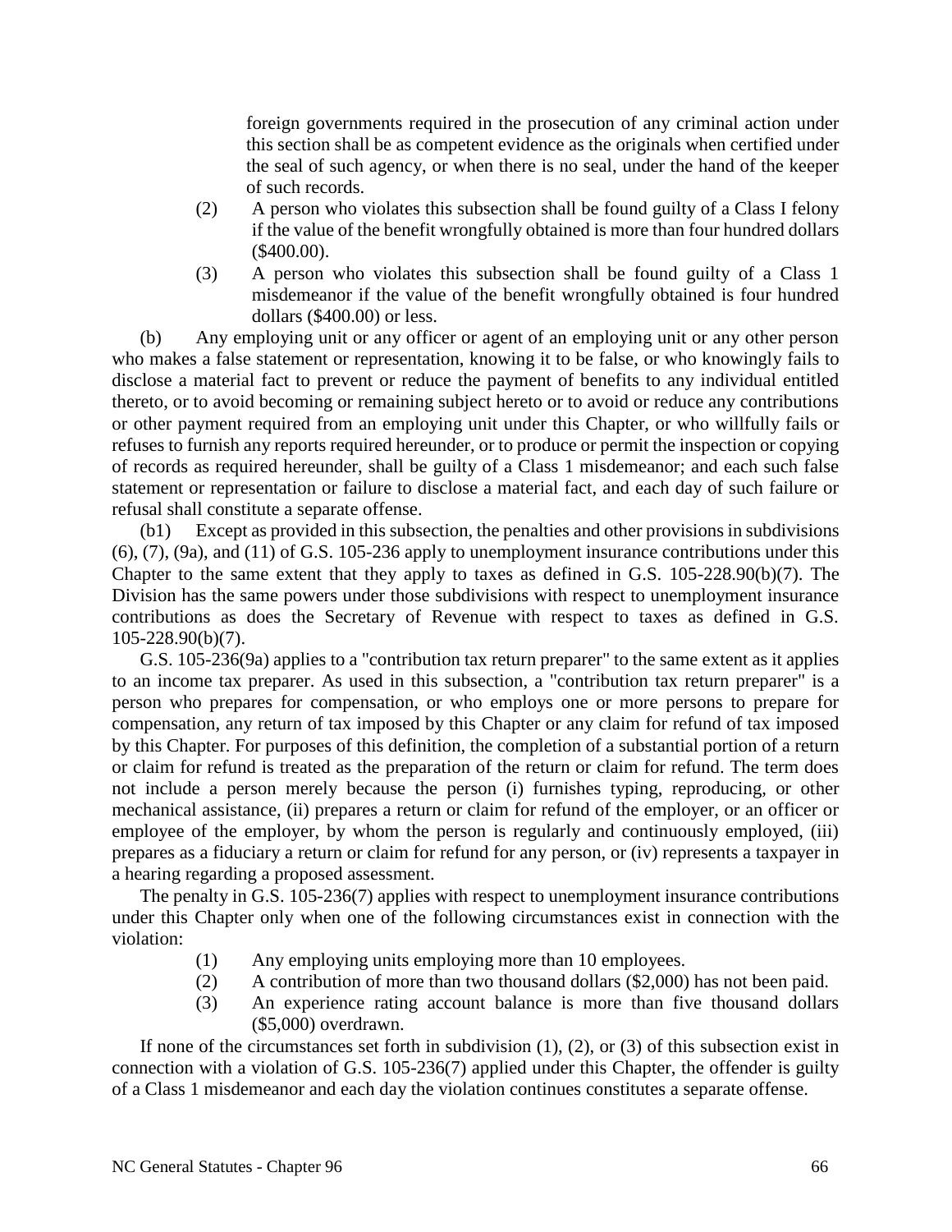foreign governments required in the prosecution of any criminal action under this section shall be as competent evidence as the originals when certified under the seal of such agency, or when there is no seal, under the hand of the keeper of such records.

(2) A person who violates this subsection shall be found guilty of a Class I felony if the value of the benefit wrongfully obtained is more than four hundred dollars ($400.00).

(3) A person who violates this subsection shall be found guilty of a Class 1 misdemeanor if the value of the benefit wrongfully obtained is four hundred dollars ($400.00) or less.

(b) Any employing unit or any officer or agent of an employing unit or any other person who makes a false statement or representation, knowing it to be false, or who knowingly fails to disclose a material fact to prevent or reduce the payment of benefits to any individual entitled thereto, or to avoid becoming or remaining subject hereto or to avoid or reduce any contributions or other payment required from an employing unit under this Chapter, or who willfully fails or refuses to furnish any reports required hereunder, or to produce or permit the inspection or copying of records as required hereunder, shall be guilty of a Class 1 misdemeanor; and each such false statement or representation or failure to disclose a material fact, and each day of such failure or refusal shall constitute a separate offense.

(b1) Except as provided in this subsection, the penalties and other provisions in subdivisions (6), (7), (9a), and (11) of G.S. 105-236 apply to unemployment insurance contributions under this Chapter to the same extent that they apply to taxes as defined in G.S. 105-228.90(b)(7). The Division has the same powers under those subdivisions with respect to unemployment insurance contributions as does the Secretary of Revenue with respect to taxes as defined in G.S. 105-228.90(b)(7).

G.S. 105-236(9a) applies to a "contribution tax return preparer" to the same extent as it applies to an income tax preparer. As used in this subsection, a "contribution tax return preparer" is a person who prepares for compensation, or who employs one or more persons to prepare for compensation, any return of tax imposed by this Chapter or any claim for refund of tax imposed by this Chapter. For purposes of this definition, the completion of a substantial portion of a return or claim for refund is treated as the preparation of the return or claim for refund. The term does not include a person merely because the person (i) furnishes typing, reproducing, or other mechanical assistance, (ii) prepares a return or claim for refund of the employer, or an officer or employee of the employer, by whom the person is regularly and continuously employed, (iii) prepares as a fiduciary a return or claim for refund for any person, or (iv) represents a taxpayer in a hearing regarding a proposed assessment.

The penalty in G.S. 105-236(7) applies with respect to unemployment insurance contributions under this Chapter only when one of the following circumstances exist in connection with the violation:

(1) Any employing units employing more than 10 employees.

(2) A contribution of more than two thousand dollars ($2,000) has not been paid.

(3) An experience rating account balance is more than five thousand dollars ($5,000) overdrawn.

If none of the circumstances set forth in subdivision (1), (2), or (3) of this subsection exist in connection with a violation of G.S. 105-236(7) applied under this Chapter, the offender is guilty of a Class 1 misdemeanor and each day the violation continues constitutes a separate offense.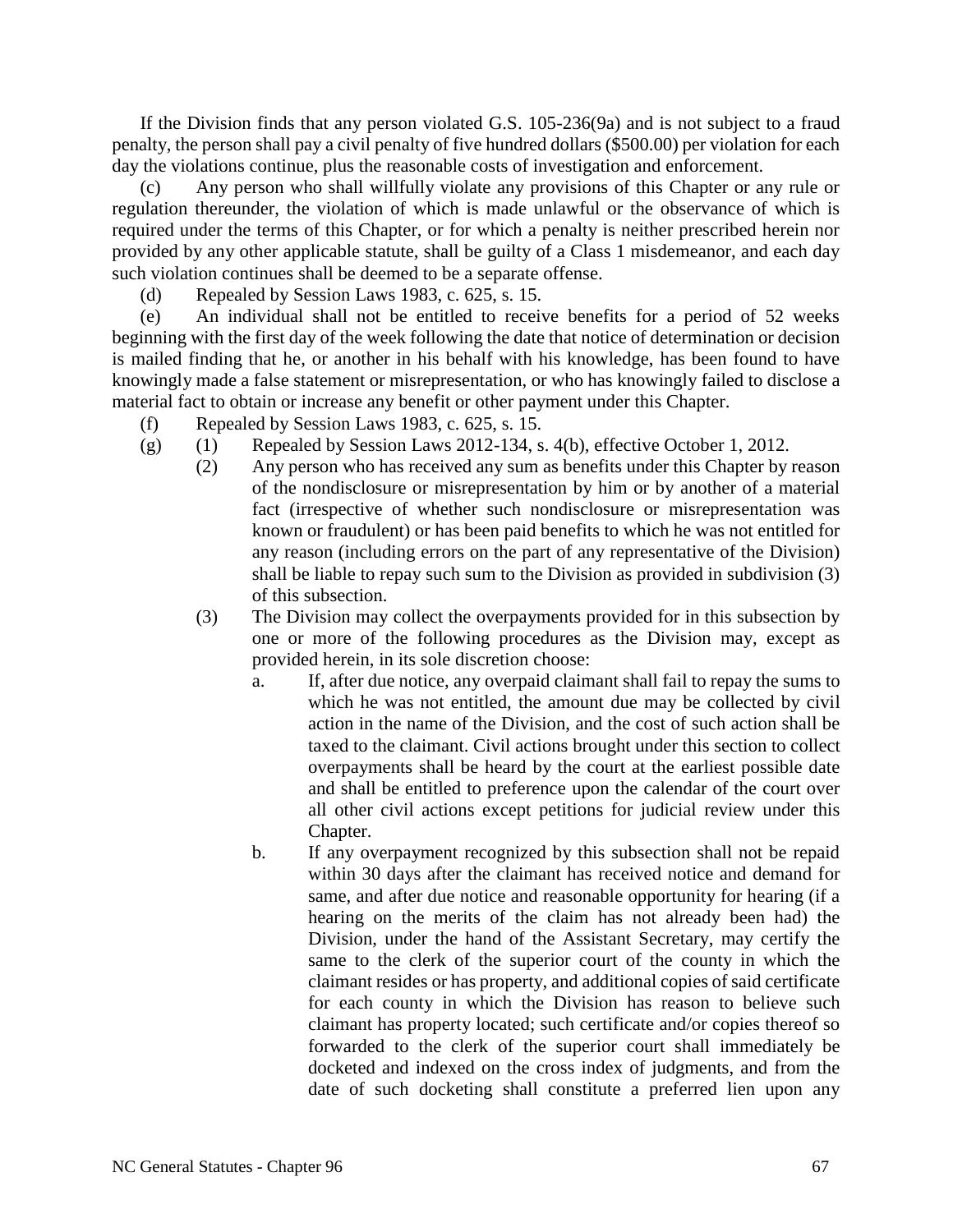If the Division finds that any person violated G.S. 105-236(9a) and is not subject to a fraud penalty, the person shall pay a civil penalty of five hundred dollars ($500.00) per violation for each day the violations continue, plus the reasonable costs of investigation and enforcement.

(c) Any person who shall willfully violate any provisions of this Chapter or any rule or regulation thereunder, the violation of which is made unlawful or the observance of which is required under the terms of this Chapter, or for which a penalty is neither prescribed herein nor provided by any other applicable statute, shall be guilty of a Class 1 misdemeanor, and each day such violation continues shall be deemed to be a separate offense.

(d) Repealed by Session Laws 1983, c. 625, s. 15.

(e) An individual shall not be entitled to receive benefits for a period of 52 weeks beginning with the first day of the week following the date that notice of determination or decision is mailed finding that he, or another in his behalf with his knowledge, has been found to have knowingly made a false statement or misrepresentation, or who has knowingly failed to disclose a material fact to obtain or increase any benefit or other payment under this Chapter.

(f) Repealed by Session Laws 1983, c. 625, s. 15.

(g) (1) Repealed by Session Laws 2012-134, s. 4(b), effective October 1, 2012.

(2) Any person who has received any sum as benefits under this Chapter by reason of the nondisclosure or misrepresentation by him or by another of a material fact (irrespective of whether such nondisclosure or misrepresentation was known or fraudulent) or has been paid benefits to which he was not entitled for any reason (including errors on the part of any representative of the Division) shall be liable to repay such sum to the Division as provided in subdivision (3) of this subsection.

(3) The Division may collect the overpayments provided for in this subsection by one or more of the following procedures as the Division may, except as provided herein, in its sole discretion choose:

a. If, after due notice, any overpaid claimant shall fail to repay the sums to which he was not entitled, the amount due may be collected by civil action in the name of the Division, and the cost of such action shall be taxed to the claimant. Civil actions brought under this section to collect overpayments shall be heard by the court at the earliest possible date and shall be entitled to preference upon the calendar of the court over all other civil actions except petitions for judicial review under this Chapter.

b. If any overpayment recognized by this subsection shall not be repaid within 30 days after the claimant has received notice and demand for same, and after due notice and reasonable opportunity for hearing (if a hearing on the merits of the claim has not already been had) the Division, under the hand of the Assistant Secretary, may certify the same to the clerk of the superior court of the county in which the claimant resides or has property, and additional copies of said certificate for each county in which the Division has reason to believe such claimant has property located; such certificate and/or copies thereof so forwarded to the clerk of the superior court shall immediately be docketed and indexed on the cross index of judgments, and from the date of such docketing shall constitute a preferred lien upon any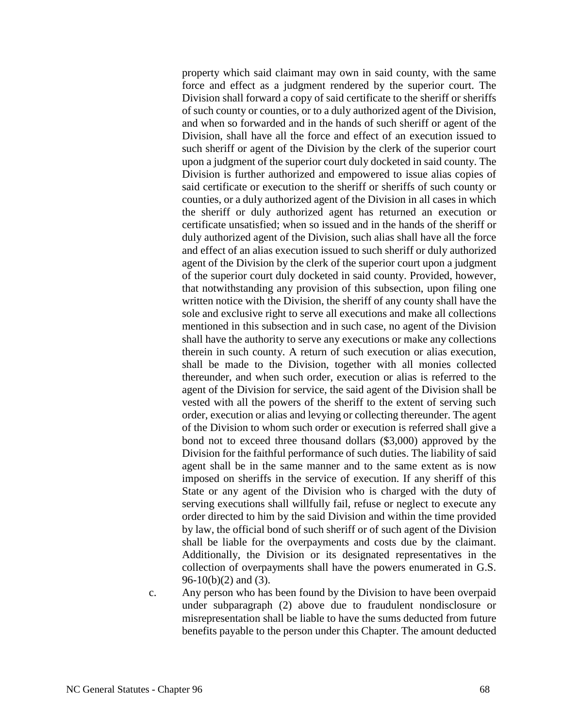property which said claimant may own in said county, with the same force and effect as a judgment rendered by the superior court. The Division shall forward a copy of said certificate to the sheriff or sheriffs of such county or counties, or to a duly authorized agent of the Division, and when so forwarded and in the hands of such sheriff or agent of the Division, shall have all the force and effect of an execution issued to such sheriff or agent of the Division by the clerk of the superior court upon a judgment of the superior court duly docketed in said county. The Division is further authorized and empowered to issue alias copies of said certificate or execution to the sheriff or sheriffs of such county or counties, or a duly authorized agent of the Division in all cases in which the sheriff or duly authorized agent has returned an execution or certificate unsatisfied; when so issued and in the hands of the sheriff or duly authorized agent of the Division, such alias shall have all the force and effect of an alias execution issued to such sheriff or duly authorized agent of the Division by the clerk of the superior court upon a judgment of the superior court duly docketed in said county. Provided, however, that notwithstanding any provision of this subsection, upon filing one written notice with the Division, the sheriff of any county shall have the sole and exclusive right to serve all executions and make all collections mentioned in this subsection and in such case, no agent of the Division shall have the authority to serve any executions or make any collections therein in such county. A return of such execution or alias execution, shall be made to the Division, together with all monies collected thereunder, and when such order, execution or alias is referred to the agent of the Division for service, the said agent of the Division shall be vested with all the powers of the sheriff to the extent of serving such order, execution or alias and levying or collecting thereunder. The agent of the Division to whom such order or execution is referred shall give a bond not to exceed three thousand dollars ($3,000) approved by the Division for the faithful performance of such duties. The liability of said agent shall be in the same manner and to the same extent as is now imposed on sheriffs in the service of execution. If any sheriff of this State or any agent of the Division who is charged with the duty of serving executions shall willfully fail, refuse or neglect to execute any order directed to him by the said Division and within the time provided by law, the official bond of such sheriff or of such agent of the Division shall be liable for the overpayments and costs due by the claimant. Additionally, the Division or its designated representatives in the collection of overpayments shall have the powers enumerated in G.S. 96-10(b)(2) and (3).

c. Any person who has been found by the Division to have been overpaid under subparagraph (2) above due to fraudulent nondisclosure or misrepresentation shall be liable to have the sums deducted from future benefits payable to the person under this Chapter. The amount deducted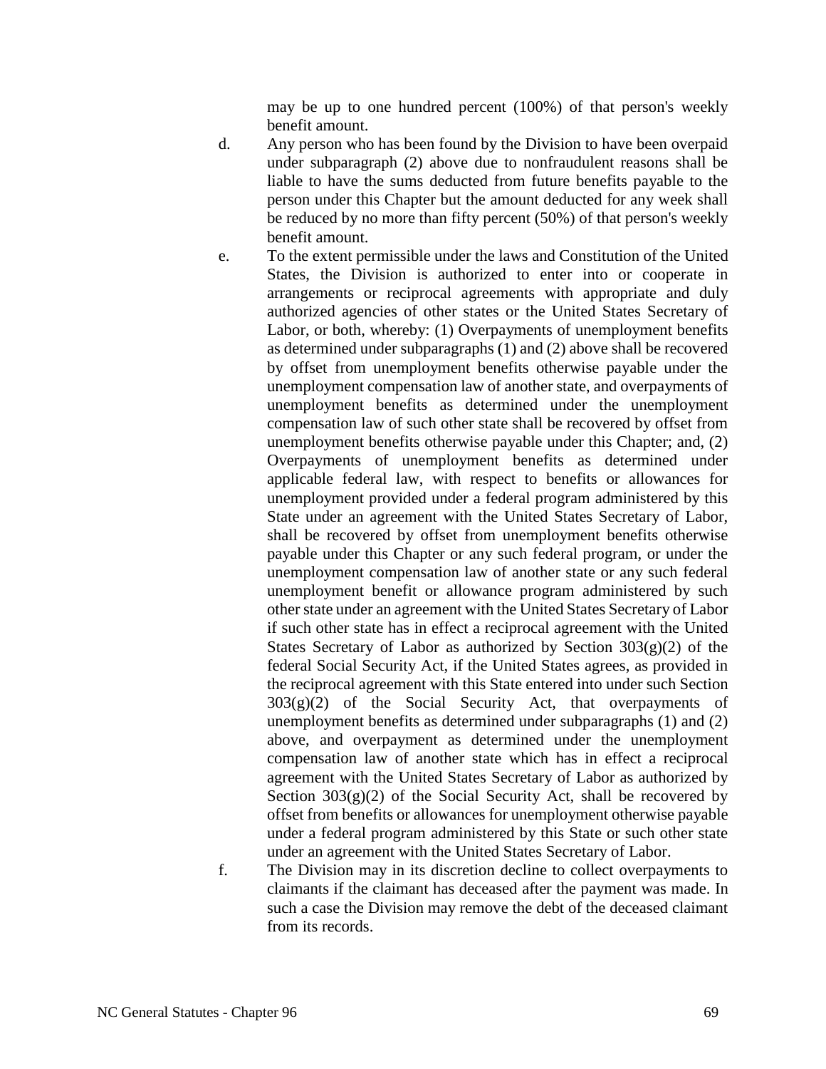may be up to one hundred percent (100%) of that person's weekly benefit amount.

d. Any person who has been found by the Division to have been overpaid under subparagraph (2) above due to nonfraudulent reasons shall be liable to have the sums deducted from future benefits payable to the person under this Chapter but the amount deducted for any week shall be reduced by no more than fifty percent (50%) of that person's weekly benefit amount.

e. To the extent permissible under the laws and Constitution of the United States, the Division is authorized to enter into or cooperate in arrangements or reciprocal agreements with appropriate and duly authorized agencies of other states or the United States Secretary of Labor, or both, whereby: (1) Overpayments of unemployment benefits as determined under subparagraphs (1) and (2) above shall be recovered by offset from unemployment benefits otherwise payable under the unemployment compensation law of another state, and overpayments of unemployment benefits as determined under the unemployment compensation law of such other state shall be recovered by offset from unemployment benefits otherwise payable under this Chapter; and, (2) Overpayments of unemployment benefits as determined under applicable federal law, with respect to benefits or allowances for unemployment provided under a federal program administered by this State under an agreement with the United States Secretary of Labor, shall be recovered by offset from unemployment benefits otherwise payable under this Chapter or any such federal program, or under the unemployment compensation law of another state or any such federal unemployment benefit or allowance program administered by such other state under an agreement with the United States Secretary of Labor if such other state has in effect a reciprocal agreement with the United States Secretary of Labor as authorized by Section 303(g)(2) of the federal Social Security Act, if the United States agrees, as provided in the reciprocal agreement with this State entered into under such Section 303(g)(2) of the Social Security Act, that overpayments of unemployment benefits as determined under subparagraphs (1) and (2) above, and overpayment as determined under the unemployment compensation law of another state which has in effect a reciprocal agreement with the United States Secretary of Labor as authorized by Section 303(g)(2) of the Social Security Act, shall be recovered by offset from benefits or allowances for unemployment otherwise payable under a federal program administered by this State or such other state under an agreement with the United States Secretary of Labor.

f. The Division may in its discretion decline to collect overpayments to claimants if the claimant has deceased after the payment was made. In such a case the Division may remove the debt of the deceased claimant from its records.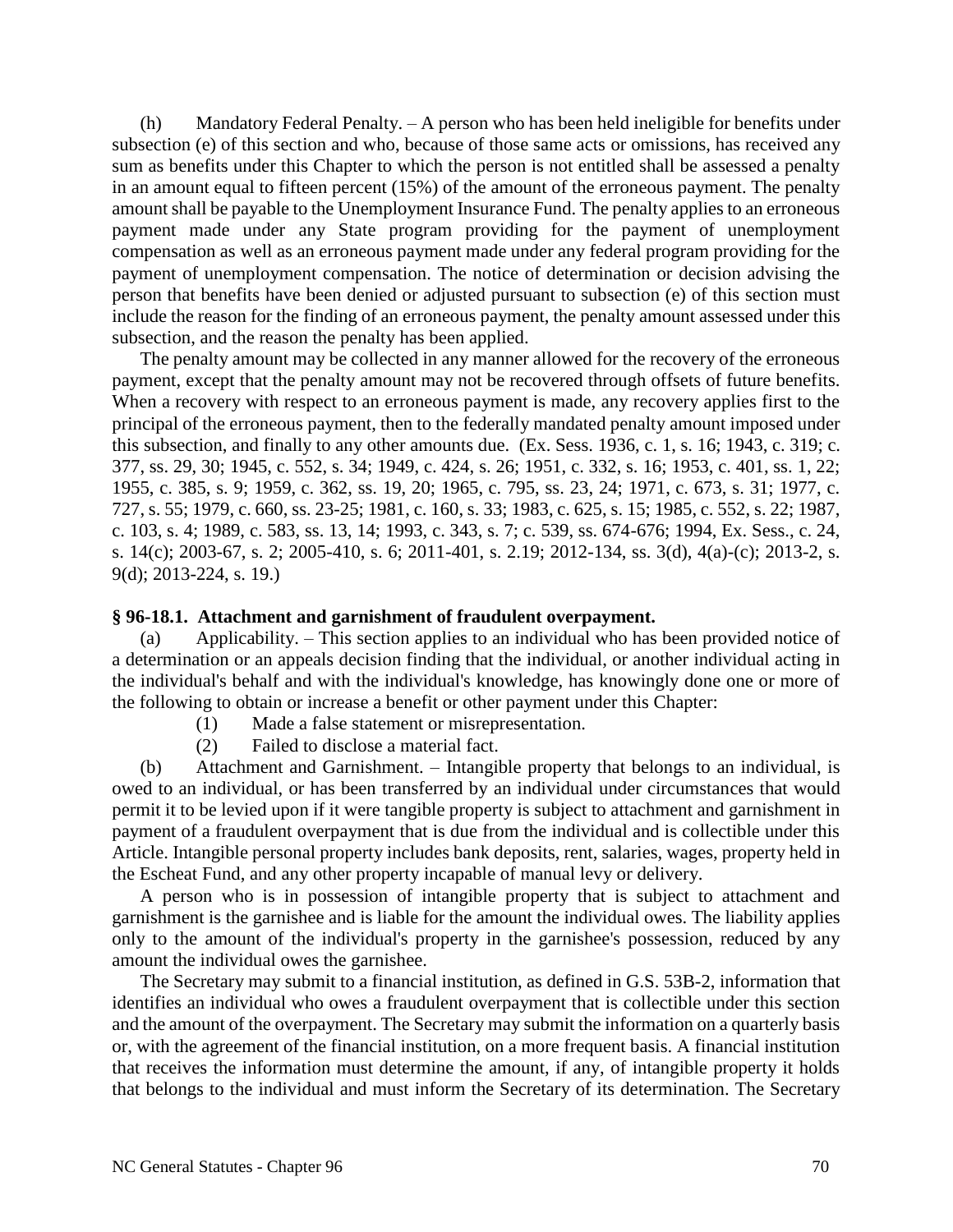(h) Mandatory Federal Penalty. – A person who has been held ineligible for benefits under subsection (e) of this section and who, because of those same acts or omissions, has received any sum as benefits under this Chapter to which the person is not entitled shall be assessed a penalty in an amount equal to fifteen percent (15%) of the amount of the erroneous payment. The penalty amount shall be payable to the Unemployment Insurance Fund. The penalty applies to an erroneous payment made under any State program providing for the payment of unemployment compensation as well as an erroneous payment made under any federal program providing for the payment of unemployment compensation. The notice of determination or decision advising the person that benefits have been denied or adjusted pursuant to subsection (e) of this section must include the reason for the finding of an erroneous payment, the penalty amount assessed under this subsection, and the reason the penalty has been applied.

The penalty amount may be collected in any manner allowed for the recovery of the erroneous payment, except that the penalty amount may not be recovered through offsets of future benefits. When a recovery with respect to an erroneous payment is made, any recovery applies first to the principal of the erroneous payment, then to the federally mandated penalty amount imposed under this subsection, and finally to any other amounts due. (Ex. Sess. 1936, c. 1, s. 16; 1943, c. 319; c. 377, ss. 29, 30; 1945, c. 552, s. 34; 1949, c. 424, s. 26; 1951, c. 332, s. 16; 1953, c. 401, ss. 1, 22; 1955, c. 385, s. 9; 1959, c. 362, ss. 19, 20; 1965, c. 795, ss. 23, 24; 1971, c. 673, s. 31; 1977, c. 727, s. 55; 1979, c. 660, ss. 23-25; 1981, c. 160, s. 33; 1983, c. 625, s. 15; 1985, c. 552, s. 22; 1987, c. 103, s. 4; 1989, c. 583, ss. 13, 14; 1993, c. 343, s. 7; c. 539, ss. 674-676; 1994, Ex. Sess., c. 24, s. 14(c); 2003-67, s. 2; 2005-410, s. 6; 2011-401, s. 2.19; 2012-134, ss. 3(d), 4(a)-(c); 2013-2, s. 9(d); 2013-224, s. 19.)

### § 96-18.1. Attachment and garnishment of fraudulent overpayment.

(a) Applicability. – This section applies to an individual who has been provided notice of a determination or an appeals decision finding that the individual, or another individual acting in the individual's behalf and with the individual's knowledge, has knowingly done one or more of the following to obtain or increase a benefit or other payment under this Chapter:

(1) Made a false statement or misrepresentation.

(2) Failed to disclose a material fact.

(b) Attachment and Garnishment. – Intangible property that belongs to an individual, is owed to an individual, or has been transferred by an individual under circumstances that would permit it to be levied upon if it were tangible property is subject to attachment and garnishment in payment of a fraudulent overpayment that is due from the individual and is collectible under this Article. Intangible personal property includes bank deposits, rent, salaries, wages, property held in the Escheat Fund, and any other property incapable of manual levy or delivery.

A person who is in possession of intangible property that is subject to attachment and garnishment is the garnishee and is liable for the amount the individual owes. The liability applies only to the amount of the individual's property in the garnishee's possession, reduced by any amount the individual owes the garnishee.

The Secretary may submit to a financial institution, as defined in G.S. 53B-2, information that identifies an individual who owes a fraudulent overpayment that is collectible under this section and the amount of the overpayment. The Secretary may submit the information on a quarterly basis or, with the agreement of the financial institution, on a more frequent basis. A financial institution that receives the information must determine the amount, if any, of intangible property it holds that belongs to the individual and must inform the Secretary of its determination. The Secretary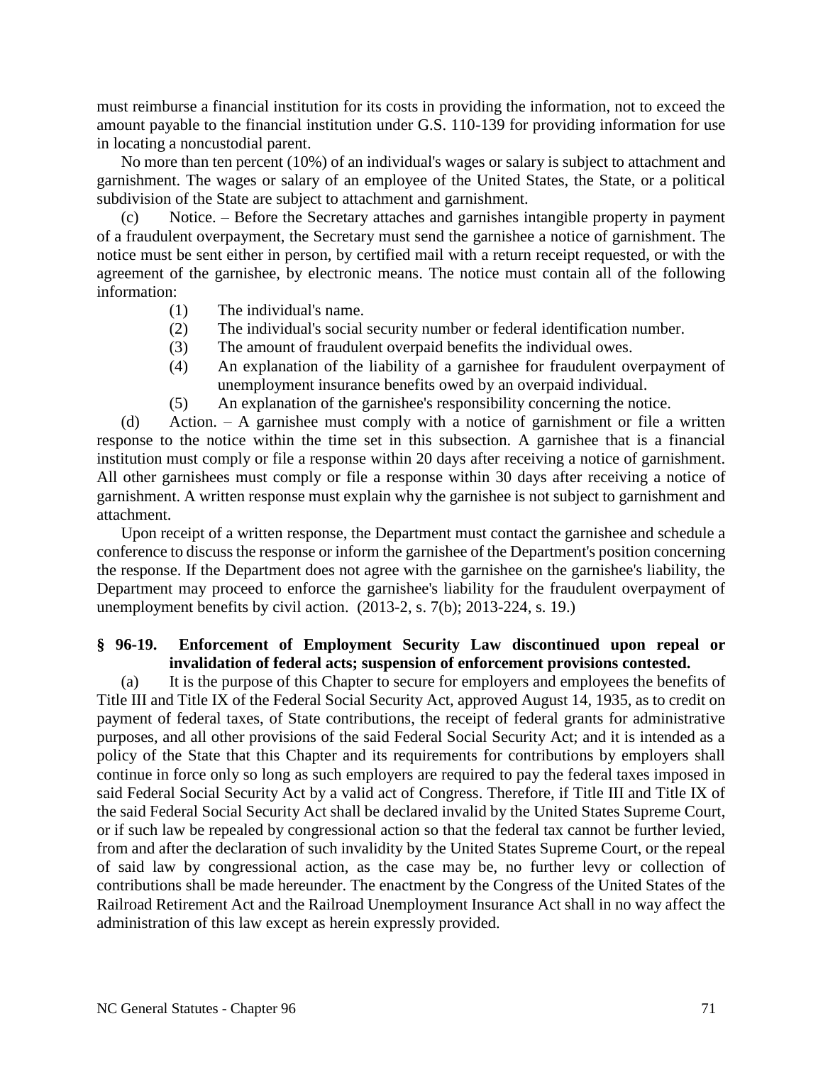must reimburse a financial institution for its costs in providing the information, not to exceed the amount payable to the financial institution under G.S. 110-139 for providing information for use in locating a noncustodial parent.

No more than ten percent (10%) of an individual's wages or salary is subject to attachment and garnishment. The wages or salary of an employee of the United States, the State, or a political subdivision of the State are subject to attachment and garnishment.

(c) Notice. – Before the Secretary attaches and garnishes intangible property in payment of a fraudulent overpayment, the Secretary must send the garnishee a notice of garnishment. The notice must be sent either in person, by certified mail with a return receipt requested, or with the agreement of the garnishee, by electronic means. The notice must contain all of the following information:

(1) The individual's name.
(2) The individual's social security number or federal identification number.
(3) The amount of fraudulent overpaid benefits the individual owes.
(4) An explanation of the liability of a garnishee for fraudulent overpayment of unemployment insurance benefits owed by an overpaid individual.
(5) An explanation of the garnishee's responsibility concerning the notice.

(d) Action. – A garnishee must comply with a notice of garnishment or file a written response to the notice within the time set in this subsection. A garnishee that is a financial institution must comply or file a response within 20 days after receiving a notice of garnishment. All other garnishees must comply or file a response within 30 days after receiving a notice of garnishment. A written response must explain why the garnishee is not subject to garnishment and attachment.

Upon receipt of a written response, the Department must contact the garnishee and schedule a conference to discuss the response or inform the garnishee of the Department's position concerning the response. If the Department does not agree with the garnishee on the garnishee's liability, the Department may proceed to enforce the garnishee's liability for the fraudulent overpayment of unemployment benefits by civil action. (2013-2, s. 7(b); 2013-224, s. 19.)

**§ 96-19. Enforcement of Employment Security Law discontinued upon repeal or invalidation of federal acts; suspension of enforcement provisions contested.**

(a) It is the purpose of this Chapter to secure for employers and employees the benefits of Title III and Title IX of the Federal Social Security Act, approved August 14, 1935, as to credit on payment of federal taxes, of State contributions, the receipt of federal grants for administrative purposes, and all other provisions of the said Federal Social Security Act; and it is intended as a policy of the State that this Chapter and its requirements for contributions by employers shall continue in force only so long as such employers are required to pay the federal taxes imposed in said Federal Social Security Act by a valid act of Congress. Therefore, if Title III and Title IX of the said Federal Social Security Act shall be declared invalid by the United States Supreme Court, or if such law be repealed by congressional action so that the federal tax cannot be further levied, from and after the declaration of such invalidity by the United States Supreme Court, or the repeal of said law by congressional action, as the case may be, no further levy or collection of contributions shall be made hereunder. The enactment by the Congress of the United States of the Railroad Retirement Act and the Railroad Unemployment Insurance Act shall in no way affect the administration of this law except as herein expressly provided.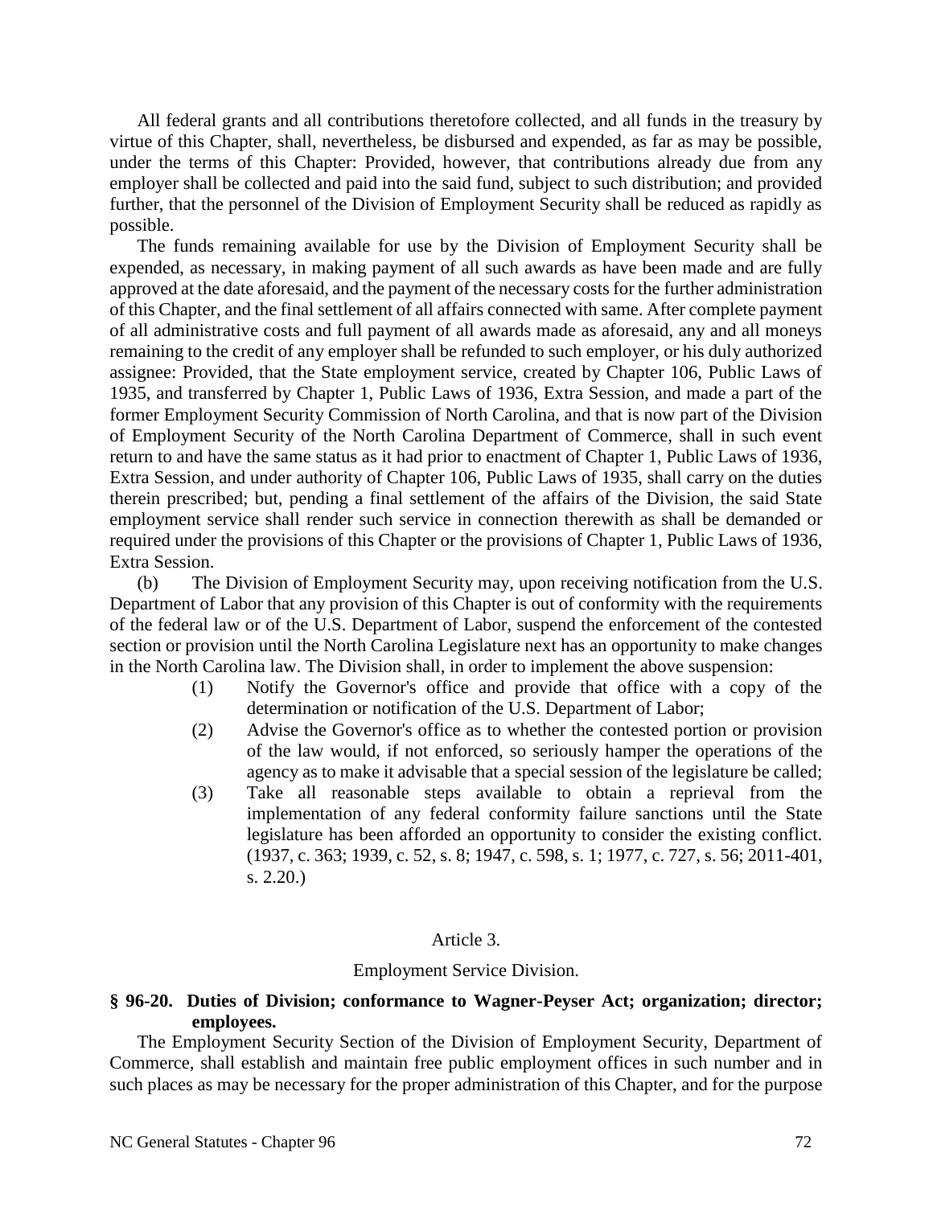All federal grants and all contributions theretofore collected, and all funds in the treasury by virtue of this Chapter, shall, nevertheless, be disbursed and expended, as far as may be possible, under the terms of this Chapter: Provided, however, that contributions already due from any employer shall be collected and paid into the said fund, subject to such distribution; and provided further, that the personnel of the Division of Employment Security shall be reduced as rapidly as possible.

The funds remaining available for use by the Division of Employment Security shall be expended, as necessary, in making payment of all such awards as have been made and are fully approved at the date aforesaid, and the payment of the necessary costs for the further administration of this Chapter, and the final settlement of all affairs connected with same. After complete payment of all administrative costs and full payment of all awards made as aforesaid, any and all moneys remaining to the credit of any employer shall be refunded to such employer, or his duly authorized assignee: Provided, that the State employment service, created by Chapter 106, Public Laws of 1935, and transferred by Chapter 1, Public Laws of 1936, Extra Session, and made a part of the former Employment Security Commission of North Carolina, and that is now part of the Division of Employment Security of the North Carolina Department of Commerce, shall in such event return to and have the same status as it had prior to enactment of Chapter 1, Public Laws of 1936, Extra Session, and under authority of Chapter 106, Public Laws of 1935, shall carry on the duties therein prescribed; but, pending a final settlement of the affairs of the Division, the said State employment service shall render such service in connection therewith as shall be demanded or required under the provisions of this Chapter or the provisions of Chapter 1, Public Laws of 1936, Extra Session.

(b) The Division of Employment Security may, upon receiving notification from the U.S. Department of Labor that any provision of this Chapter is out of conformity with the requirements of the federal law or of the U.S. Department of Labor, suspend the enforcement of the contested section or provision until the North Carolina Legislature next has an opportunity to make changes in the North Carolina law. The Division shall, in order to implement the above suspension:

(1) Notify the Governor's office and provide that office with a copy of the determination or notification of the U.S. Department of Labor;

(2) Advise the Governor's office as to whether the contested portion or provision of the law would, if not enforced, so seriously hamper the operations of the agency as to make it advisable that a special session of the legislature be called;

(3) Take all reasonable steps available to obtain a reprieval from the implementation of any federal conformity failure sanctions until the State legislature has been afforded an opportunity to consider the existing conflict. (1937, c. 363; 1939, c. 52, s. 8; 1947, c. 598, s. 1; 1977, c. 727, s. 56; 2011-401, s. 2.20.)

## Article 3.

## Employment Service Division.

**§ 96-20. Duties of Division; conformance to Wagner-Peyser Act; organization; director; employees.**

The Employment Security Section of the Division of Employment Security, Department of Commerce, shall establish and maintain free public employment offices in such number and in such places as may be necessary for the proper administration of this Chapter, and for the purpose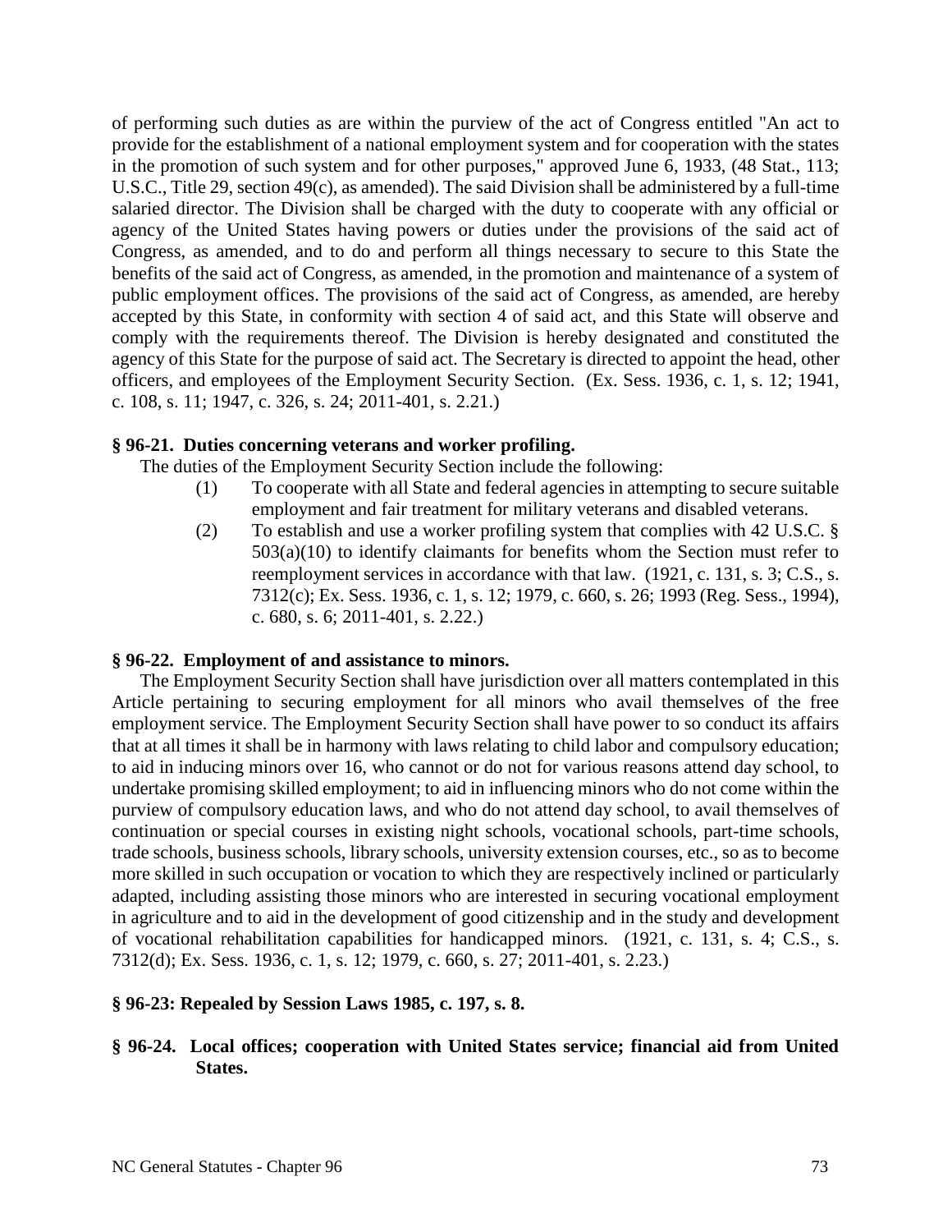of performing such duties as are within the purview of the act of Congress entitled "An act to provide for the establishment of a national employment system and for cooperation with the states in the promotion of such system and for other purposes," approved June 6, 1933, (48 Stat., 113; U.S.C., Title 29, section 49(c), as amended). The said Division shall be administered by a full-time salaried director. The Division shall be charged with the duty to cooperate with any official or agency of the United States having powers or duties under the provisions of the said act of Congress, as amended, and to do and perform all things necessary to secure to this State the benefits of the said act of Congress, as amended, in the promotion and maintenance of a system of public employment offices. The provisions of the said act of Congress, as amended, are hereby accepted by this State, in conformity with section 4 of said act, and this State will observe and comply with the requirements thereof. The Division is hereby designated and constituted the agency of this State for the purpose of said act. The Secretary is directed to appoint the head, other officers, and employees of the Employment Security Section. (Ex. Sess. 1936, c. 1, s. 12; 1941, c. 108, s. 11; 1947, c. 326, s. 24; 2011-401, s. 2.21.)

**§ 96-21. Duties concerning veterans and worker profiling.**

The duties of the Employment Security Section include the following:

(1) To cooperate with all State and federal agencies in attempting to secure suitable employment and fair treatment for military veterans and disabled veterans.

(2) To establish and use a worker profiling system that complies with 42 U.S.C. § 503(a)(10) to identify claimants for benefits whom the Section must refer to reemployment services in accordance with that law. (1921, c. 131, s. 3; C.S., s. 7312(c); Ex. Sess. 1936, c. 1, s. 12; 1979, c. 660, s. 26; 1993 (Reg. Sess., 1994), c. 680, s. 6; 2011-401, s. 2.22.)

**§ 96-22. Employment of and assistance to minors.**

The Employment Security Section shall have jurisdiction over all matters contemplated in this Article pertaining to securing employment for all minors who avail themselves of the free employment service. The Employment Security Section shall have power to so conduct its affairs that at all times it shall be in harmony with laws relating to child labor and compulsory education; to aid in inducing minors over 16, who cannot or do not for various reasons attend day school, to undertake promising skilled employment; to aid in influencing minors who do not come within the purview of compulsory education laws, and who do not attend day school, to avail themselves of continuation or special courses in existing night schools, vocational schools, part-time schools, trade schools, business schools, library schools, university extension courses, etc., so as to become more skilled in such occupation or vocation to which they are respectively inclined or particularly adapted, including assisting those minors who are interested in securing vocational employment in agriculture and to aid in the development of good citizenship and in the study and development of vocational rehabilitation capabilities for handicapped minors. (1921, c. 131, s. 4; C.S., s. 7312(d); Ex. Sess. 1936, c. 1, s. 12; 1979, c. 660, s. 27; 2011-401, s. 2.23.)

**§ 96-23: Repealed by Session Laws 1985, c. 197, s. 8.**

**§ 96-24. Local offices; cooperation with United States service; financial aid from United States.**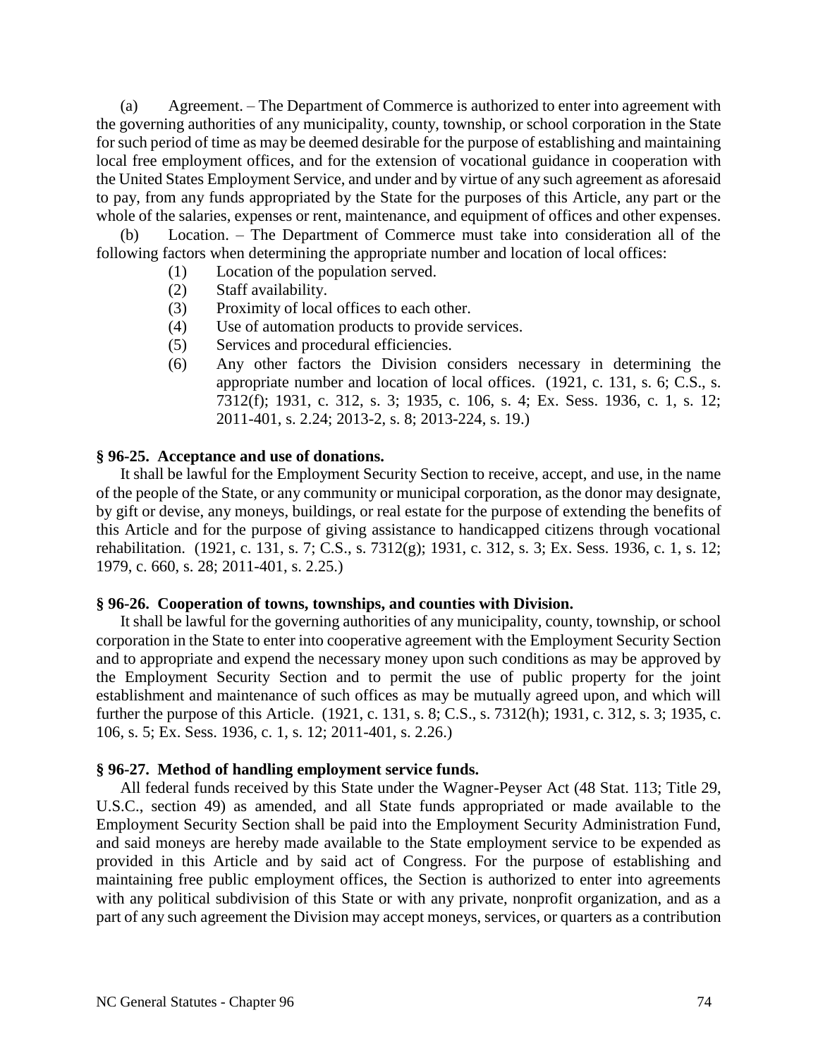(a) Agreement. – The Department of Commerce is authorized to enter into agreement with the governing authorities of any municipality, county, township, or school corporation in the State for such period of time as may be deemed desirable for the purpose of establishing and maintaining local free employment offices, and for the extension of vocational guidance in cooperation with the United States Employment Service, and under and by virtue of any such agreement as aforesaid to pay, from any funds appropriated by the State for the purposes of this Article, any part or the whole of the salaries, expenses or rent, maintenance, and equipment of offices and other expenses.

(b) Location. – The Department of Commerce must take into consideration all of the following factors when determining the appropriate number and location of local offices:

(1) Location of the population served.

(2) Staff availability.

(3) Proximity of local offices to each other.

(4) Use of automation products to provide services.

(5) Services and procedural efficiencies.

(6) Any other factors the Division considers necessary in determining the appropriate number and location of local offices. (1921, c. 131, s. 6; C.S., s. 7312(f); 1931, c. 312, s. 3; 1935, c. 106, s. 4; Ex. Sess. 1936, c. 1, s. 12; 2011-401, s. 2.24; 2013-2, s. 8; 2013-224, s. 19.)

**§ 96-25. Acceptance and use of donations.**

It shall be lawful for the Employment Security Section to receive, accept, and use, in the name of the people of the State, or any community or municipal corporation, as the donor may designate, by gift or devise, any moneys, buildings, or real estate for the purpose of extending the benefits of this Article and for the purpose of giving assistance to handicapped citizens through vocational rehabilitation. (1921, c. 131, s. 7; C.S., s. 7312(g); 1931, c. 312, s. 3; Ex. Sess. 1936, c. 1, s. 12; 1979, c. 660, s. 28; 2011-401, s. 2.25.)

**§ 96-26. Cooperation of towns, townships, and counties with Division.**

It shall be lawful for the governing authorities of any municipality, county, township, or school corporation in the State to enter into cooperative agreement with the Employment Security Section and to appropriate and expend the necessary money upon such conditions as may be approved by the Employment Security Section and to permit the use of public property for the joint establishment and maintenance of such offices as may be mutually agreed upon, and which will further the purpose of this Article. (1921, c. 131, s. 8; C.S., s. 7312(h); 1931, c. 312, s. 3; 1935, c. 106, s. 5; Ex. Sess. 1936, c. 1, s. 12; 2011-401, s. 2.26.)

**§ 96-27. Method of handling employment service funds.**

All federal funds received by this State under the Wagner-Peyser Act (48 Stat. 113; Title 29, U.S.C., section 49) as amended, and all State funds appropriated or made available to the Employment Security Section shall be paid into the Employment Security Administration Fund, and said moneys are hereby made available to the State employment service to be expended as provided in this Article and by said act of Congress. For the purpose of establishing and maintaining free public employment offices, the Section is authorized to enter into agreements with any political subdivision of this State or with any private, nonprofit organization, and as a part of any such agreement the Division may accept moneys, services, or quarters as a contribution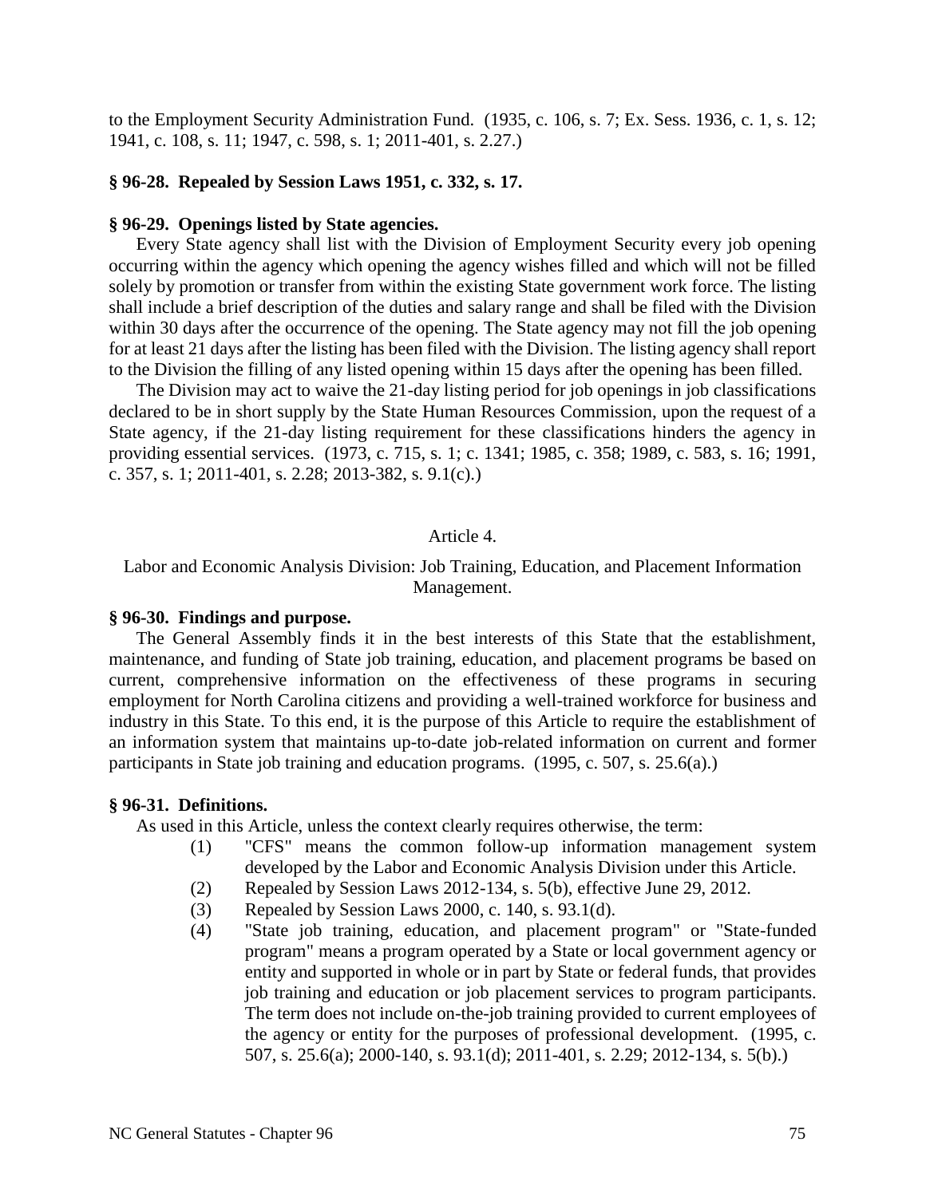to the Employment Security Administration Fund. (1935, c. 106, s. 7; Ex. Sess. 1936, c. 1, s. 12; 1941, c. 108, s. 11; 1947, c. 598, s. 1; 2011-401, s. 2.27.)

**§ 96-28. Repealed by Session Laws 1951, c. 332, s. 17.**

**§ 96-29. Openings listed by State agencies.**

Every State agency shall list with the Division of Employment Security every job opening occurring within the agency which opening the agency wishes filled and which will not be filled solely by promotion or transfer from within the existing State government work force. The listing shall include a brief description of the duties and salary range and shall be filed with the Division within 30 days after the occurrence of the opening. The State agency may not fill the job opening for at least 21 days after the listing has been filed with the Division. The listing agency shall report to the Division the filling of any listed opening within 15 days after the opening has been filled.

The Division may act to waive the 21-day listing period for job openings in job classifications declared to be in short supply by the State Human Resources Commission, upon the request of a State agency, if the 21-day listing requirement for these classifications hinders the agency in providing essential services. (1973, c. 715, s. 1; c. 1341; 1985, c. 358; 1989, c. 583, s. 16; 1991, c. 357, s. 1; 2011-401, s. 2.28; 2013-382, s. 9.1(c).)

Article 4.

Labor and Economic Analysis Division: Job Training, Education, and Placement Information Management.

**§ 96-30. Findings and purpose.**

The General Assembly finds it in the best interests of this State that the establishment, maintenance, and funding of State job training, education, and placement programs be based on current, comprehensive information on the effectiveness of these programs in securing employment for North Carolina citizens and providing a well-trained workforce for business and industry in this State. To this end, it is the purpose of this Article to require the establishment of an information system that maintains up-to-date job-related information on current and former participants in State job training and education programs. (1995, c. 507, s. 25.6(a).)

**§ 96-31. Definitions.**

As used in this Article, unless the context clearly requires otherwise, the term:

(1) "CFS" means the common follow-up information management system developed by the Labor and Economic Analysis Division under this Article.

(2) Repealed by Session Laws 2012-134, s. 5(b), effective June 29, 2012.

(3) Repealed by Session Laws 2000, c. 140, s. 93.1(d).

(4) "State job training, education, and placement program" or "State-funded program" means a program operated by a State or local government agency or entity and supported in whole or in part by State or federal funds, that provides job training and education or job placement services to program participants. The term does not include on-the-job training provided to current employees of the agency or entity for the purposes of professional development. (1995, c. 507, s. 25.6(a); 2000-140, s. 93.1(d); 2011-401, s. 2.29; 2012-134, s. 5(b).)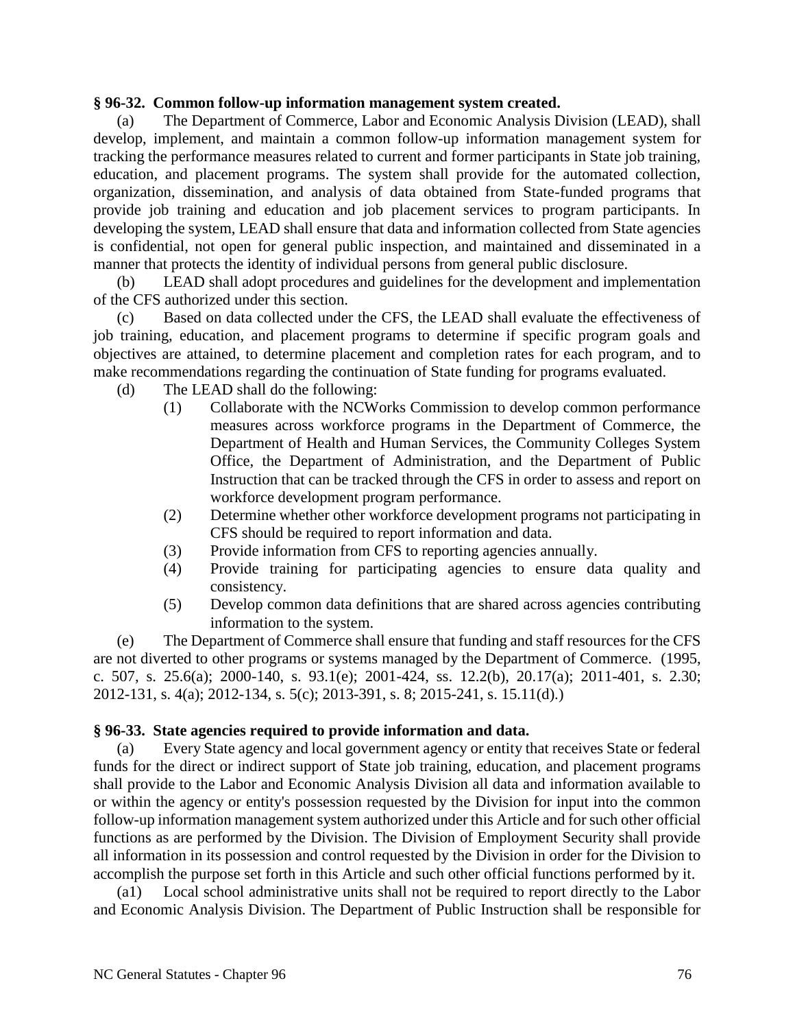**§ 96-32. Common follow-up information management system created.**

(a) The Department of Commerce, Labor and Economic Analysis Division (LEAD), shall develop, implement, and maintain a common follow-up information management system for tracking the performance measures related to current and former participants in State job training, education, and placement programs. The system shall provide for the automated collection, organization, dissemination, and analysis of data obtained from State-funded programs that provide job training and education and job placement services to program participants. In developing the system, LEAD shall ensure that data and information collected from State agencies is confidential, not open for general public inspection, and maintained and disseminated in a manner that protects the identity of individual persons from general public disclosure.

(b) LEAD shall adopt procedures and guidelines for the development and implementation of the CFS authorized under this section.

(c) Based on data collected under the CFS, the LEAD shall evaluate the effectiveness of job training, education, and placement programs to determine if specific program goals and objectives are attained, to determine placement and completion rates for each program, and to make recommendations regarding the continuation of State funding for programs evaluated.

(d) The LEAD shall do the following:

- (1) Collaborate with the NCWorks Commission to develop common performance measures across workforce programs in the Department of Commerce, the Department of Health and Human Services, the Community Colleges System Office, the Department of Administration, and the Department of Public Instruction that can be tracked through the CFS in order to assess and report on workforce development program performance.
- (2) Determine whether other workforce development programs not participating in CFS should be required to report information and data.
- (3) Provide information from CFS to reporting agencies annually.
- (4) Provide training for participating agencies to ensure data quality and consistency.
- (5) Develop common data definitions that are shared across agencies contributing information to the system.

(e) The Department of Commerce shall ensure that funding and staff resources for the CFS are not diverted to other programs or systems managed by the Department of Commerce. (1995, c. 507, s. 25.6(a); 2000-140, s. 93.1(e); 2001-424, ss. 12.2(b), 20.17(a); 2011-401, s. 2.30; 2012-131, s. 4(a); 2012-134, s. 5(c); 2013-391, s. 8; 2015-241, s. 15.11(d).)

**§ 96-33. State agencies required to provide information and data.**

(a) Every State agency and local government agency or entity that receives State or federal funds for the direct or indirect support of State job training, education, and placement programs shall provide to the Labor and Economic Analysis Division all data and information available to or within the agency or entity's possession requested by the Division for input into the common follow-up information management system authorized under this Article and for such other official functions as are performed by the Division. The Division of Employment Security shall provide all information in its possession and control requested by the Division in order for the Division to accomplish the purpose set forth in this Article and such other official functions performed by it.

(a1) Local school administrative units shall not be required to report directly to the Labor and Economic Analysis Division. The Department of Public Instruction shall be responsible for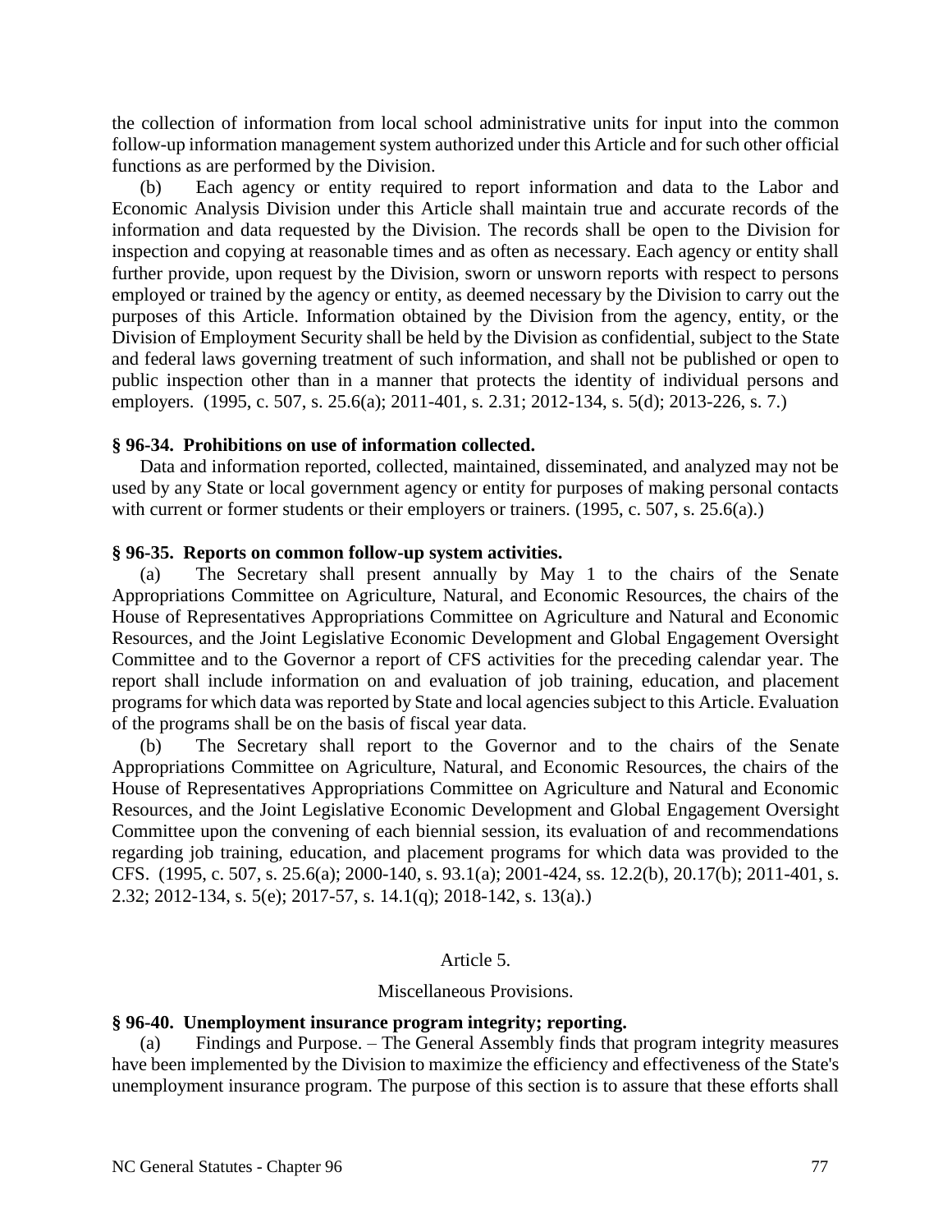the collection of information from local school administrative units for input into the common follow-up information management system authorized under this Article and for such other official functions as are performed by the Division.

(b) Each agency or entity required to report information and data to the Labor and Economic Analysis Division under this Article shall maintain true and accurate records of the information and data requested by the Division. The records shall be open to the Division for inspection and copying at reasonable times and as often as necessary. Each agency or entity shall further provide, upon request by the Division, sworn or unsworn reports with respect to persons employed or trained by the agency or entity, as deemed necessary by the Division to carry out the purposes of this Article. Information obtained by the Division from the agency, entity, or the Division of Employment Security shall be held by the Division as confidential, subject to the State and federal laws governing treatment of such information, and shall not be published or open to public inspection other than in a manner that protects the identity of individual persons and employers. (1995, c. 507, s. 25.6(a); 2011-401, s. 2.31; 2012-134, s. 5(d); 2013-226, s. 7.)

**§ 96-34. Prohibitions on use of information collected.**

Data and information reported, collected, maintained, disseminated, and analyzed may not be used by any State or local government agency or entity for purposes of making personal contacts with current or former students or their employers or trainers. (1995, c. 507, s. 25.6(a).)

**§ 96-35. Reports on common follow-up system activities.**

(a) The Secretary shall present annually by May 1 to the chairs of the Senate Appropriations Committee on Agriculture, Natural, and Economic Resources, the chairs of the House of Representatives Appropriations Committee on Agriculture and Natural and Economic Resources, and the Joint Legislative Economic Development and Global Engagement Oversight Committee and to the Governor a report of CFS activities for the preceding calendar year. The report shall include information on and evaluation of job training, education, and placement programs for which data was reported by State and local agencies subject to this Article. Evaluation of the programs shall be on the basis of fiscal year data.

(b) The Secretary shall report to the Governor and to the chairs of the Senate Appropriations Committee on Agriculture, Natural, and Economic Resources, the chairs of the House of Representatives Appropriations Committee on Agriculture and Natural and Economic Resources, and the Joint Legislative Economic Development and Global Engagement Oversight Committee upon the convening of each biennial session, its evaluation of and recommendations regarding job training, education, and placement programs for which data was provided to the CFS. (1995, c. 507, s. 25.6(a); 2000-140, s. 93.1(a); 2001-424, ss. 12.2(b), 20.17(b); 2011-401, s. 2.32; 2012-134, s. 5(e); 2017-57, s. 14.1(q); 2018-142, s. 13(a).)

Article 5.

Miscellaneous Provisions.

**§ 96-40. Unemployment insurance program integrity; reporting.**

(a) Findings and Purpose. – The General Assembly finds that program integrity measures have been implemented by the Division to maximize the efficiency and effectiveness of the State's unemployment insurance program. The purpose of this section is to assure that these efforts shall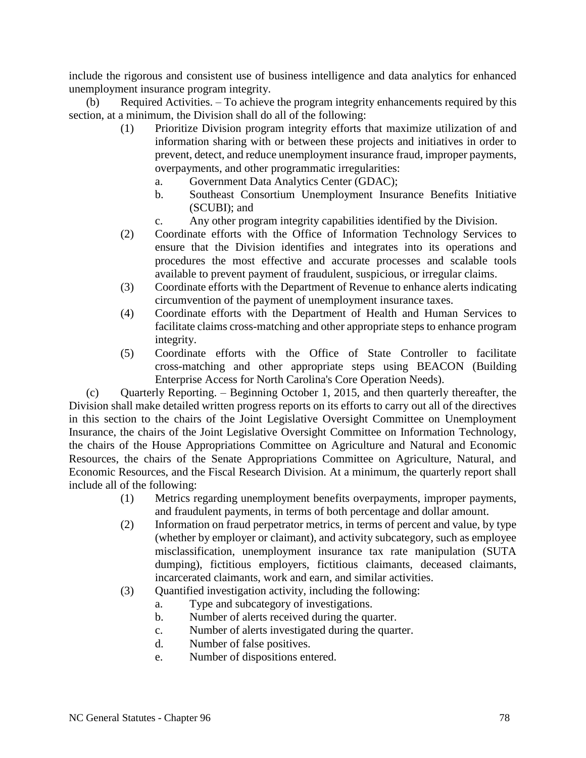include the rigorous and consistent use of business intelligence and data analytics for enhanced unemployment insurance program integrity.

(b) Required Activities. – To achieve the program integrity enhancements required by this section, at a minimum, the Division shall do all of the following:

(1) Prioritize Division program integrity efforts that maximize utilization of and information sharing with or between these projects and initiatives in order to prevent, detect, and reduce unemployment insurance fraud, improper payments, overpayments, and other programmatic irregularities:

a. Government Data Analytics Center (GDAC);

b. Southeast Consortium Unemployment Insurance Benefits Initiative (SCUBI); and

c. Any other program integrity capabilities identified by the Division.

(2) Coordinate efforts with the Office of Information Technology Services to ensure that the Division identifies and integrates into its operations and procedures the most effective and accurate processes and scalable tools available to prevent payment of fraudulent, suspicious, or irregular claims.

(3) Coordinate efforts with the Department of Revenue to enhance alerts indicating circumvention of the payment of unemployment insurance taxes.

(4) Coordinate efforts with the Department of Health and Human Services to facilitate claims cross-matching and other appropriate steps to enhance program integrity.

(5) Coordinate efforts with the Office of State Controller to facilitate cross-matching and other appropriate steps using BEACON (Building Enterprise Access for North Carolina's Core Operation Needs).

(c) Quarterly Reporting. – Beginning October 1, 2015, and then quarterly thereafter, the Division shall make detailed written progress reports on its efforts to carry out all of the directives in this section to the chairs of the Joint Legislative Oversight Committee on Unemployment Insurance, the chairs of the Joint Legislative Oversight Committee on Information Technology, the chairs of the House Appropriations Committee on Agriculture and Natural and Economic Resources, the chairs of the Senate Appropriations Committee on Agriculture, Natural, and Economic Resources, and the Fiscal Research Division. At a minimum, the quarterly report shall include all of the following:

(1) Metrics regarding unemployment benefits overpayments, improper payments, and fraudulent payments, in terms of both percentage and dollar amount.

(2) Information on fraud perpetrator metrics, in terms of percent and value, by type (whether by employer or claimant), and activity subcategory, such as employee misclassification, unemployment insurance tax rate manipulation (SUTA dumping), fictitious employers, fictitious claimants, deceased claimants, incarcerated claimants, work and earn, and similar activities.

(3) Quantified investigation activity, including the following:

a. Type and subcategory of investigations.

b. Number of alerts received during the quarter.

c. Number of alerts investigated during the quarter.

d. Number of false positives.

e. Number of dispositions entered.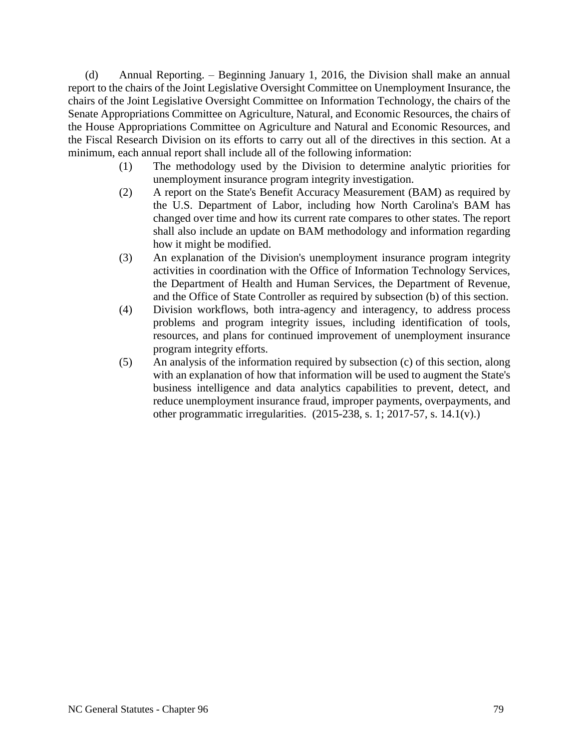(d) Annual Reporting. – Beginning January 1, 2016, the Division shall make an annual report to the chairs of the Joint Legislative Oversight Committee on Unemployment Insurance, the chairs of the Joint Legislative Oversight Committee on Information Technology, the chairs of the Senate Appropriations Committee on Agriculture, Natural, and Economic Resources, the chairs of the House Appropriations Committee on Agriculture and Natural and Economic Resources, and the Fiscal Research Division on its efforts to carry out all of the directives in this section. At a minimum, each annual report shall include all of the following information:

(1) The methodology used by the Division to determine analytic priorities for unemployment insurance program integrity investigation.

(2) A report on the State's Benefit Accuracy Measurement (BAM) as required by the U.S. Department of Labor, including how North Carolina's BAM has changed over time and how its current rate compares to other states. The report shall also include an update on BAM methodology and information regarding how it might be modified.

(3) An explanation of the Division's unemployment insurance program integrity activities in coordination with the Office of Information Technology Services, the Department of Health and Human Services, the Department of Revenue, and the Office of State Controller as required by subsection (b) of this section.

(4) Division workflows, both intra-agency and interagency, to address process problems and program integrity issues, including identification of tools, resources, and plans for continued improvement of unemployment insurance program integrity efforts.

(5) An analysis of the information required by subsection (c) of this section, along with an explanation of how that information will be used to augment the State's business intelligence and data analytics capabilities to prevent, detect, and reduce unemployment insurance fraud, improper payments, overpayments, and other programmatic irregularities. (2015-238, s. 1; 2017-57, s. 14.1(v).)